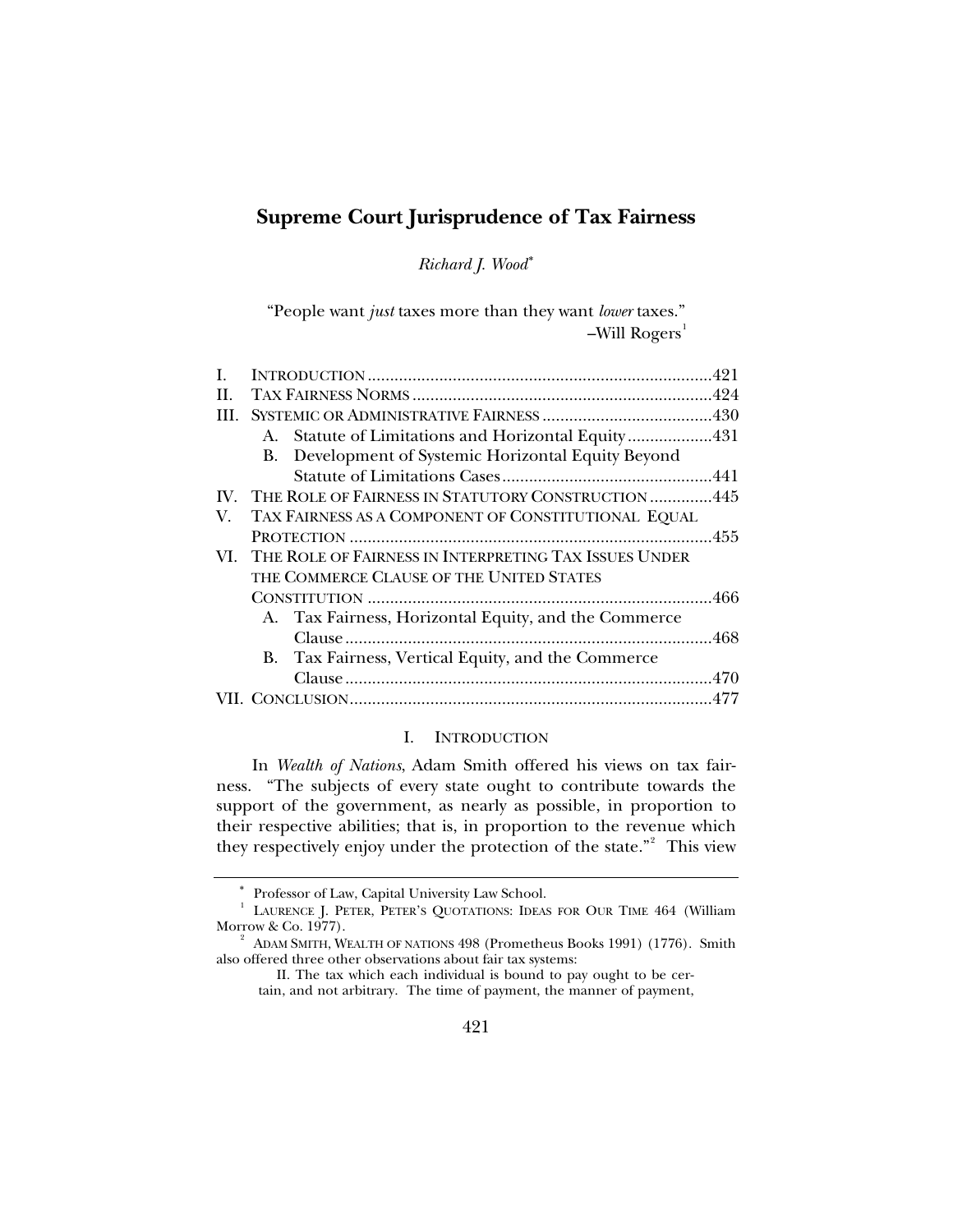# Supreme Court Jurisprudence of Tax Fairness

*Richard J. Wood*[*]

"People want *just* taxes more than they want *lower* taxes."
–Will Rogers[1]

| | | |
|---|---|---|
| I. | INTRODUCTION | 421 |
| II. | TAX FAIRNESS NORMS | 424 |
| III. | SYSTEMIC OR ADMINISTRATIVE FAIRNESS | 430 |
| | A. Statute of Limitations and Horizontal Equity | 431 |
| | B. Development of Systemic Horizontal Equity Beyond Statute of Limitations Cases | 441 |
| IV. | THE ROLE OF FAIRNESS IN STATUTORY CONSTRUCTION | 445 |
| V. | TAX FAIRNESS AS A COMPONENT OF CONSTITUTIONAL EQUAL PROTECTION | 455 |
| VI. | THE ROLE OF FAIRNESS IN INTERPRETING TAX ISSUES UNDER THE COMMERCE CLAUSE OF THE UNITED STATES CONSTITUTION | 466 |
| | A. Tax Fairness, Horizontal Equity, and the Commerce Clause | 468 |
| | B. Tax Fairness, Vertical Equity, and the Commerce Clause | 470 |
| VII. | CONCLUSION | 477 |

## I. INTRODUCTION

In *Wealth of Nations*, Adam Smith offered his views on tax fairness. "The subjects of every state ought to contribute towards the support of the government, as nearly as possible, in proportion to their respective abilities; that is, in proportion to the revenue which they respectively enjoy under the protection of the state."[2] This view

---

[*] Professor of Law, Capital University Law School.

[1] LAURENCE J. PETER, PETER'S QUOTATIONS: IDEAS FOR OUR TIME 464 (William Morrow & Co. 1977).

[2] ADAM SMITH, WEALTH OF NATIONS 498 (Prometheus Books 1991) (1776). Smith also offered three other observations about fair tax systems:

> II. The tax which each individual is bound to pay ought to be certain, and not arbitrary. The time of payment, the manner of payment,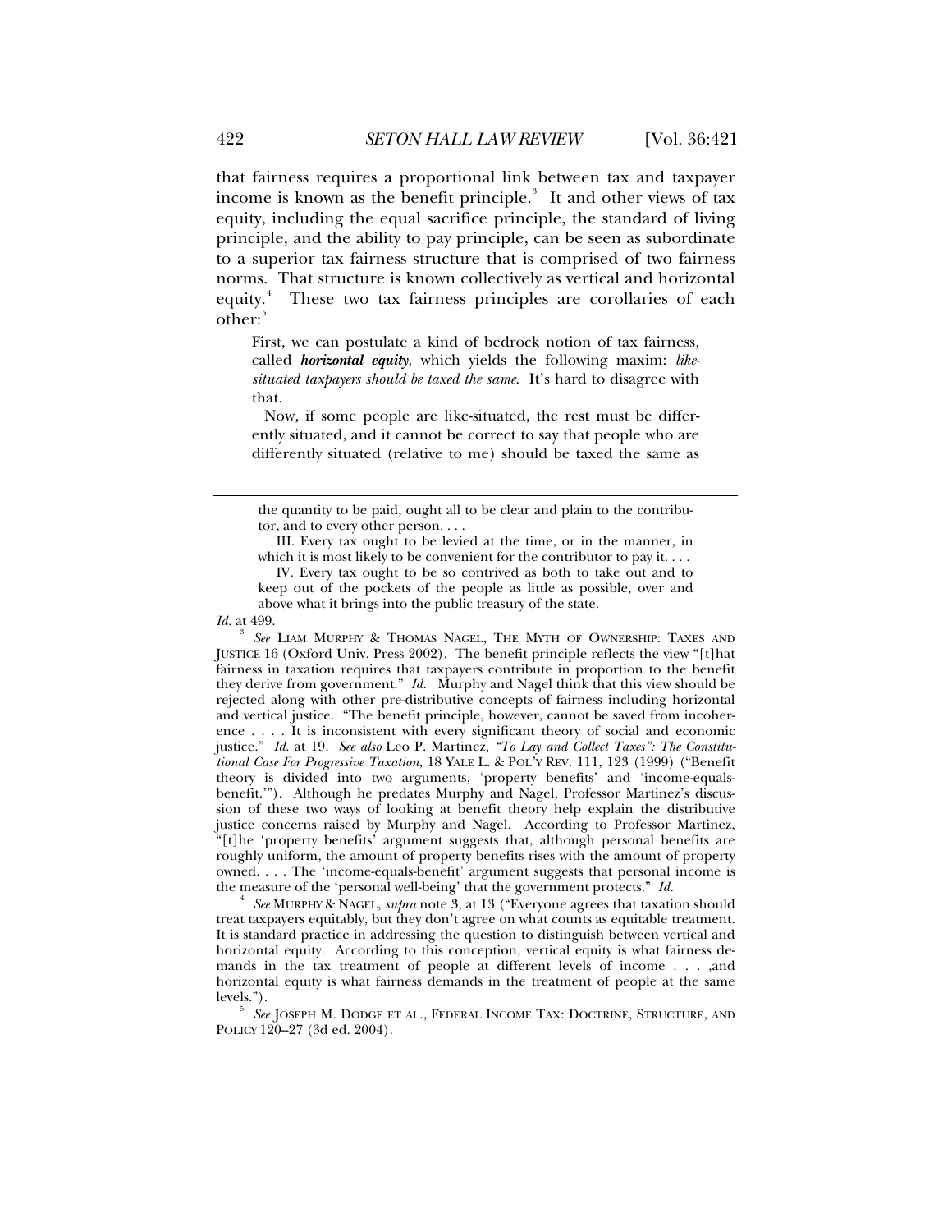that fairness requires a proportional link between tax and taxpayer income is known as the benefit principle.[3] It and other views of tax equity, including the equal sacrifice principle, the standard of living principle, and the ability to pay principle, can be seen as subordinate to a superior tax fairness structure that is comprised of two fairness norms. That structure is known collectively as vertical and horizontal equity.[4] These two tax fairness principles are corollaries of each other:[5]

> First, we can postulate a kind of bedrock notion of tax fairness, called ***horizontal equity***, which yields the following maxim: *like-situated taxpayers should be taxed the same*. It's hard to disagree with that.
>
> Now, if some people are like-situated, the rest must be differently situated, and it cannot be correct to say that people who are differently situated (relative to me) should be taxed the same as

> the quantity to be paid, ought all to be clear and plain to the contributor, and to every other person. . . .
>
> III. Every tax ought to be levied at the time, or in the manner, in which it is most likely to be convenient for the contributor to pay it. . . .
>
> IV. Every tax ought to be so contrived as both to take out and to keep out of the pockets of the people as little as possible, over and above what it brings into the public treasury of the state.

*Id.* at 499.

[3] *See* LIAM MURPHY & THOMAS NAGEL, THE MYTH OF OWNERSHIP: TAXES AND JUSTICE 16 (Oxford Univ. Press 2002). The benefit principle reflects the view "[t]hat fairness in taxation requires that taxpayers contribute in proportion to the benefit they derive from government." *Id.* Murphy and Nagel think that this view should be rejected along with other pre-distributive concepts of fairness including horizontal and vertical justice. "The benefit principle, however, cannot be saved from incoherence . . . . It is inconsistent with every significant theory of social and economic justice." *Id.* at 19. *See also* Leo P. Martinez, *"To Lay and Collect Taxes": The Constitutional Case For Progressive Taxation*, 18 YALE L. & POL'Y REV. 111, 123 (1999) ("Benefit theory is divided into two arguments, 'property benefits' and 'income-equals-benefit.'"). Although he predates Murphy and Nagel, Professor Martinez's discussion of these two ways of looking at benefit theory help explain the distributive justice concerns raised by Murphy and Nagel. According to Professor Martinez, "[t]he 'property benefits' argument suggests that, although personal benefits are roughly uniform, the amount of property benefits rises with the amount of property owned. . . . The 'income-equals-benefit' argument suggests that personal income is the measure of the 'personal well-being' that the government protects." *Id.*

[4] *See* MURPHY & NAGEL, *supra* note 3, at 13 ("Everyone agrees that taxation should treat taxpayers equitably, but they don't agree on what counts as equitable treatment. It is standard practice in addressing the question to distinguish between vertical and horizontal equity. According to this conception, vertical equity is what fairness demands in the tax treatment of people at different levels of income . . . ,and horizontal equity is what fairness demands in the treatment of people at the same levels.").

[5] *See* JOSEPH M. DODGE ET AL., FEDERAL INCOME TAX: DOCTRINE, STRUCTURE, AND POLICY 120–27 (3d ed. 2004).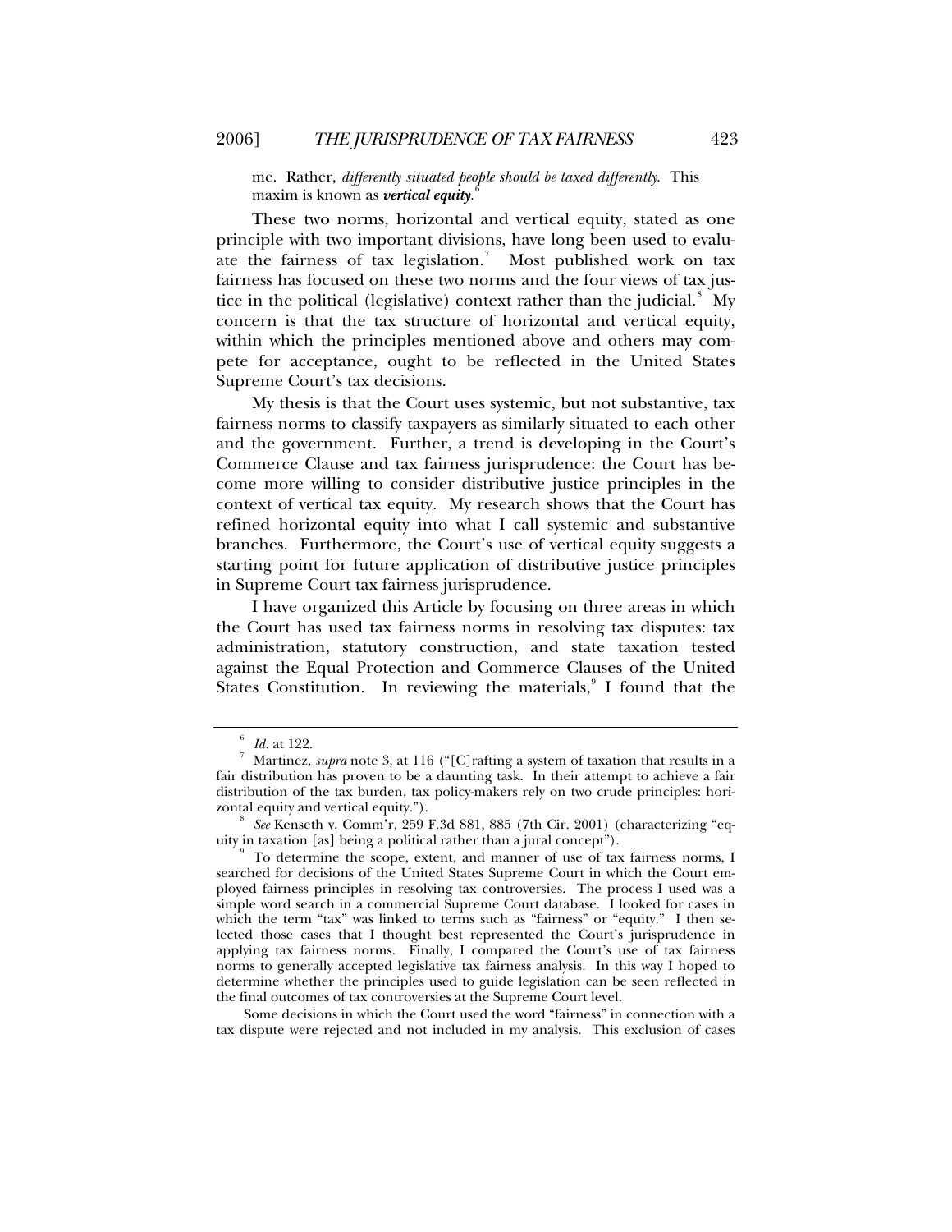me. Rather, *differently situated people should be taxed differently*. This maxim is known as ***vertical equity***.[6]

These two norms, horizontal and vertical equity, stated as one principle with two important divisions, have long been used to evaluate the fairness of tax legislation.[7] Most published work on tax fairness has focused on these two norms and the four views of tax justice in the political (legislative) context rather than the judicial.[8] My concern is that the tax structure of horizontal and vertical equity, within which the principles mentioned above and others may compete for acceptance, ought to be reflected in the United States Supreme Court's tax decisions.

My thesis is that the Court uses systemic, but not substantive, tax fairness norms to classify taxpayers as similarly situated to each other and the government. Further, a trend is developing in the Court's Commerce Clause and tax fairness jurisprudence: the Court has become more willing to consider distributive justice principles in the context of vertical tax equity. My research shows that the Court has refined horizontal equity into what I call systemic and substantive branches. Furthermore, the Court's use of vertical equity suggests a starting point for future application of distributive justice principles in Supreme Court tax fairness jurisprudence.

I have organized this Article by focusing on three areas in which the Court has used tax fairness norms in resolving tax disputes: tax administration, statutory construction, and state taxation tested against the Equal Protection and Commerce Clauses of the United States Constitution. In reviewing the materials,[9] I found that the

---

[6] *Id.* at 122.

[7] Martinez, *supra* note 3, at 116 ("[C]rafting a system of taxation that results in a fair distribution has proven to be a daunting task. In their attempt to achieve a fair distribution of the tax burden, tax policy-makers rely on two crude principles: horizontal equity and vertical equity.").

[8] *See* Kenseth v. Comm'r, 259 F.3d 881, 885 (7th Cir. 2001) (characterizing "equity in taxation [as] being a political rather than a jural concept").

[9] To determine the scope, extent, and manner of use of tax fairness norms, I searched for decisions of the United States Supreme Court in which the Court employed fairness principles in resolving tax controversies. The process I used was a simple word search in a commercial Supreme Court database. I looked for cases in which the term "tax" was linked to terms such as "fairness" or "equity." I then selected those cases that I thought best represented the Court's jurisprudence in applying tax fairness norms. Finally, I compared the Court's use of tax fairness norms to generally accepted legislative tax fairness analysis. In this way I hoped to determine whether the principles used to guide legislation can be seen reflected in the final outcomes of tax controversies at the Supreme Court level.

Some decisions in which the Court used the word "fairness" in connection with a tax dispute were rejected and not included in my analysis. This exclusion of cases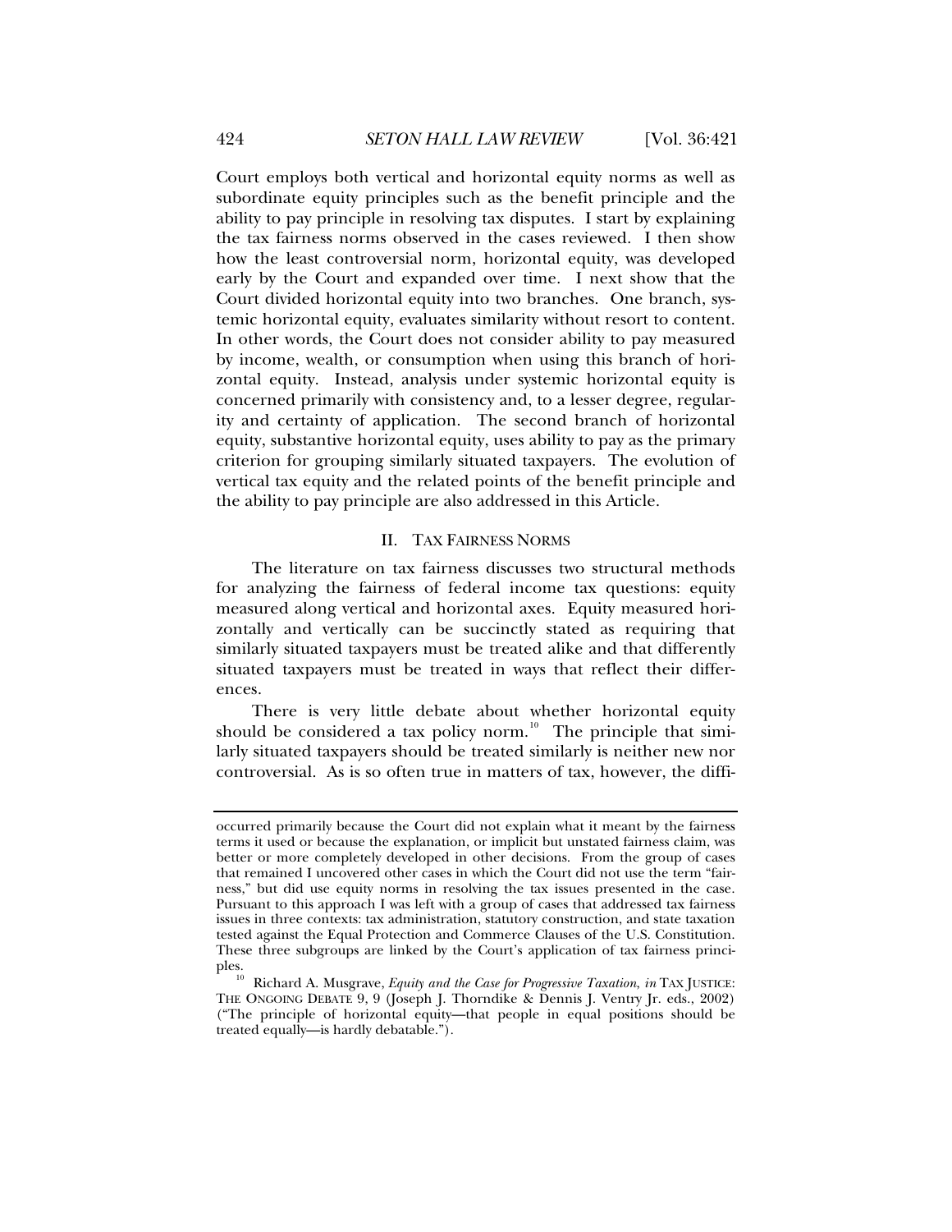Court employs both vertical and horizontal equity norms as well as subordinate equity principles such as the benefit principle and the ability to pay principle in resolving tax disputes. I start by explaining the tax fairness norms observed in the cases reviewed. I then show how the least controversial norm, horizontal equity, was developed early by the Court and expanded over time. I next show that the Court divided horizontal equity into two branches. One branch, systemic horizontal equity, evaluates similarity without resort to content. In other words, the Court does not consider ability to pay measured by income, wealth, or consumption when using this branch of horizontal equity. Instead, analysis under systemic horizontal equity is concerned primarily with consistency and, to a lesser degree, regularity and certainty of application. The second branch of horizontal equity, substantive horizontal equity, uses ability to pay as the primary criterion for grouping similarly situated taxpayers. The evolution of vertical tax equity and the related points of the benefit principle and the ability to pay principle are also addressed in this Article.

## II. TAX FAIRNESS NORMS

The literature on tax fairness discusses two structural methods for analyzing the fairness of federal income tax questions: equity measured along vertical and horizontal axes. Equity measured horizontally and vertically can be succinctly stated as requiring that similarly situated taxpayers must be treated alike and that differently situated taxpayers must be treated in ways that reflect their differences.

There is very little debate about whether horizontal equity should be considered a tax policy norm.[10] The principle that similarly situated taxpayers should be treated similarly is neither new nor controversial. As is so often true in matters of tax, however, the diffi-

---

occurred primarily because the Court did not explain what it meant by the fairness terms it used or because the explanation, or implicit but unstated fairness claim, was better or more completely developed in other decisions. From the group of cases that remained I uncovered other cases in which the Court did not use the term "fairness," but did use equity norms in resolving the tax issues presented in the case. Pursuant to this approach I was left with a group of cases that addressed tax fairness issues in three contexts: tax administration, statutory construction, and state taxation tested against the Equal Protection and Commerce Clauses of the U.S. Constitution. These three subgroups are linked by the Court's application of tax fairness principles.

[10] Richard A. Musgrave, *Equity and the Case for Progressive Taxation*, *in* TAX JUSTICE: THE ONGOING DEBATE 9, 9 (Joseph J. Thorndike & Dennis J. Ventry Jr. eds., 2002) ("The principle of horizontal equity—that people in equal positions should be treated equally—is hardly debatable.").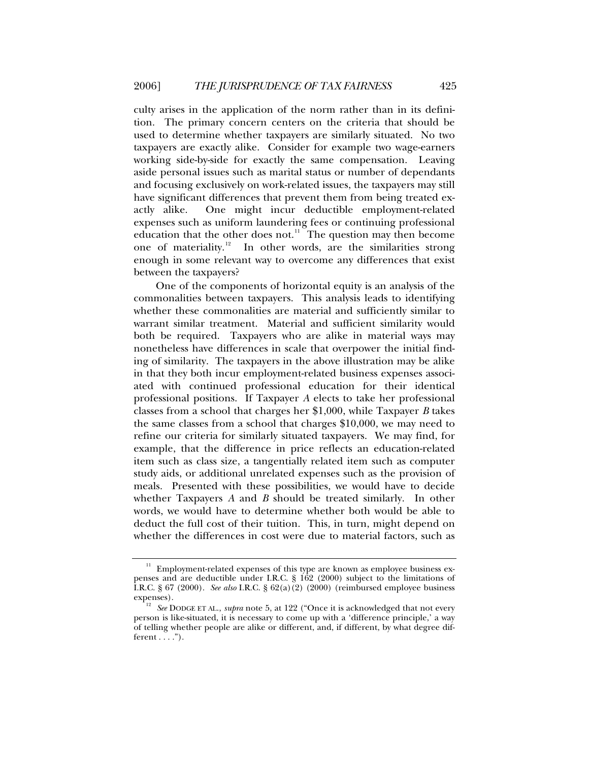culty arises in the application of the norm rather than in its definition. The primary concern centers on the criteria that should be used to determine whether taxpayers are similarly situated. No two taxpayers are exactly alike. Consider for example two wage-earners working side-by-side for exactly the same compensation. Leaving aside personal issues such as marital status or number of dependants and focusing exclusively on work-related issues, the taxpayers may still have significant differences that prevent them from being treated exactly alike. One might incur deductible employment-related expenses such as uniform laundering fees or continuing professional education that the other does not.[11] The question may then become one of materiality.[12] In other words, are the similarities strong enough in some relevant way to overcome any differences that exist between the taxpayers?

One of the components of horizontal equity is an analysis of the commonalities between taxpayers. This analysis leads to identifying whether these commonalities are material and sufficiently similar to warrant similar treatment. Material and sufficient similarity would both be required. Taxpayers who are alike in material ways may nonetheless have differences in scale that overpower the initial finding of similarity. The taxpayers in the above illustration may be alike in that they both incur employment-related business expenses associated with continued professional education for their identical professional positions. If Taxpayer *A* elects to take her professional classes from a school that charges her $1,000, while Taxpayer *B* takes the same classes from a school that charges $10,000, we may need to refine our criteria for similarly situated taxpayers. We may find, for example, that the difference in price reflects an education-related item such as class size, a tangentially related item such as computer study aids, or additional unrelated expenses such as the provision of meals. Presented with these possibilities, we would have to decide whether Taxpayers *A* and *B* should be treated similarly. In other words, we would have to determine whether both would be able to deduct the full cost of their tuition. This, in turn, might depend on whether the differences in cost were due to material factors, such as

---

[11] Employment-related expenses of this type are known as employee business expenses and are deductible under I.R.C. § 162 (2000) subject to the limitations of I.R.C. § 67 (2000). *See also* I.R.C. § 62(a)(2) (2000) (reimbursed employee business expenses).

[12] *See* DODGE ET AL., *supra* note 5, at 122 ("Once it is acknowledged that not every person is like-situated, it is necessary to come up with a 'difference principle,' a way of telling whether people are alike or different, and, if different, by what degree different . . . .").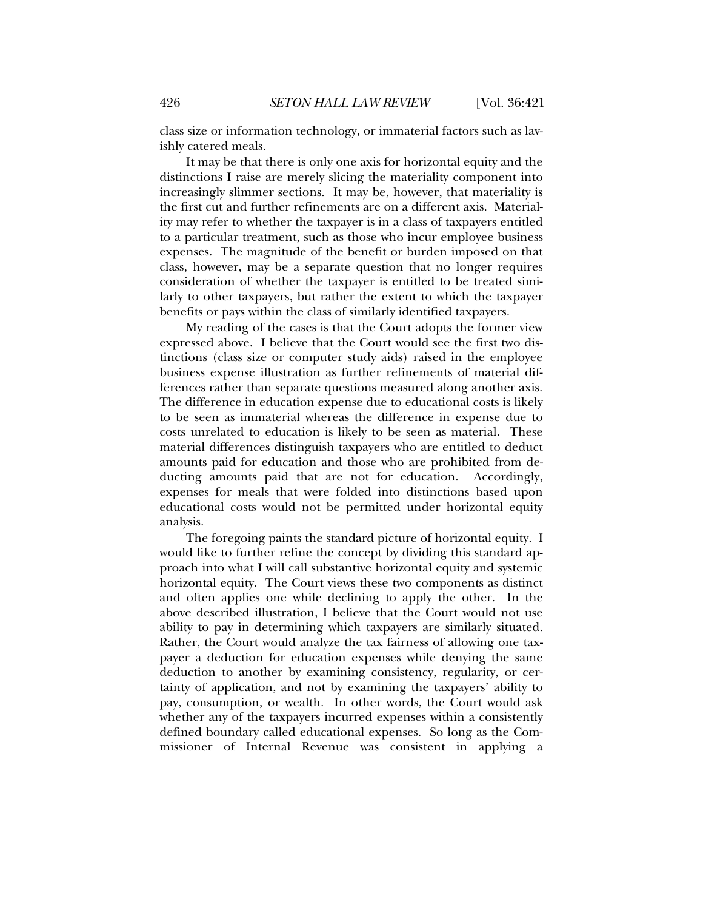class size or information technology, or immaterial factors such as lavishly catered meals.

It may be that there is only one axis for horizontal equity and the distinctions I raise are merely slicing the materiality component into increasingly slimmer sections. It may be, however, that materiality is the first cut and further refinements are on a different axis. Materiality may refer to whether the taxpayer is in a class of taxpayers entitled to a particular treatment, such as those who incur employee business expenses. The magnitude of the benefit or burden imposed on that class, however, may be a separate question that no longer requires consideration of whether the taxpayer is entitled to be treated similarly to other taxpayers, but rather the extent to which the taxpayer benefits or pays within the class of similarly identified taxpayers.

My reading of the cases is that the Court adopts the former view expressed above. I believe that the Court would see the first two distinctions (class size or computer study aids) raised in the employee business expense illustration as further refinements of material differences rather than separate questions measured along another axis. The difference in education expense due to educational costs is likely to be seen as immaterial whereas the difference in expense due to costs unrelated to education is likely to be seen as material. These material differences distinguish taxpayers who are entitled to deduct amounts paid for education and those who are prohibited from deducting amounts paid that are not for education. Accordingly, expenses for meals that were folded into distinctions based upon educational costs would not be permitted under horizontal equity analysis.

The foregoing paints the standard picture of horizontal equity. I would like to further refine the concept by dividing this standard approach into what I will call substantive horizontal equity and systemic horizontal equity. The Court views these two components as distinct and often applies one while declining to apply the other. In the above described illustration, I believe that the Court would not use ability to pay in determining which taxpayers are similarly situated. Rather, the Court would analyze the tax fairness of allowing one taxpayer a deduction for education expenses while denying the same deduction to another by examining consistency, regularity, or certainty of application, and not by examining the taxpayers' ability to pay, consumption, or wealth. In other words, the Court would ask whether any of the taxpayers incurred expenses within a consistently defined boundary called educational expenses. So long as the Commissioner of Internal Revenue was consistent in applying a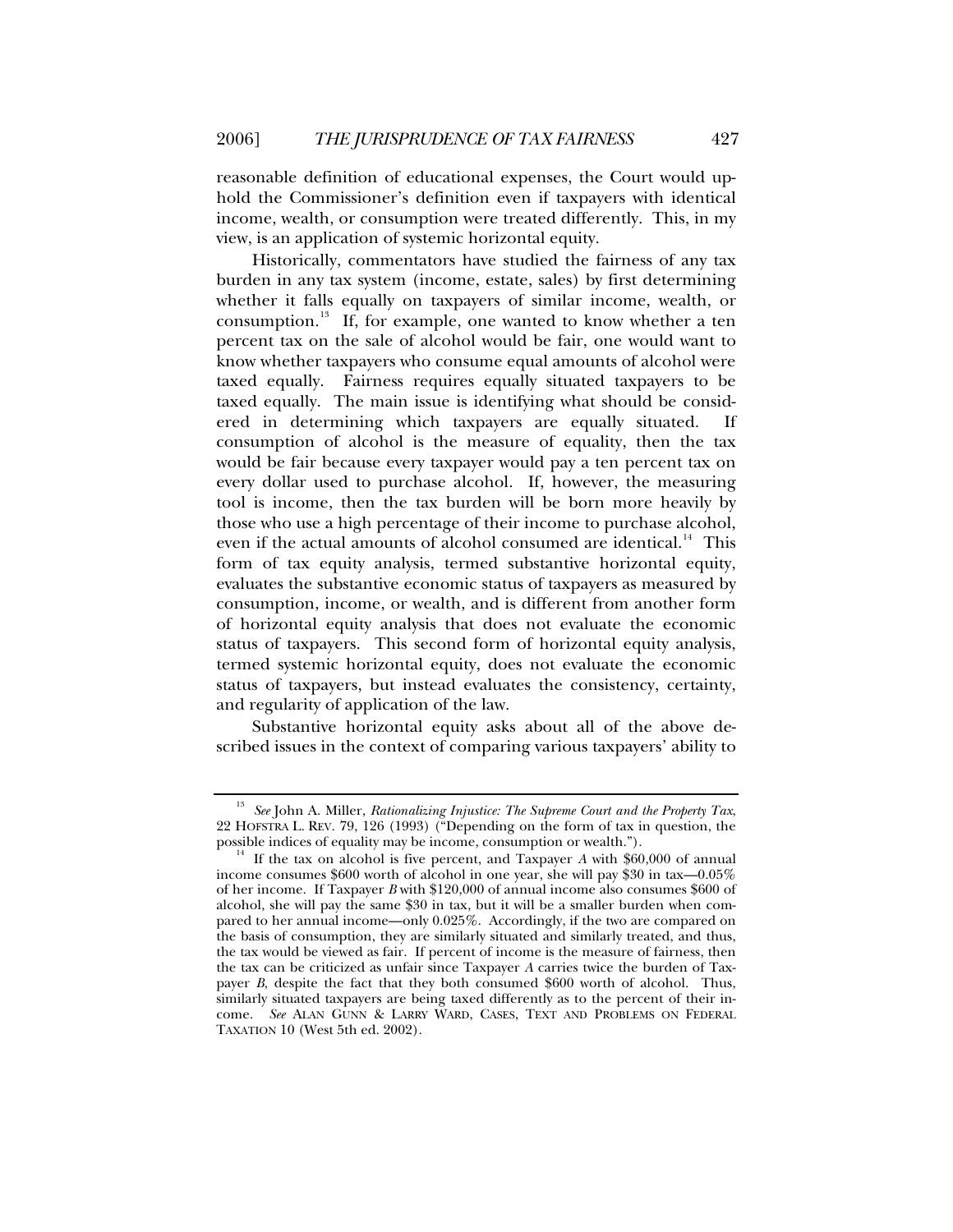reasonable definition of educational expenses, the Court would uphold the Commissioner's definition even if taxpayers with identical income, wealth, or consumption were treated differently. This, in my view, is an application of systemic horizontal equity.

Historically, commentators have studied the fairness of any tax burden in any tax system (income, estate, sales) by first determining whether it falls equally on taxpayers of similar income, wealth, or consumption.[13] If, for example, one wanted to know whether a ten percent tax on the sale of alcohol would be fair, one would want to know whether taxpayers who consume equal amounts of alcohol were taxed equally. Fairness requires equally situated taxpayers to be taxed equally. The main issue is identifying what should be considered in determining which taxpayers are equally situated. If consumption of alcohol is the measure of equality, then the tax would be fair because every taxpayer would pay a ten percent tax on every dollar used to purchase alcohol. If, however, the measuring tool is income, then the tax burden will be born more heavily by those who use a high percentage of their income to purchase alcohol, even if the actual amounts of alcohol consumed are identical.[14] This form of tax equity analysis, termed substantive horizontal equity, evaluates the substantive economic status of taxpayers as measured by consumption, income, or wealth, and is different from another form of horizontal equity analysis that does not evaluate the economic status of taxpayers. This second form of horizontal equity analysis, termed systemic horizontal equity, does not evaluate the economic status of taxpayers, but instead evaluates the consistency, certainty, and regularity of application of the law.

Substantive horizontal equity asks about all of the above described issues in the context of comparing various taxpayers' ability to

---

[13] *See* John A. Miller, *Rationalizing Injustice: The Supreme Court and the Property Tax*, 22 HOFSTRA L. REV. 79, 126 (1993) ("Depending on the form of tax in question, the possible indices of equality may be income, consumption or wealth.").

[14] If the tax on alcohol is five percent, and Taxpayer *A* with $60,000 of annual income consumes $600 worth of alcohol in one year, she will pay $30 in tax—0.05% of her income. If Taxpayer *B* with $120,000 of annual income also consumes $600 of alcohol, she will pay the same $30 in tax, but it will be a smaller burden when compared to her annual income—only 0.025%. Accordingly, if the two are compared on the basis of consumption, they are similarly situated and similarly treated, and thus, the tax would be viewed as fair. If percent of income is the measure of fairness, then the tax can be criticized as unfair since Taxpayer *A* carries twice the burden of Taxpayer *B*, despite the fact that they both consumed $600 worth of alcohol. Thus, similarly situated taxpayers are being taxed differently as to the percent of their income. *See* ALAN GUNN & LARRY WARD, CASES, TEXT AND PROBLEMS ON FEDERAL TAXATION 10 (West 5th ed. 2002).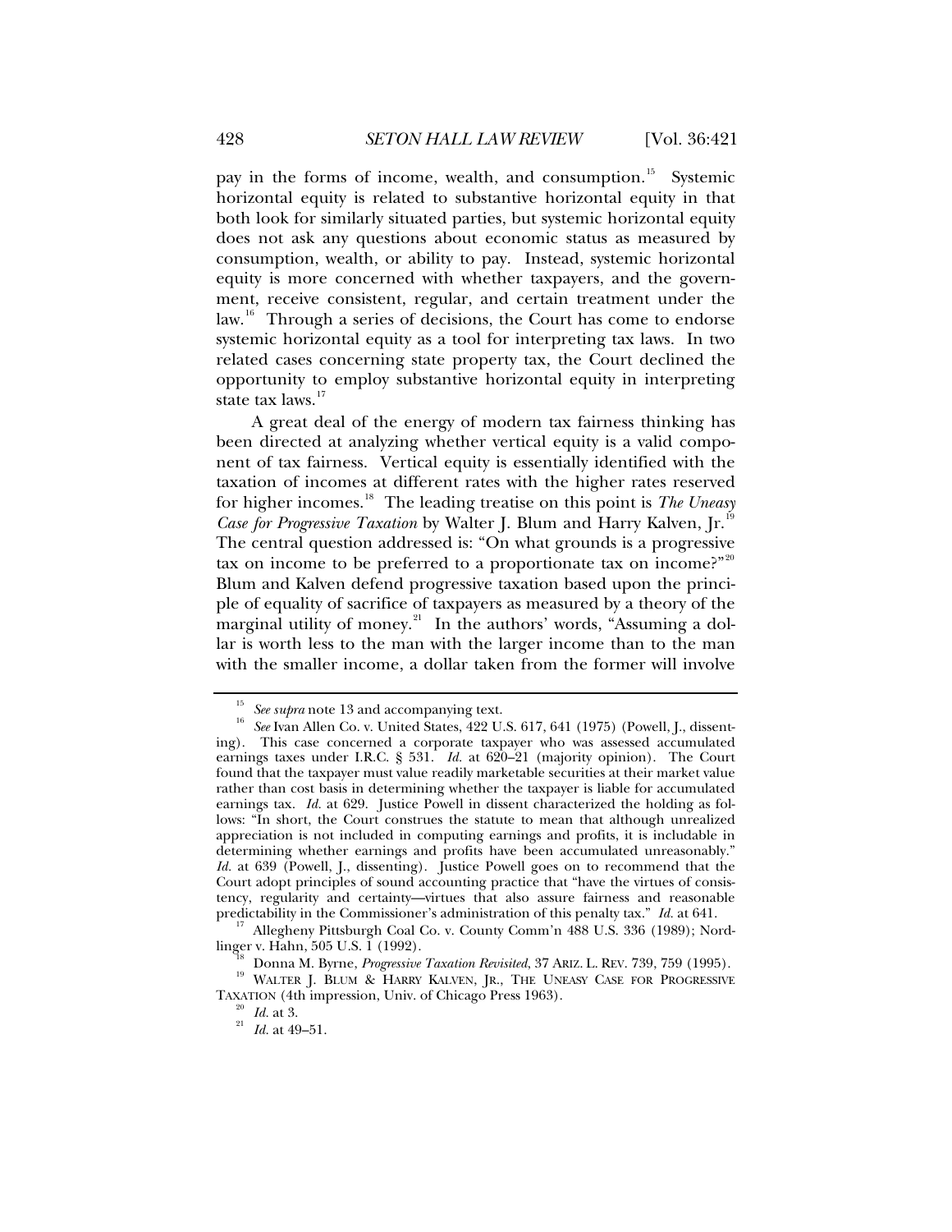pay in the forms of income, wealth, and consumption.[15] Systemic horizontal equity is related to substantive horizontal equity in that both look for similarly situated parties, but systemic horizontal equity does not ask any questions about economic status as measured by consumption, wealth, or ability to pay. Instead, systemic horizontal equity is more concerned with whether taxpayers, and the government, receive consistent, regular, and certain treatment under the law.[16] Through a series of decisions, the Court has come to endorse systemic horizontal equity as a tool for interpreting tax laws. In two related cases concerning state property tax, the Court declined the opportunity to employ substantive horizontal equity in interpreting state tax laws.[17]

A great deal of the energy of modern tax fairness thinking has been directed at analyzing whether vertical equity is a valid component of tax fairness. Vertical equity is essentially identified with the taxation of incomes at different rates with the higher rates reserved for higher incomes.[18] The leading treatise on this point is *The Uneasy Case for Progressive Taxation* by Walter J. Blum and Harry Kalven, Jr.[19] The central question addressed is: "On what grounds is a progressive tax on income to be preferred to a proportionate tax on income?"[20] Blum and Kalven defend progressive taxation based upon the principle of equality of sacrifice of taxpayers as measured by a theory of the marginal utility of money.[21] In the authors' words, "Assuming a dollar is worth less to the man with the larger income than to the man with the smaller income, a dollar taken from the former will involve

---

[15] *See supra* note 13 and accompanying text.

[16] *See* Ivan Allen Co. v. United States, 422 U.S. 617, 641 (1975) (Powell, J., dissenting). This case concerned a corporate taxpayer who was assessed accumulated earnings taxes under I.R.C. § 531. *Id.* at 620–21 (majority opinion). The Court found that the taxpayer must value readily marketable securities at their market value rather than cost basis in determining whether the taxpayer is liable for accumulated earnings tax. *Id.* at 629. Justice Powell in dissent characterized the holding as follows: "In short, the Court construes the statute to mean that although unrealized appreciation is not included in computing earnings and profits, it is includable in determining whether earnings and profits have been accumulated unreasonably." *Id.* at 639 (Powell, J., dissenting). Justice Powell goes on to recommend that the Court adopt principles of sound accounting practice that "have the virtues of consistency, regularity and certainty—virtues that also assure fairness and reasonable predictability in the Commissioner's administration of this penalty tax." *Id.* at 641.

[17] Allegheny Pittsburgh Coal Co. v. County Comm'n 488 U.S. 336 (1989); Nordlinger v. Hahn, 505 U.S. 1 (1992).

[18] Donna M. Byrne, *Progressive Taxation Revisited*, 37 ARIZ. L. REV. 739, 759 (1995).

[19] WALTER J. BLUM & HARRY KALVEN, JR., THE UNEASY CASE FOR PROGRESSIVE TAXATION (4th impression, Univ. of Chicago Press 1963).

[20] *Id.* at 3.

[21] *Id.* at 49–51.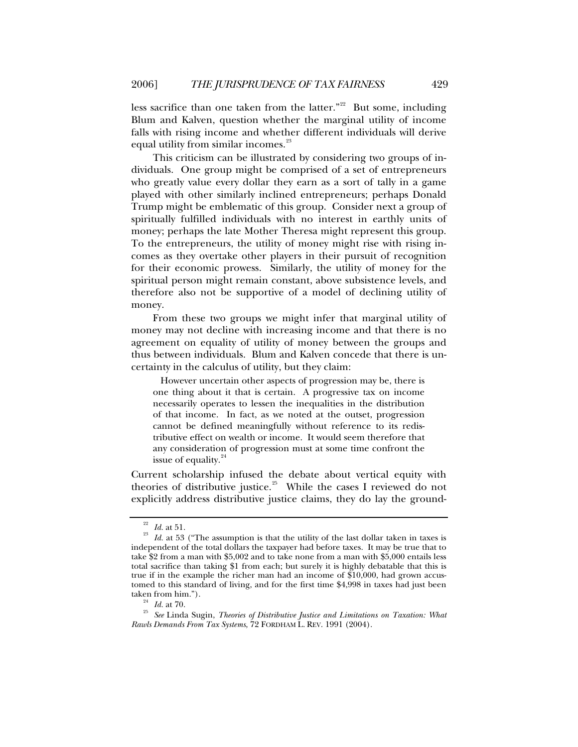less sacrifice than one taken from the latter."[22] But some, including Blum and Kalven, question whether the marginal utility of income falls with rising income and whether different individuals will derive equal utility from similar incomes.[23]

This criticism can be illustrated by considering two groups of individuals. One group might be comprised of a set of entrepreneurs who greatly value every dollar they earn as a sort of tally in a game played with other similarly inclined entrepreneurs; perhaps Donald Trump might be emblematic of this group. Consider next a group of spiritually fulfilled individuals with no interest in earthly units of money; perhaps the late Mother Theresa might represent this group. To the entrepreneurs, the utility of money might rise with rising incomes as they overtake other players in their pursuit of recognition for their economic prowess. Similarly, the utility of money for the spiritual person might remain constant, above subsistence levels, and therefore also not be supportive of a model of declining utility of money.

From these two groups we might infer that marginal utility of money may not decline with increasing income and that there is no agreement on equality of utility of money between the groups and thus between individuals. Blum and Kalven concede that there is uncertainty in the calculus of utility, but they claim:

> However uncertain other aspects of progression may be, there is one thing about it that is certain. A progressive tax on income necessarily operates to lessen the inequalities in the distribution of that income. In fact, as we noted at the outset, progression cannot be defined meaningfully without reference to its redistributive effect on wealth or income. It would seem therefore that any consideration of progression must at some time confront the issue of equality.[24]

Current scholarship infused the debate about vertical equity with theories of distributive justice.[25] While the cases I reviewed do not explicitly address distributive justice claims, they do lay the ground-

---

[22] *Id.* at 51.

[23] *Id.* at 53 ("The assumption is that the utility of the last dollar taken in taxes is independent of the total dollars the taxpayer had before taxes. It may be true that to take $2 from a man with $5,002 and to take none from a man with $5,000 entails less total sacrifice than taking $1 from each; but surely it is highly debatable that this is true if in the example the richer man had an income of $10,000, had grown accustomed to this standard of living, and for the first time $4,998 in taxes had just been taken from him.").

[24] *Id.* at 70.

[25] *See* Linda Sugin, *Theories of Distributive Justice and Limitations on Taxation: What Rawls Demands From Tax Systems*, 72 FORDHAM L. REV. 1991 (2004).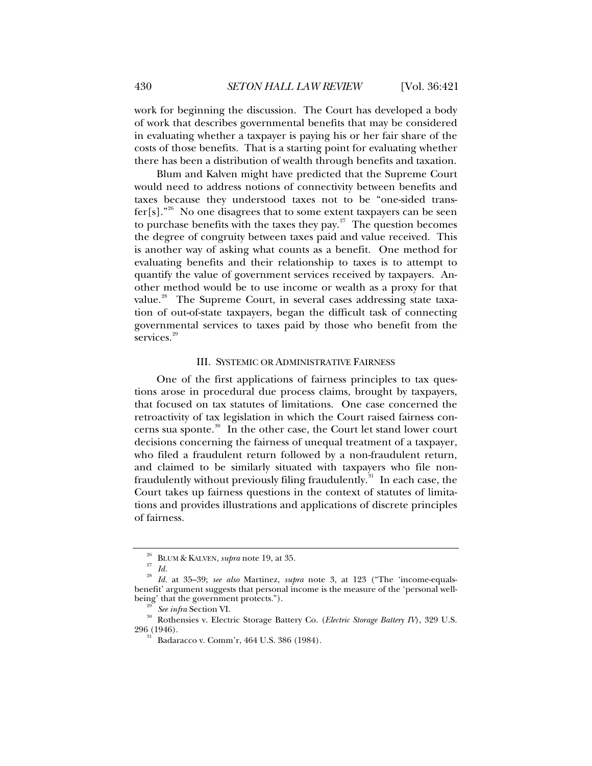work for beginning the discussion. The Court has developed a body of work that describes governmental benefits that may be considered in evaluating whether a taxpayer is paying his or her fair share of the costs of those benefits. That is a starting point for evaluating whether there has been a distribution of wealth through benefits and taxation.

Blum and Kalven might have predicted that the Supreme Court would need to address notions of connectivity between benefits and taxes because they understood taxes not to be "one-sided transfer[s]."[26] No one disagrees that to some extent taxpayers can be seen to purchase benefits with the taxes they pay.[27] The question becomes the degree of congruity between taxes paid and value received. This is another way of asking what counts as a benefit. One method for evaluating benefits and their relationship to taxes is to attempt to quantify the value of government services received by taxpayers. Another method would be to use income or wealth as a proxy for that value.[28] The Supreme Court, in several cases addressing state taxation of out-of-state taxpayers, began the difficult task of connecting governmental services to taxes paid by those who benefit from the services.[29]

## III. SYSTEMIC OR ADMINISTRATIVE FAIRNESS

One of the first applications of fairness principles to tax questions arose in procedural due process claims, brought by taxpayers, that focused on tax statutes of limitations. One case concerned the retroactivity of tax legislation in which the Court raised fairness concerns sua sponte.[30] In the other case, the Court let stand lower court decisions concerning the fairness of unequal treatment of a taxpayer, who filed a fraudulent return followed by a non-fraudulent return, and claimed to be similarly situated with taxpayers who file non-fraudulently without previously filing fraudulently.[31] In each case, the Court takes up fairness questions in the context of statutes of limitations and provides illustrations and applications of discrete principles of fairness.

---

[26] BLUM & KALVEN, *supra* note 19, at 35.

[27] *Id.*

[28] *Id.* at 35–39; *see also* Martinez, *supra* note 3, at 123 ("The 'income-equals-benefit' argument suggests that personal income is the measure of the 'personal well-being' that the government protects.").

[29] *See infra* Section VI.

[30] Rothensies v. Electric Storage Battery Co. (*Electric Storage Battery IV*), 329 U.S. 296 (1946).

[31] Badaracco v. Comm'r, 464 U.S. 386 (1984).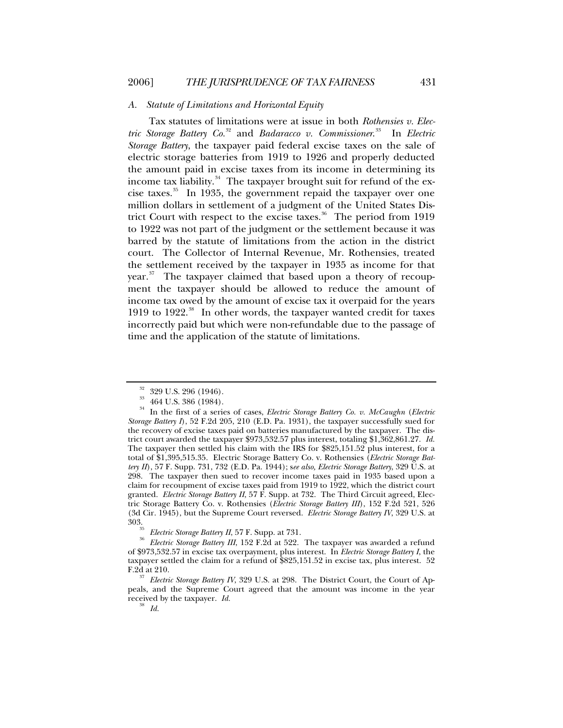### A. *Statute of Limitations and Horizontal Equity*

Tax statutes of limitations were at issue in both *Rothensies v. Electric Storage Battery Co.*[32] and *Badaracco v. Commissioner.*[33] In *Electric Storage Battery*, the taxpayer paid federal excise taxes on the sale of electric storage batteries from 1919 to 1926 and properly deducted the amount paid in excise taxes from its income in determining its income tax liability.[34] The taxpayer brought suit for refund of the excise taxes.[35] In 1935, the government repaid the taxpayer over one million dollars in settlement of a judgment of the United States District Court with respect to the excise taxes.[36] The period from 1919 to 1922 was not part of the judgment or the settlement because it was barred by the statute of limitations from the action in the district court. The Collector of Internal Revenue, Mr. Rothensies, treated the settlement received by the taxpayer in 1935 as income for that year.[37] The taxpayer claimed that based upon a theory of recoupment the taxpayer should be allowed to reduce the amount of income tax owed by the amount of excise tax it overpaid for the years 1919 to 1922.[38] In other words, the taxpayer wanted credit for taxes incorrectly paid but which were non-refundable due to the passage of time and the application of the statute of limitations.

---

[32] 329 U.S. 296 (1946).

[33] 464 U.S. 386 (1984).

[34] In the first of a series of cases, *Electric Storage Battery Co. v. McCaughn* (*Electric Storage Battery I*), 52 F.2d 205, 210 (E.D. Pa. 1931), the taxpayer successfully sued for the recovery of excise taxes paid on batteries manufactured by the taxpayer. The district court awarded the taxpayer $973,532.57 plus interest, totaling $1,362,861.27. *Id.* The taxpayer then settled his claim with the IRS for $825,151.52 plus interest, for a total of $1,395,515.35. Electric Storage Battery Co. v. Rothensies (*Electric Storage Battery II*), 57 F. Supp. 731, 732 (E.D. Pa. 1944); s*ee also, Electric Storage Battery*, 329 U.S. at 298. The taxpayer then sued to recover income taxes paid in 1935 based upon a claim for recoupment of excise taxes paid from 1919 to 1922, which the district court granted. *Electric Storage Battery II*, 57 F. Supp. at 732. The Third Circuit agreed, Electric Storage Battery Co. v. Rothensies (*Electric Storage Battery III*), 152 F.2d 521, 526 (3d Cir. 1945), but the Supreme Court reversed. *Electric Storage Battery IV*, 329 U.S. at 303.

[35] *Electric Storage Battery II*, 57 F. Supp. at 731.

[36] *Electric Storage Battery III*, 152 F.2d at 522. The taxpayer was awarded a refund of $973,532.57 in excise tax overpayment, plus interest. In *Electric Storage Battery I*, the taxpayer settled the claim for a refund of $825,151.52 in excise tax, plus interest. 52 F.2d at 210.

[37] *Electric Storage Battery IV*, 329 U.S. at 298. The District Court, the Court of Appeals, and the Supreme Court agreed that the amount was income in the year received by the taxpayer. *Id.*

[38] *Id.*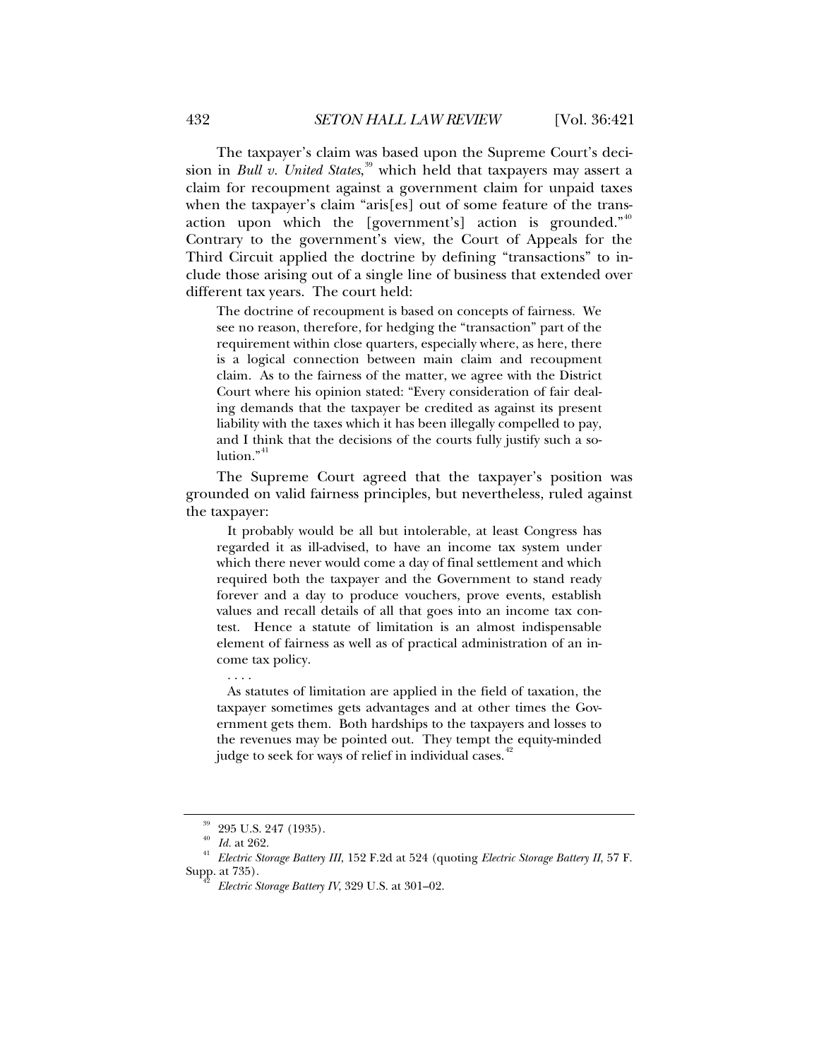The taxpayer's claim was based upon the Supreme Court's decision in *Bull v. United States*,[39] which held that taxpayers may assert a claim for recoupment against a government claim for unpaid taxes when the taxpayer's claim "aris[es] out of some feature of the transaction upon which the [government's] action is grounded."[40] Contrary to the government's view, the Court of Appeals for the Third Circuit applied the doctrine by defining "transactions" to include those arising out of a single line of business that extended over different tax years. The court held:

> The doctrine of recoupment is based on concepts of fairness. We see no reason, therefore, for hedging the "transaction" part of the requirement within close quarters, especially where, as here, there is a logical connection between main claim and recoupment claim. As to the fairness of the matter, we agree with the District Court where his opinion stated: "Every consideration of fair dealing demands that the taxpayer be credited as against its present liability with the taxes which it has been illegally compelled to pay, and I think that the decisions of the courts fully justify such a solution."[41]

The Supreme Court agreed that the taxpayer's position was grounded on valid fairness principles, but nevertheless, ruled against the taxpayer:

> It probably would be all but intolerable, at least Congress has regarded it as ill-advised, to have an income tax system under which there never would come a day of final settlement and which required both the taxpayer and the Government to stand ready forever and a day to produce vouchers, prove events, establish values and recall details of all that goes into an income tax contest. Hence a statute of limitation is an almost indispensable element of fairness as well as of practical administration of an income tax policy.
>
> . . . .
>
> As statutes of limitation are applied in the field of taxation, the taxpayer sometimes gets advantages and at other times the Government gets them. Both hardships to the taxpayers and losses to the revenues may be pointed out. They tempt the equity-minded judge to seek for ways of relief in individual cases.[42]

---

[39] 295 U.S. 247 (1935).

[40] *Id.* at 262.

[41] *Electric Storage Battery III*, 152 F.2d at 524 (quoting *Electric Storage Battery II*, 57 F. Supp. at 735).

[42] *Electric Storage Battery IV*, 329 U.S. at 301–02.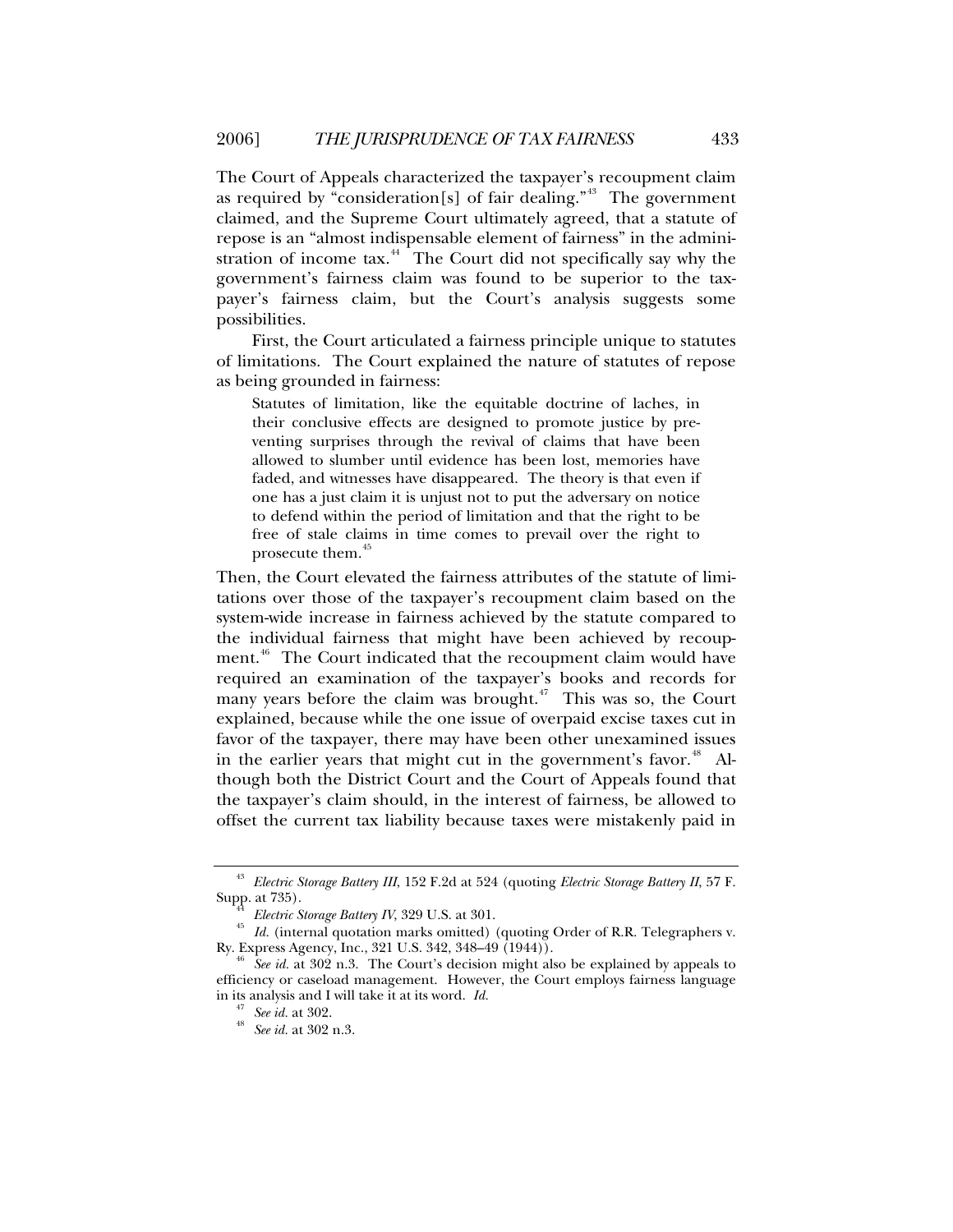The Court of Appeals characterized the taxpayer's recoupment claim as required by "consideration[s] of fair dealing."[43] The government claimed, and the Supreme Court ultimately agreed, that a statute of repose is an "almost indispensable element of fairness" in the administration of income tax.[44] The Court did not specifically say why the government's fairness claim was found to be superior to the taxpayer's fairness claim, but the Court's analysis suggests some possibilities.

First, the Court articulated a fairness principle unique to statutes of limitations. The Court explained the nature of statutes of repose as being grounded in fairness:

> Statutes of limitation, like the equitable doctrine of laches, in their conclusive effects are designed to promote justice by preventing surprises through the revival of claims that have been allowed to slumber until evidence has been lost, memories have faded, and witnesses have disappeared. The theory is that even if one has a just claim it is unjust not to put the adversary on notice to defend within the period of limitation and that the right to be free of stale claims in time comes to prevail over the right to prosecute them.[45]

Then, the Court elevated the fairness attributes of the statute of limitations over those of the taxpayer's recoupment claim based on the system-wide increase in fairness achieved by the statute compared to the individual fairness that might have been achieved by recoupment.[46] The Court indicated that the recoupment claim would have required an examination of the taxpayer's books and records for many years before the claim was brought.[47] This was so, the Court explained, because while the one issue of overpaid excise taxes cut in favor of the taxpayer, there may have been other unexamined issues in the earlier years that might cut in the government's favor.[48] Although both the District Court and the Court of Appeals found that the taxpayer's claim should, in the interest of fairness, be allowed to offset the current tax liability because taxes were mistakenly paid in

---

[43] *Electric Storage Battery III*, 152 F.2d at 524 (quoting *Electric Storage Battery II*, 57 F. Supp. at 735).

[44] *Electric Storage Battery IV*, 329 U.S. at 301.

[45] *Id.* (internal quotation marks omitted) (quoting Order of R.R. Telegraphers v. Ry. Express Agency, Inc., 321 U.S. 342, 348–49 (1944)).

[46] *See id.* at 302 n.3. The Court's decision might also be explained by appeals to efficiency or caseload management. However, the Court employs fairness language in its analysis and I will take it at its word. *Id.*

[47] *See id.* at 302.

[48] *See id.* at 302 n.3.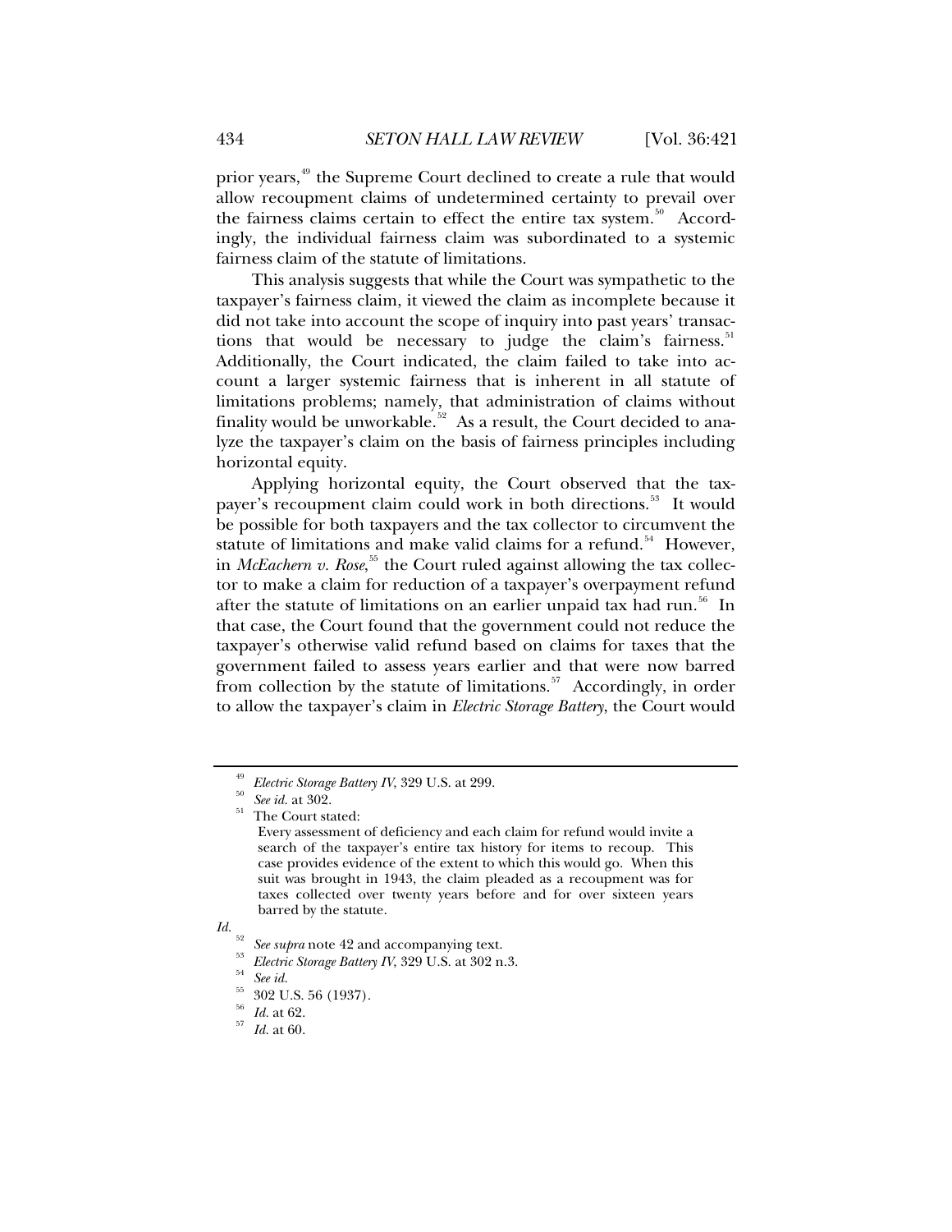prior years,[49] the Supreme Court declined to create a rule that would allow recoupment claims of undetermined certainty to prevail over the fairness claims certain to effect the entire tax system.[50] Accordingly, the individual fairness claim was subordinated to a systemic fairness claim of the statute of limitations.

This analysis suggests that while the Court was sympathetic to the taxpayer's fairness claim, it viewed the claim as incomplete because it did not take into account the scope of inquiry into past years' transactions that would be necessary to judge the claim's fairness.[51] Additionally, the Court indicated, the claim failed to take into account a larger systemic fairness that is inherent in all statute of limitations problems; namely, that administration of claims without finality would be unworkable.[52] As a result, the Court decided to analyze the taxpayer's claim on the basis of fairness principles including horizontal equity.

Applying horizontal equity, the Court observed that the taxpayer's recoupment claim could work in both directions.[53] It would be possible for both taxpayers and the tax collector to circumvent the statute of limitations and make valid claims for a refund.[54] However, in *McEachern v. Rose*,[55] the Court ruled against allowing the tax collector to make a claim for reduction of a taxpayer's overpayment refund after the statute of limitations on an earlier unpaid tax had run.[56] In that case, the Court found that the government could not reduce the taxpayer's otherwise valid refund based on claims for taxes that the government failed to assess years earlier and that were now barred from collection by the statute of limitations.[57] Accordingly, in order to allow the taxpayer's claim in *Electric Storage Battery*, the Court would

---

[49] *Electric Storage Battery IV*, 329 U.S. at 299.

[50] *See id.* at 302.

[51] The Court stated:

> Every assessment of deficiency and each claim for refund would invite a search of the taxpayer's entire tax history for items to recoup. This case provides evidence of the extent to which this would go. When this suit was brought in 1943, the claim pleaded as a recoupment was for taxes collected over twenty years before and for over sixteen years barred by the statute.

*Id.*

[52] *See supra* note 42 and accompanying text.

[53] *Electric Storage Battery IV*, 329 U.S. at 302 n.3.

[54] *See id.*

[55] 302 U.S. 56 (1937).

[56] *Id.* at 62.

[57] *Id.* at 60.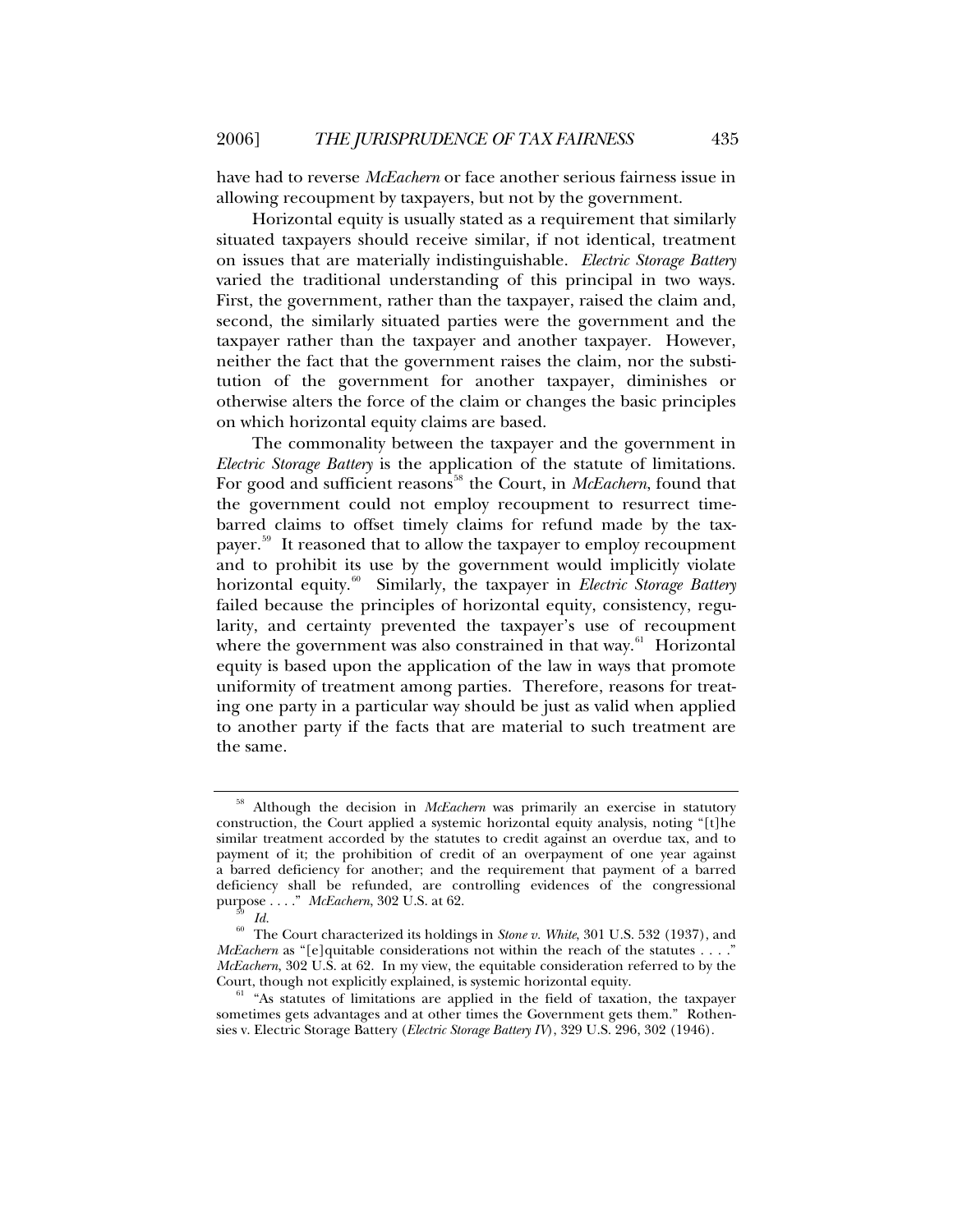have had to reverse *McEachern* or face another serious fairness issue in allowing recoupment by taxpayers, but not by the government.

Horizontal equity is usually stated as a requirement that similarly situated taxpayers should receive similar, if not identical, treatment on issues that are materially indistinguishable. *Electric Storage Battery* varied the traditional understanding of this principal in two ways. First, the government, rather than the taxpayer, raised the claim and, second, the similarly situated parties were the government and the taxpayer rather than the taxpayer and another taxpayer. However, neither the fact that the government raises the claim, nor the substitution of the government for another taxpayer, diminishes or otherwise alters the force of the claim or changes the basic principles on which horizontal equity claims are based.

The commonality between the taxpayer and the government in *Electric Storage Battery* is the application of the statute of limitations. For good and sufficient reasons[58] the Court, in *McEachern*, found that the government could not employ recoupment to resurrect time-barred claims to offset timely claims for refund made by the taxpayer.[59] It reasoned that to allow the taxpayer to employ recoupment and to prohibit its use by the government would implicitly violate horizontal equity.[60] Similarly, the taxpayer in *Electric Storage Battery* failed because the principles of horizontal equity, consistency, regularity, and certainty prevented the taxpayer's use of recoupment where the government was also constrained in that way.[61] Horizontal equity is based upon the application of the law in ways that promote uniformity of treatment among parties. Therefore, reasons for treating one party in a particular way should be just as valid when applied to another party if the facts that are material to such treatment are the same.

---

[58] Although the decision in *McEachern* was primarily an exercise in statutory construction, the Court applied a systemic horizontal equity analysis, noting "[t]he similar treatment accorded by the statutes to credit against an overdue tax, and to payment of it; the prohibition of credit of an overpayment of one year against a barred deficiency for another; and the requirement that payment of a barred deficiency shall be refunded, are controlling evidences of the congressional purpose . . . ." *McEachern*, 302 U.S. at 62.

[59] *Id.*

[60] The Court characterized its holdings in *Stone v. White*, 301 U.S. 532 (1937), and *McEachern* as "[e]quitable considerations not within the reach of the statutes . . . ." *McEachern*, 302 U.S. at 62. In my view, the equitable consideration referred to by the Court, though not explicitly explained, is systemic horizontal equity.

[61] "As statutes of limitations are applied in the field of taxation, the taxpayer sometimes gets advantages and at other times the Government gets them." Rothensies v. Electric Storage Battery (*Electric Storage Battery IV*), 329 U.S. 296, 302 (1946).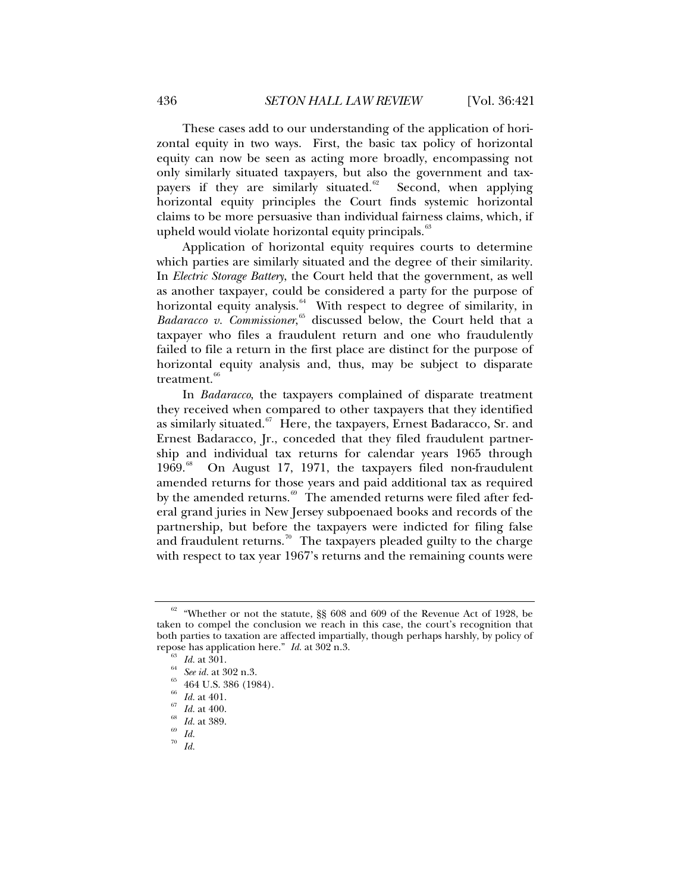These cases add to our understanding of the application of horizontal equity in two ways. First, the basic tax policy of horizontal equity can now be seen as acting more broadly, encompassing not only similarly situated taxpayers, but also the government and taxpayers if they are similarly situated.[62] Second, when applying horizontal equity principles the Court finds systemic horizontal claims to be more persuasive than individual fairness claims, which, if upheld would violate horizontal equity principals.[63]

Application of horizontal equity requires courts to determine which parties are similarly situated and the degree of their similarity. In *Electric Storage Battery*, the Court held that the government, as well as another taxpayer, could be considered a party for the purpose of horizontal equity analysis.[64] With respect to degree of similarity, in *Badaracco v. Commissioner*,[65] discussed below, the Court held that a taxpayer who files a fraudulent return and one who fraudulently failed to file a return in the first place are distinct for the purpose of horizontal equity analysis and, thus, may be subject to disparate treatment.[66]

In *Badaracco*, the taxpayers complained of disparate treatment they received when compared to other taxpayers that they identified as similarly situated.[67] Here, the taxpayers, Ernest Badaracco, Sr. and Ernest Badaracco, Jr., conceded that they filed fraudulent partnership and individual tax returns for calendar years 1965 through 1969.[68] On August 17, 1971, the taxpayers filed non-fraudulent amended returns for those years and paid additional tax as required by the amended returns.[69] The amended returns were filed after federal grand juries in New Jersey subpoenaed books and records of the partnership, but before the taxpayers were indicted for filing false and fraudulent returns.[70] The taxpayers pleaded guilty to the charge with respect to tax year 1967's returns and the remaining counts were

---

[62] "Whether or not the statute, §§ 608 and 609 of the Revenue Act of 1928, be taken to compel the conclusion we reach in this case, the court's recognition that both parties to taxation are affected impartially, though perhaps harshly, by policy of repose has application here." *Id.* at 302 n.3.

[63] *Id.* at 301.

[64] *See id.* at 302 n.3.

[65] 464 U.S. 386 (1984).

[66] *Id.* at 401.

[67] *Id.* at 400.

[68] *Id.* at 389.

[69] *Id.*

[70] *Id.*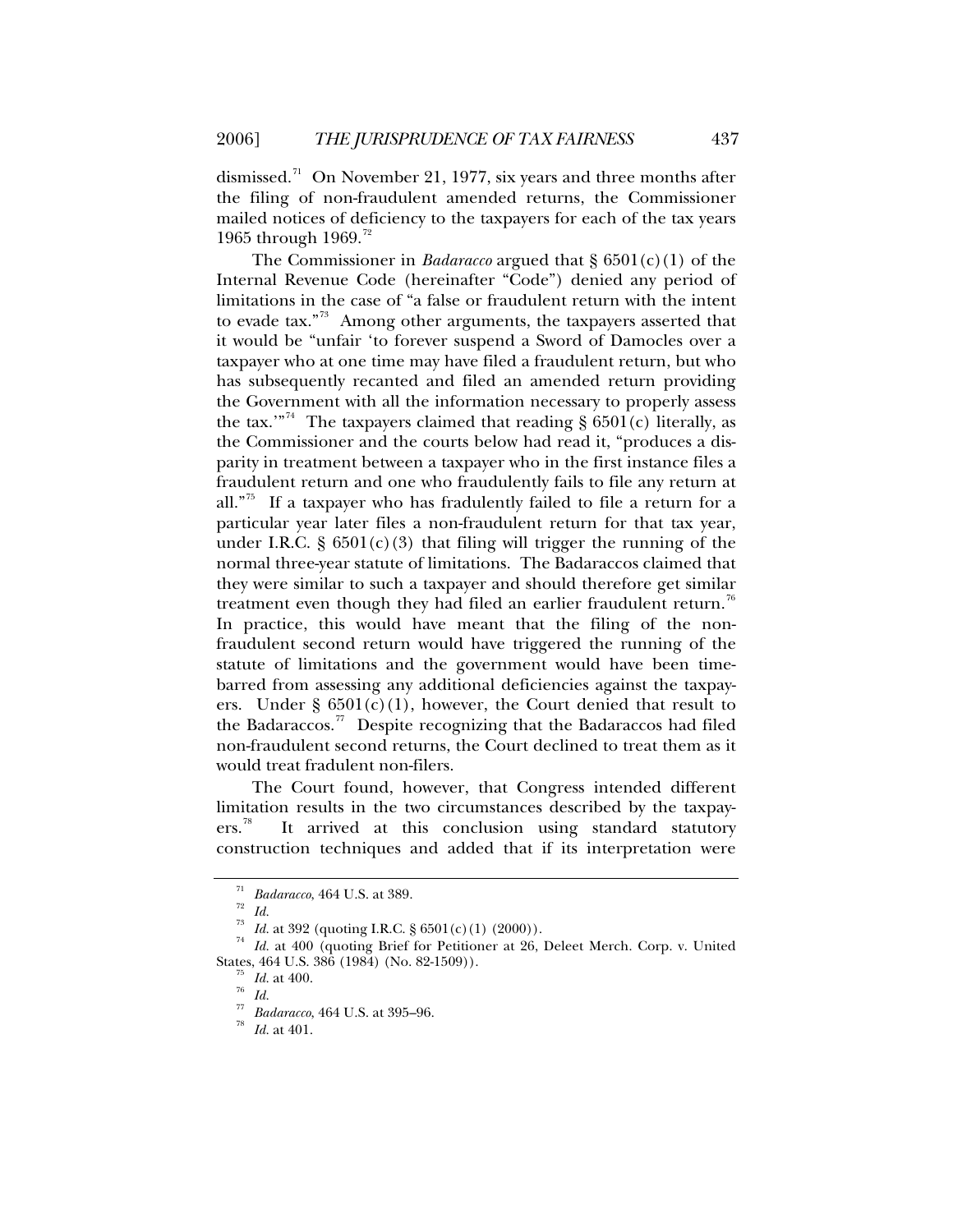dismissed.[71] On November 21, 1977, six years and three months after the filing of non-fraudulent amended returns, the Commissioner mailed notices of deficiency to the taxpayers for each of the tax years 1965 through 1969.[72]

The Commissioner in *Badaracco* argued that § 6501(c)(1) of the Internal Revenue Code (hereinafter "Code") denied any period of limitations in the case of "a false or fraudulent return with the intent to evade tax."[73] Among other arguments, the taxpayers asserted that it would be "unfair 'to forever suspend a Sword of Damocles over a taxpayer who at one time may have filed a fraudulent return, but who has subsequently recanted and filed an amended return providing the Government with all the information necessary to properly assess the tax.'"[74] The taxpayers claimed that reading § 6501(c) literally, as the Commissioner and the courts below had read it, "produces a disparity in treatment between a taxpayer who in the first instance files a fraudulent return and one who fraudulently fails to file any return at all."[75] If a taxpayer who has fradulently failed to file a return for a particular year later files a non-fraudulent return for that tax year, under I.R.C. § 6501(c)(3) that filing will trigger the running of the normal three-year statute of limitations. The Badaraccos claimed that they were similar to such a taxpayer and should therefore get similar treatment even though they had filed an earlier fraudulent return.[76] In practice, this would have meant that the filing of the non-fraudulent second return would have triggered the running of the statute of limitations and the government would have been time-barred from assessing any additional deficiencies against the taxpayers. Under § 6501(c)(1), however, the Court denied that result to the Badaraccos.[77] Despite recognizing that the Badaraccos had filed non-fraudulent second returns, the Court declined to treat them as it would treat fradulent non-filers.

The Court found, however, that Congress intended different limitation results in the two circumstances described by the taxpayers.[78] It arrived at this conclusion using standard statutory construction techniques and added that if its interpretation were

---

[71] *Badaracco*, 464 U.S. at 389.

[72] *Id.*

[73] *Id.* at 392 (quoting I.R.C. § 6501(c)(1) (2000)).

[74] *Id.* at 400 (quoting Brief for Petitioner at 26, Deleet Merch. Corp. v. United States, 464 U.S. 386 (1984) (No. 82-1509)).

[75] *Id.* at 400.

[76] *Id.*

[77] *Badaracco*, 464 U.S. at 395–96.

[78] *Id.* at 401.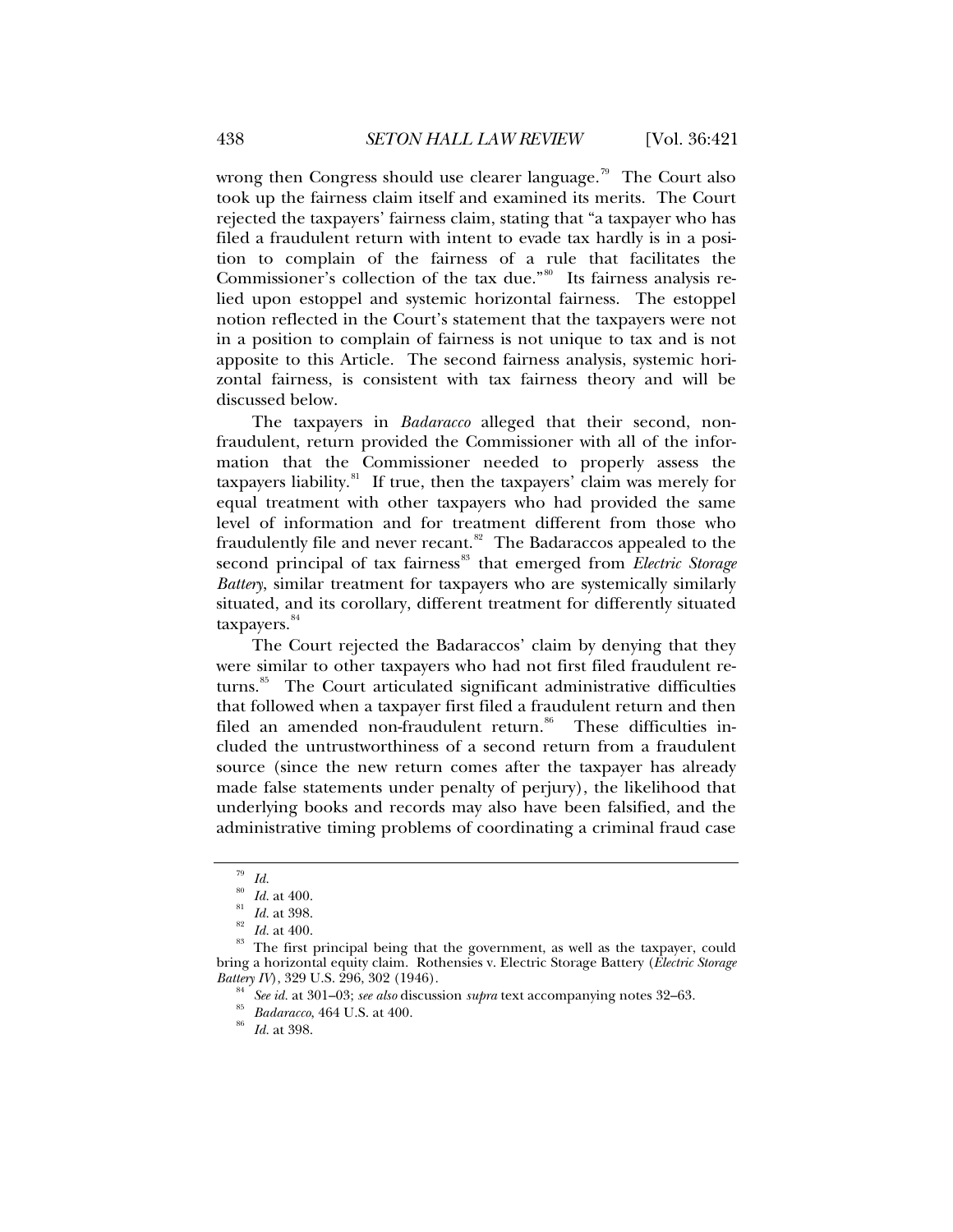wrong then Congress should use clearer language.[79] The Court also took up the fairness claim itself and examined its merits. The Court rejected the taxpayers' fairness claim, stating that "a taxpayer who has filed a fraudulent return with intent to evade tax hardly is in a position to complain of the fairness of a rule that facilitates the Commissioner's collection of the tax due."[80] Its fairness analysis relied upon estoppel and systemic horizontal fairness. The estoppel notion reflected in the Court's statement that the taxpayers were not in a position to complain of fairness is not unique to tax and is not apposite to this Article. The second fairness analysis, systemic horizontal fairness, is consistent with tax fairness theory and will be discussed below.

The taxpayers in *Badaracco* alleged that their second, non-fraudulent, return provided the Commissioner with all of the information that the Commissioner needed to properly assess the taxpayers liability.[81] If true, then the taxpayers' claim was merely for equal treatment with other taxpayers who had provided the same level of information and for treatment different from those who fraudulently file and never recant.[82] The Badaraccos appealed to the second principal of tax fairness[83] that emerged from *Electric Storage Battery*, similar treatment for taxpayers who are systemically similarly situated, and its corollary, different treatment for differently situated taxpayers.[84]

The Court rejected the Badaraccos' claim by denying that they were similar to other taxpayers who had not first filed fraudulent returns.[85] The Court articulated significant administrative difficulties that followed when a taxpayer first filed a fraudulent return and then filed an amended non-fraudulent return.[86] These difficulties included the untrustworthiness of a second return from a fraudulent source (since the new return comes after the taxpayer has already made false statements under penalty of perjury), the likelihood that underlying books and records may also have been falsified, and the administrative timing problems of coordinating a criminal fraud case

---

[79] *Id.*

[80] *Id.* at 400.

[81] *Id.* at 398.

[82] *Id.* at 400.

[83] The first principal being that the government, as well as the taxpayer, could bring a horizontal equity claim. Rothensies v. Electric Storage Battery (*Electric Storage Battery IV*), 329 U.S. 296, 302 (1946).

[84] *See id.* at 301–03; *see also* discussion *supra* text accompanying notes 32–63.

[85] *Badaracco*, 464 U.S. at 400.

[86] *Id.* at 398.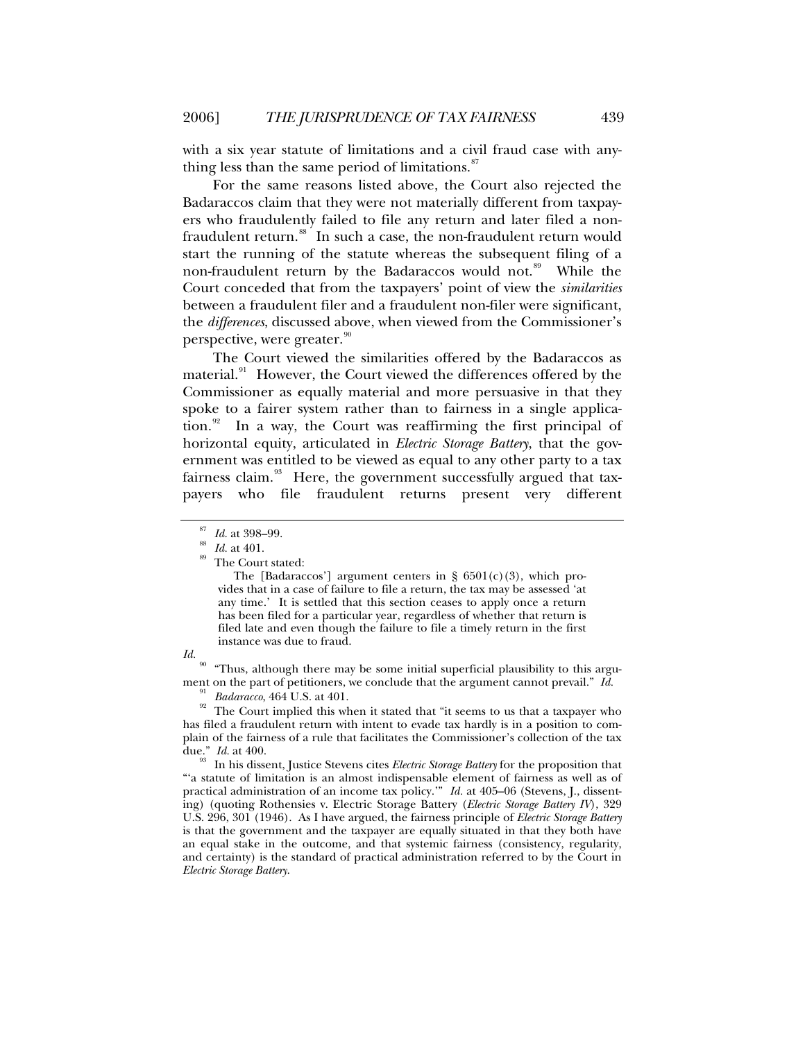with a six year statute of limitations and a civil fraud case with anything less than the same period of limitations.[87]

For the same reasons listed above, the Court also rejected the Badaraccos claim that they were not materially different from taxpayers who fraudulently failed to file any return and later filed a non-fraudulent return.[88] In such a case, the non-fraudulent return would start the running of the statute whereas the subsequent filing of a non-fraudulent return by the Badaraccos would not.[89] While the Court conceded that from the taxpayers' point of view the *similarities* between a fraudulent filer and a fraudulent non-filer were significant, the *differences*, discussed above, when viewed from the Commissioner's perspective, were greater.[90]

The Court viewed the similarities offered by the Badaraccos as material.[91] However, the Court viewed the differences offered by the Commissioner as equally material and more persuasive in that they spoke to a fairer system rather than to fairness in a single application.[92] In a way, the Court was reaffirming the first principal of horizontal equity, articulated in *Electric Storage Battery*, that the government was entitled to be viewed as equal to any other party to a tax fairness claim.[93] Here, the government successfully argued that taxpayers who file fraudulent returns present very different

---

[87] *Id.* at 398–99.

[88] *Id.* at 401.

[89] The Court stated:

> The [Badaraccos'] argument centers in § 6501(c)(3), which provides that in a case of failure to file a return, the tax may be assessed 'at any time.' It is settled that this section ceases to apply once a return has been filed for a particular year, regardless of whether that return is filed late and even though the failure to file a timely return in the first instance was due to fraud.

*Id.*

[90] "Thus, although there may be some initial superficial plausibility to this argument on the part of petitioners, we conclude that the argument cannot prevail." *Id.*

[91] *Badaracco*, 464 U.S. at 401.

[92] The Court implied this when it stated that "it seems to us that a taxpayer who has filed a fraudulent return with intent to evade tax hardly is in a position to complain of the fairness of a rule that facilitates the Commissioner's collection of the tax due." *Id.* at 400.

[93] In his dissent, Justice Stevens cites *Electric Storage Battery* for the proposition that "'a statute of limitation is an almost indispensable element of fairness as well as of practical administration of an income tax policy.'" *Id.* at 405–06 (Stevens, J., dissenting) (quoting Rothensies v. Electric Storage Battery (*Electric Storage Battery IV*), 329 U.S. 296, 301 (1946). As I have argued, the fairness principle of *Electric Storage Battery* is that the government and the taxpayer are equally situated in that they both have an equal stake in the outcome, and that systemic fairness (consistency, regularity, and certainty) is the standard of practical administration referred to by the Court in *Electric Storage Battery*.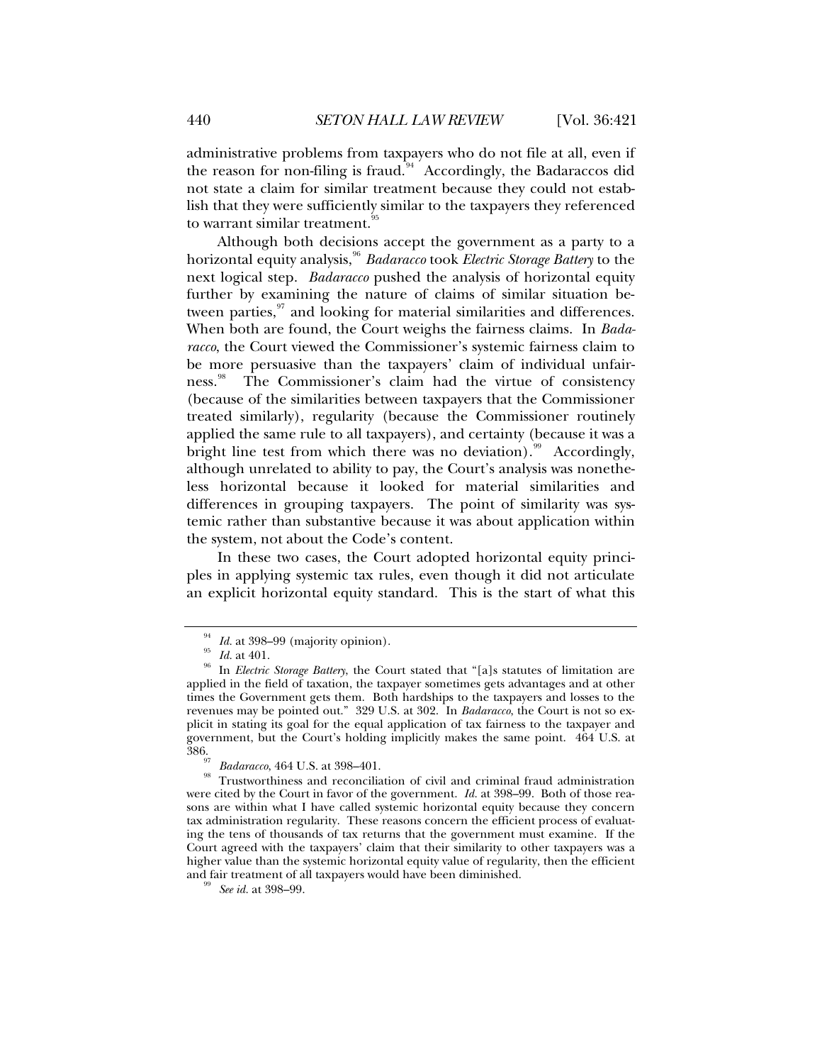administrative problems from taxpayers who do not file at all, even if the reason for non-filing is fraud.[94] Accordingly, the Badaraccos did not state a claim for similar treatment because they could not establish that they were sufficiently similar to the taxpayers they referenced to warrant similar treatment.[95]

Although both decisions accept the government as a party to a horizontal equity analysis,[96] *Badaracco* took *Electric Storage Battery* to the next logical step. *Badaracco* pushed the analysis of horizontal equity further by examining the nature of claims of similar situation between parties,[97] and looking for material similarities and differences. When both are found, the Court weighs the fairness claims. In *Badaracco*, the Court viewed the Commissioner's systemic fairness claim to be more persuasive than the taxpayers' claim of individual unfairness.[98] The Commissioner's claim had the virtue of consistency (because of the similarities between taxpayers that the Commissioner treated similarly), regularity (because the Commissioner routinely applied the same rule to all taxpayers), and certainty (because it was a bright line test from which there was no deviation).[99] Accordingly, although unrelated to ability to pay, the Court's analysis was nonetheless horizontal because it looked for material similarities and differences in grouping taxpayers. The point of similarity was systemic rather than substantive because it was about application within the system, not about the Code's content.

In these two cases, the Court adopted horizontal equity principles in applying systemic tax rules, even though it did not articulate an explicit horizontal equity standard. This is the start of what this

---

[94] *Id.* at 398–99 (majority opinion).

[95] *Id.* at 401.

[96] In *Electric Storage Battery*, the Court stated that "[a]s statutes of limitation are applied in the field of taxation, the taxpayer sometimes gets advantages and at other times the Government gets them. Both hardships to the taxpayers and losses to the revenues may be pointed out." 329 U.S. at 302. In *Badaracco*, the Court is not so explicit in stating its goal for the equal application of tax fairness to the taxpayer and government, but the Court's holding implicitly makes the same point. 464 U.S. at 386.

[97] *Badaracco*, 464 U.S. at 398–401.

[98] Trustworthiness and reconciliation of civil and criminal fraud administration were cited by the Court in favor of the government. *Id.* at 398–99. Both of those reasons are within what I have called systemic horizontal equity because they concern tax administration regularity. These reasons concern the efficient process of evaluating the tens of thousands of tax returns that the government must examine. If the Court agreed with the taxpayers' claim that their similarity to other taxpayers was a higher value than the systemic horizontal equity value of regularity, then the efficient and fair treatment of all taxpayers would have been diminished.

[99] *See id.* at 398–99.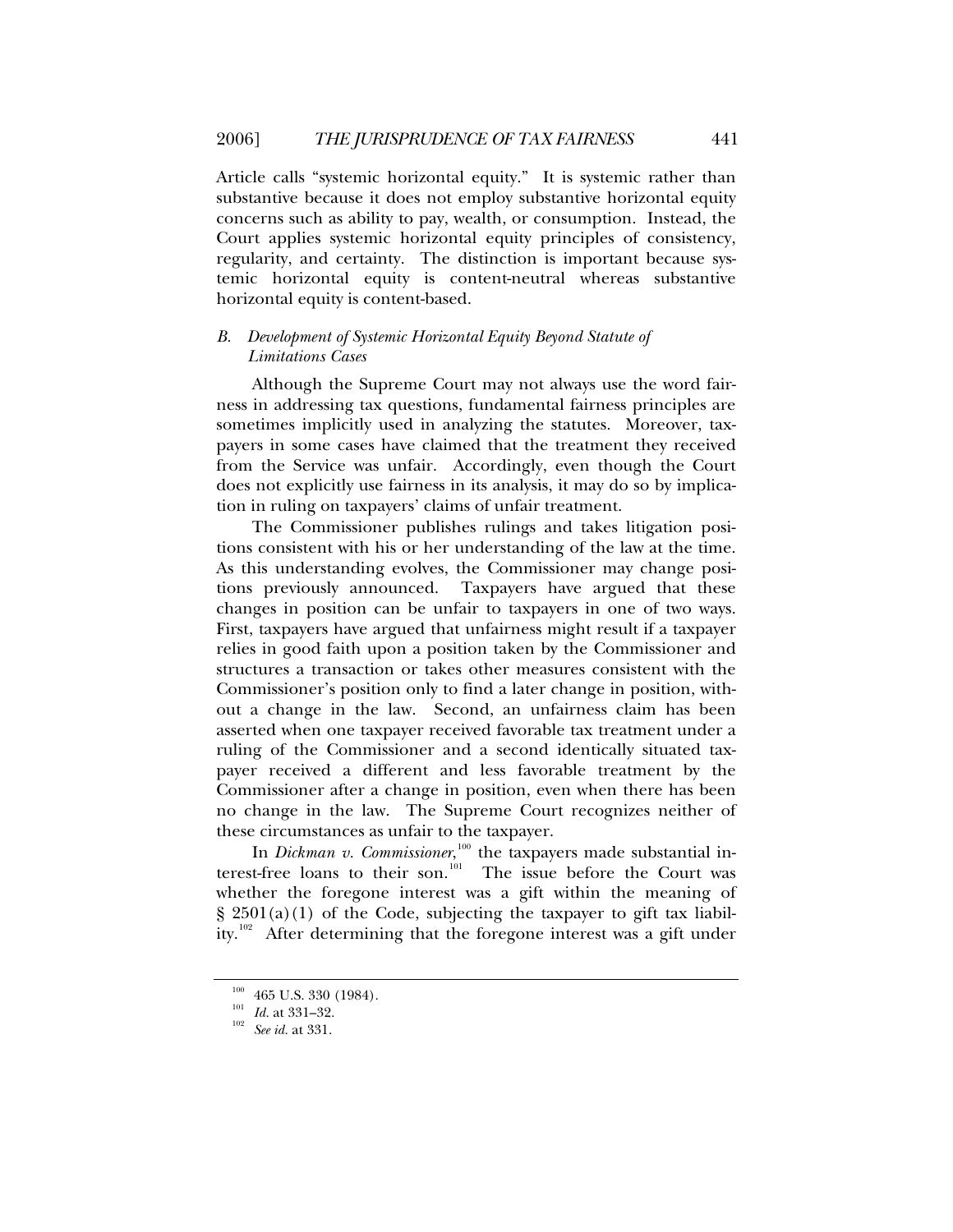Article calls "systemic horizontal equity." It is systemic rather than substantive because it does not employ substantive horizontal equity concerns such as ability to pay, wealth, or consumption. Instead, the Court applies systemic horizontal equity principles of consistency, regularity, and certainty. The distinction is important because systemic horizontal equity is content-neutral whereas substantive horizontal equity is content-based.

### *B. Development of Systemic Horizontal Equity Beyond Statute of Limitations Cases*

Although the Supreme Court may not always use the word fairness in addressing tax questions, fundamental fairness principles are sometimes implicitly used in analyzing the statutes. Moreover, taxpayers in some cases have claimed that the treatment they received from the Service was unfair. Accordingly, even though the Court does not explicitly use fairness in its analysis, it may do so by implication in ruling on taxpayers' claims of unfair treatment.

The Commissioner publishes rulings and takes litigation positions consistent with his or her understanding of the law at the time. As this understanding evolves, the Commissioner may change positions previously announced. Taxpayers have argued that these changes in position can be unfair to taxpayers in one of two ways. First, taxpayers have argued that unfairness might result if a taxpayer relies in good faith upon a position taken by the Commissioner and structures a transaction or takes other measures consistent with the Commissioner's position only to find a later change in position, without a change in the law. Second, an unfairness claim has been asserted when one taxpayer received favorable tax treatment under a ruling of the Commissioner and a second identically situated taxpayer received a different and less favorable treatment by the Commissioner after a change in position, even when there has been no change in the law. The Supreme Court recognizes neither of these circumstances as unfair to the taxpayer.

In *Dickman v. Commissioner*,[100] the taxpayers made substantial interest-free loans to their son.[101] The issue before the Court was whether the foregone interest was a gift within the meaning of § 2501(a)(1) of the Code, subjecting the taxpayer to gift tax liability.[102] After determining that the foregone interest was a gift under

---

[100] 465 U.S. 330 (1984).

[101] *Id.* at 331–32.

[102] *See id.* at 331.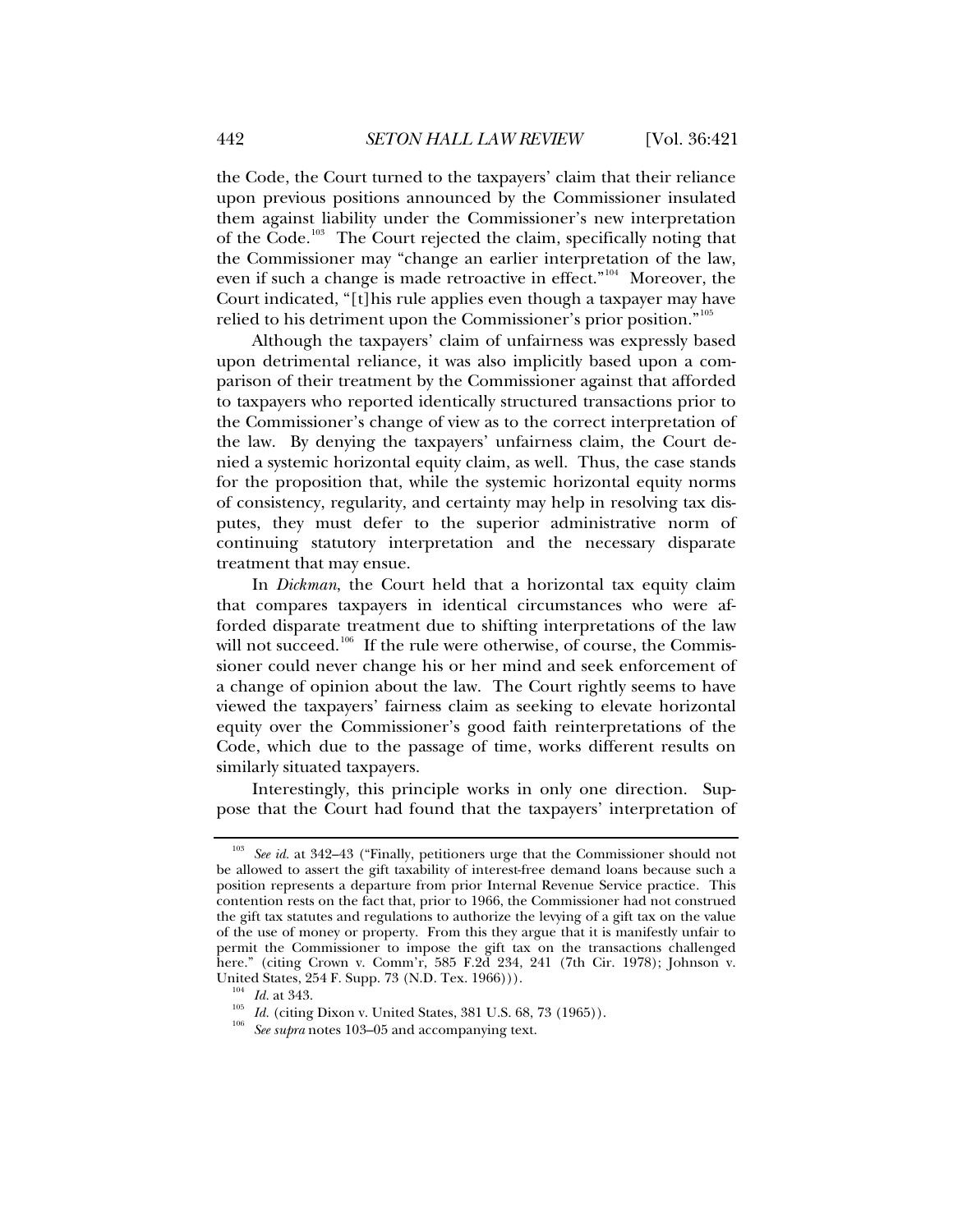the Code, the Court turned to the taxpayers' claim that their reliance upon previous positions announced by the Commissioner insulated them against liability under the Commissioner's new interpretation of the Code.[103] The Court rejected the claim, specifically noting that the Commissioner may "change an earlier interpretation of the law, even if such a change is made retroactive in effect."[104] Moreover, the Court indicated, "[t]his rule applies even though a taxpayer may have relied to his detriment upon the Commissioner's prior position."[105]

Although the taxpayers' claim of unfairness was expressly based upon detrimental reliance, it was also implicitly based upon a comparison of their treatment by the Commissioner against that afforded to taxpayers who reported identically structured transactions prior to the Commissioner's change of view as to the correct interpretation of the law. By denying the taxpayers' unfairness claim, the Court denied a systemic horizontal equity claim, as well. Thus, the case stands for the proposition that, while the systemic horizontal equity norms of consistency, regularity, and certainty may help in resolving tax disputes, they must defer to the superior administrative norm of continuing statutory interpretation and the necessary disparate treatment that may ensue.

In *Dickman*, the Court held that a horizontal tax equity claim that compares taxpayers in identical circumstances who were afforded disparate treatment due to shifting interpretations of the law will not succeed.[106] If the rule were otherwise, of course, the Commissioner could never change his or her mind and seek enforcement of a change of opinion about the law. The Court rightly seems to have viewed the taxpayers' fairness claim as seeking to elevate horizontal equity over the Commissioner's good faith reinterpretations of the Code, which due to the passage of time, works different results on similarly situated taxpayers.

Interestingly, this principle works in only one direction. Suppose that the Court had found that the taxpayers' interpretation of

---

[103] *See id.* at 342–43 ("Finally, petitioners urge that the Commissioner should not be allowed to assert the gift taxability of interest-free demand loans because such a position represents a departure from prior Internal Revenue Service practice. This contention rests on the fact that, prior to 1966, the Commissioner had not construed the gift tax statutes and regulations to authorize the levying of a gift tax on the value of the use of money or property. From this they argue that it is manifestly unfair to permit the Commissioner to impose the gift tax on the transactions challenged here." (citing Crown v. Comm'r, 585 F.2d 234, 241 (7th Cir. 1978); Johnson v. United States, 254 F. Supp. 73 (N.D. Tex. 1966))).

[104] *Id.* at 343.

[105] *Id.* (citing Dixon v. United States, 381 U.S. 68, 73 (1965)).

[106] *See supra* notes 103–05 and accompanying text.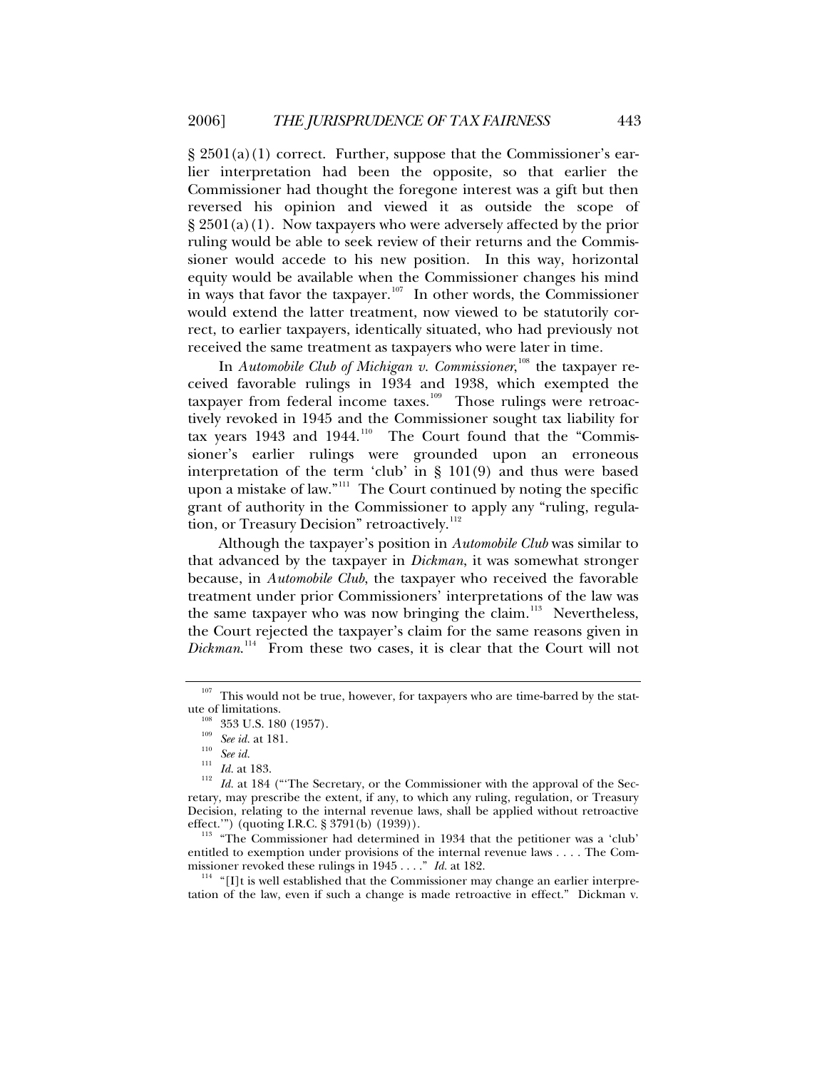§ 2501(a)(1) correct. Further, suppose that the Commissioner's earlier interpretation had been the opposite, so that earlier the Commissioner had thought the foregone interest was a gift but then reversed his opinion and viewed it as outside the scope of § 2501(a)(1). Now taxpayers who were adversely affected by the prior ruling would be able to seek review of their returns and the Commissioner would accede to his new position. In this way, horizontal equity would be available when the Commissioner changes his mind in ways that favor the taxpayer.[107] In other words, the Commissioner would extend the latter treatment, now viewed to be statutorily correct, to earlier taxpayers, identically situated, who had previously not received the same treatment as taxpayers who were later in time.

In *Automobile Club of Michigan v. Commissioner*,[108] the taxpayer received favorable rulings in 1934 and 1938, which exempted the taxpayer from federal income taxes.[109] Those rulings were retroactively revoked in 1945 and the Commissioner sought tax liability for tax years 1943 and 1944.[110] The Court found that the "Commissioner's earlier rulings were grounded upon an erroneous interpretation of the term 'club' in § 101(9) and thus were based upon a mistake of law."[111] The Court continued by noting the specific grant of authority in the Commissioner to apply any "ruling, regulation, or Treasury Decision" retroactively.[112]

Although the taxpayer's position in *Automobile Club* was similar to that advanced by the taxpayer in *Dickman*, it was somewhat stronger because, in *Automobile Club*, the taxpayer who received the favorable treatment under prior Commissioners' interpretations of the law was the same taxpayer who was now bringing the claim.[113] Nevertheless, the Court rejected the taxpayer's claim for the same reasons given in *Dickman*.[114] From these two cases, it is clear that the Court will not

---

[107] This would not be true, however, for taxpayers who are time-barred by the statute of limitations.

[108] 353 U.S. 180 (1957).

[109] *See id.* at 181.

[110] *See id.*

[111] *Id.* at 183.

[112] *Id.* at 184 ("'The Secretary, or the Commissioner with the approval of the Secretary, may prescribe the extent, if any, to which any ruling, regulation, or Treasury Decision, relating to the internal revenue laws, shall be applied without retroactive effect.'") (quoting I.R.C. § 3791(b) (1939)).

[113] "The Commissioner had determined in 1934 that the petitioner was a 'club' entitled to exemption under provisions of the internal revenue laws . . . . The Commissioner revoked these rulings in 1945 . . . ." *Id.* at 182.

[114] "[I]t is well established that the Commissioner may change an earlier interpretation of the law, even if such a change is made retroactive in effect." Dickman v.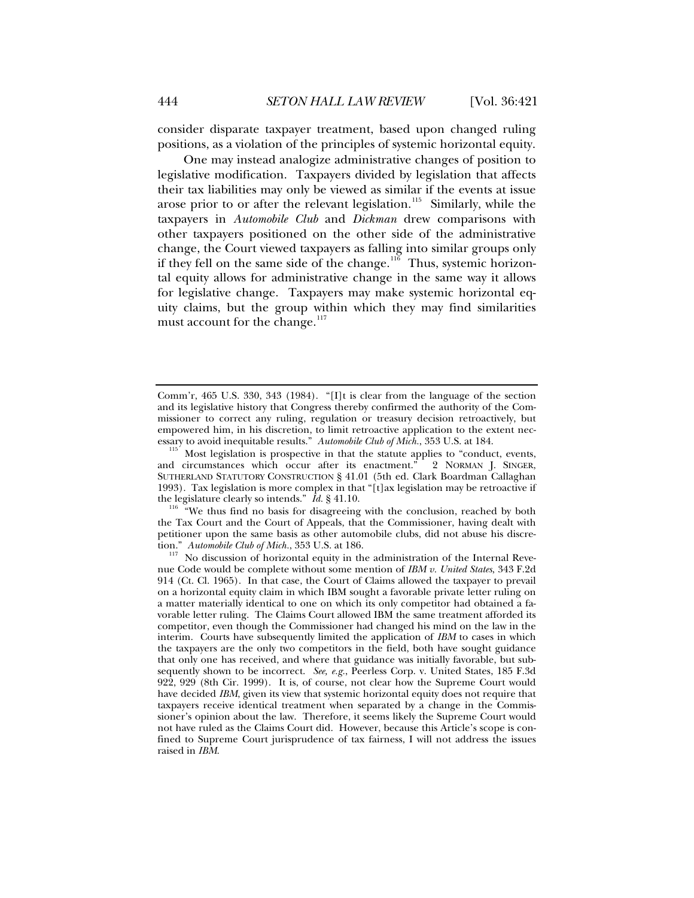consider disparate taxpayer treatment, based upon changed ruling positions, as a violation of the principles of systemic horizontal equity.

One may instead analogize administrative changes of position to legislative modification. Taxpayers divided by legislation that affects their tax liabilities may only be viewed as similar if the events at issue arose prior to or after the relevant legislation.[115] Similarly, while the taxpayers in *Automobile Club* and *Dickman* drew comparisons with other taxpayers positioned on the other side of the administrative change, the Court viewed taxpayers as falling into similar groups only if they fell on the same side of the change.[116] Thus, systemic horizontal equity allows for administrative change in the same way it allows for legislative change. Taxpayers may make systemic horizontal equity claims, but the group within which they may find similarities must account for the change.[117]

---

Comm'r, 465 U.S. 330, 343 (1984). "[I]t is clear from the language of the section and its legislative history that Congress thereby confirmed the authority of the Commissioner to correct any ruling, regulation or treasury decision retroactively, but empowered him, in his discretion, to limit retroactive application to the extent necessary to avoid inequitable results." *Automobile Club of Mich.*, 353 U.S. at 184.

[115] Most legislation is prospective in that the statute applies to "conduct, events, and circumstances which occur after its enactment." 2 NORMAN J. SINGER, SUTHERLAND STATUTORY CONSTRUCTION § 41.01 (5th ed. Clark Boardman Callaghan 1993). Tax legislation is more complex in that "[t]ax legislation may be retroactive if the legislature clearly so intends." *Id.* § 41.10.

[116] "We thus find no basis for disagreeing with the conclusion, reached by both the Tax Court and the Court of Appeals, that the Commissioner, having dealt with petitioner upon the same basis as other automobile clubs, did not abuse his discretion." *Automobile Club of Mich.*, 353 U.S. at 186.

[117] No discussion of horizontal equity in the administration of the Internal Revenue Code would be complete without some mention of *IBM v. United States*, 343 F.2d 914 (Ct. Cl. 1965). In that case, the Court of Claims allowed the taxpayer to prevail on a horizontal equity claim in which IBM sought a favorable private letter ruling on a matter materially identical to one on which its only competitor had obtained a favorable letter ruling. The Claims Court allowed IBM the same treatment afforded its competitor, even though the Commissioner had changed his mind on the law in the interim. Courts have subsequently limited the application of *IBM* to cases in which the taxpayers are the only two competitors in the field, both have sought guidance that only one has received, and where that guidance was initially favorable, but subsequently shown to be incorrect. *See, e.g.*, Peerless Corp. v. United States, 185 F.3d 922, 929 (8th Cir. 1999). It is, of course, not clear how the Supreme Court would have decided *IBM*, given its view that systemic horizontal equity does not require that taxpayers receive identical treatment when separated by a change in the Commissioner's opinion about the law. Therefore, it seems likely the Supreme Court would not have ruled as the Claims Court did. However, because this Article's scope is confined to Supreme Court jurisprudence of tax fairness, I will not address the issues raised in *IBM*.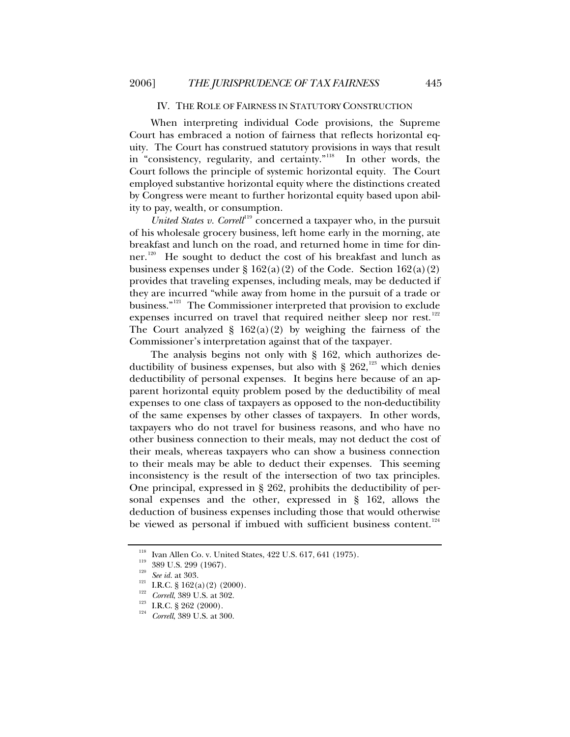## IV. THE ROLE OF FAIRNESS IN STATUTORY CONSTRUCTION

When interpreting individual Code provisions, the Supreme Court has embraced a notion of fairness that reflects horizontal equity. The Court has construed statutory provisions in ways that result in "consistency, regularity, and certainty."[118] In other words, the Court follows the principle of systemic horizontal equity. The Court employed substantive horizontal equity where the distinctions created by Congress were meant to further horizontal equity based upon ability to pay, wealth, or consumption.

*United States v. Correll*[119] concerned a taxpayer who, in the pursuit of his wholesale grocery business, left home early in the morning, ate breakfast and lunch on the road, and returned home in time for dinner.[120] He sought to deduct the cost of his breakfast and lunch as business expenses under § 162(a)(2) of the Code. Section 162(a)(2) provides that traveling expenses, including meals, may be deducted if they are incurred "while away from home in the pursuit of a trade or business."[121] The Commissioner interpreted that provision to exclude expenses incurred on travel that required neither sleep nor rest.[122] The Court analyzed § 162(a)(2) by weighing the fairness of the Commissioner's interpretation against that of the taxpayer.

The analysis begins not only with § 162, which authorizes deductibility of business expenses, but also with § 262,[123] which denies deductibility of personal expenses. It begins here because of an apparent horizontal equity problem posed by the deductibility of meal expenses to one class of taxpayers as opposed to the non-deductibility of the same expenses by other classes of taxpayers. In other words, taxpayers who do not travel for business reasons, and who have no other business connection to their meals, may not deduct the cost of their meals, whereas taxpayers who can show a business connection to their meals may be able to deduct their expenses. This seeming inconsistency is the result of the intersection of two tax principles. One principal, expressed in § 262, prohibits the deductibility of personal expenses and the other, expressed in § 162, allows the deduction of business expenses including those that would otherwise be viewed as personal if imbued with sufficient business content.[124]

---

[118] Ivan Allen Co. v. United States, 422 U.S. 617, 641 (1975).

[119] 389 U.S. 299 (1967).

[120] *See id.* at 303.

[121] I.R.C. § 162(a)(2) (2000).

[122] *Correll*, 389 U.S. at 302.

[123] I.R.C. § 262 (2000).

[124] *Correll*, 389 U.S. at 300.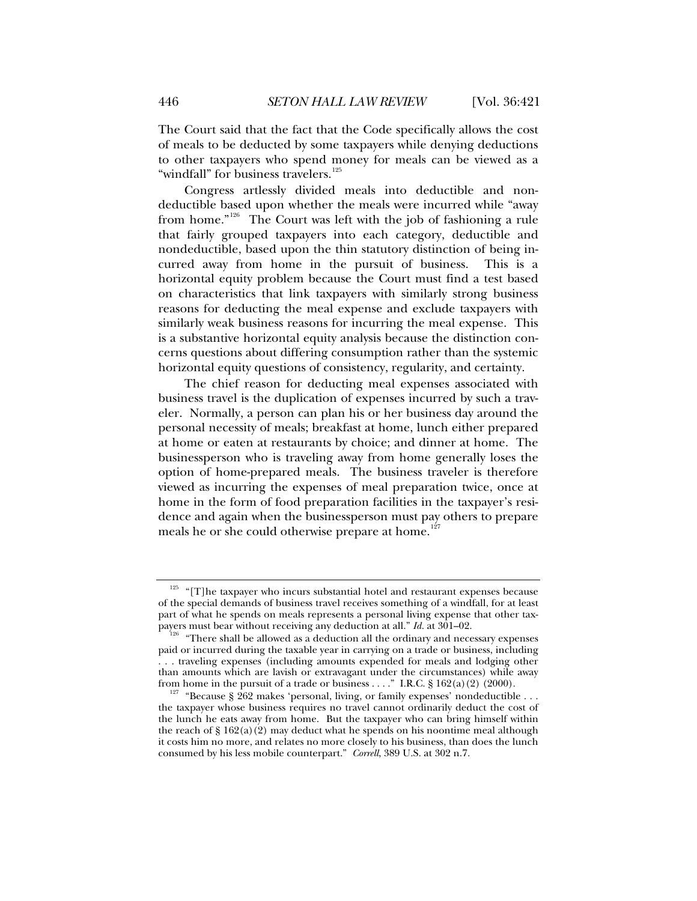The Court said that the fact that the Code specifically allows the cost of meals to be deducted by some taxpayers while denying deductions to other taxpayers who spend money for meals can be viewed as a "windfall" for business travelers.[125]

Congress artlessly divided meals into deductible and nondeductible based upon whether the meals were incurred while "away from home."[126] The Court was left with the job of fashioning a rule that fairly grouped taxpayers into each category, deductible and nondeductible, based upon the thin statutory distinction of being incurred away from home in the pursuit of business. This is a horizontal equity problem because the Court must find a test based on characteristics that link taxpayers with similarly strong business reasons for deducting the meal expense and exclude taxpayers with similarly weak business reasons for incurring the meal expense. This is a substantive horizontal equity analysis because the distinction concerns questions about differing consumption rather than the systemic horizontal equity questions of consistency, regularity, and certainty.

The chief reason for deducting meal expenses associated with business travel is the duplication of expenses incurred by such a traveler. Normally, a person can plan his or her business day around the personal necessity of meals; breakfast at home, lunch either prepared at home or eaten at restaurants by choice; and dinner at home. The businessperson who is traveling away from home generally loses the option of home-prepared meals. The business traveler is therefore viewed as incurring the expenses of meal preparation twice, once at home in the form of food preparation facilities in the taxpayer's residence and again when the businessperson must pay others to prepare meals he or she could otherwise prepare at home.[127]

---

[125] "[T]he taxpayer who incurs substantial hotel and restaurant expenses because of the special demands of business travel receives something of a windfall, for at least part of what he spends on meals represents a personal living expense that other taxpayers must bear without receiving any deduction at all." *Id.* at 301–02.

[126] "There shall be allowed as a deduction all the ordinary and necessary expenses paid or incurred during the taxable year in carrying on a trade or business, including . . . traveling expenses (including amounts expended for meals and lodging other than amounts which are lavish or extravagant under the circumstances) while away from home in the pursuit of a trade or business . . . ." I.R.C. § 162(a)(2) (2000).

[127] "Because § 262 makes 'personal, living, or family expenses' nondeductible . . . the taxpayer whose business requires no travel cannot ordinarily deduct the cost of the lunch he eats away from home. But the taxpayer who can bring himself within the reach of § 162(a)(2) may deduct what he spends on his noontime meal although it costs him no more, and relates no more closely to his business, than does the lunch consumed by his less mobile counterpart." *Correll*, 389 U.S. at 302 n.7.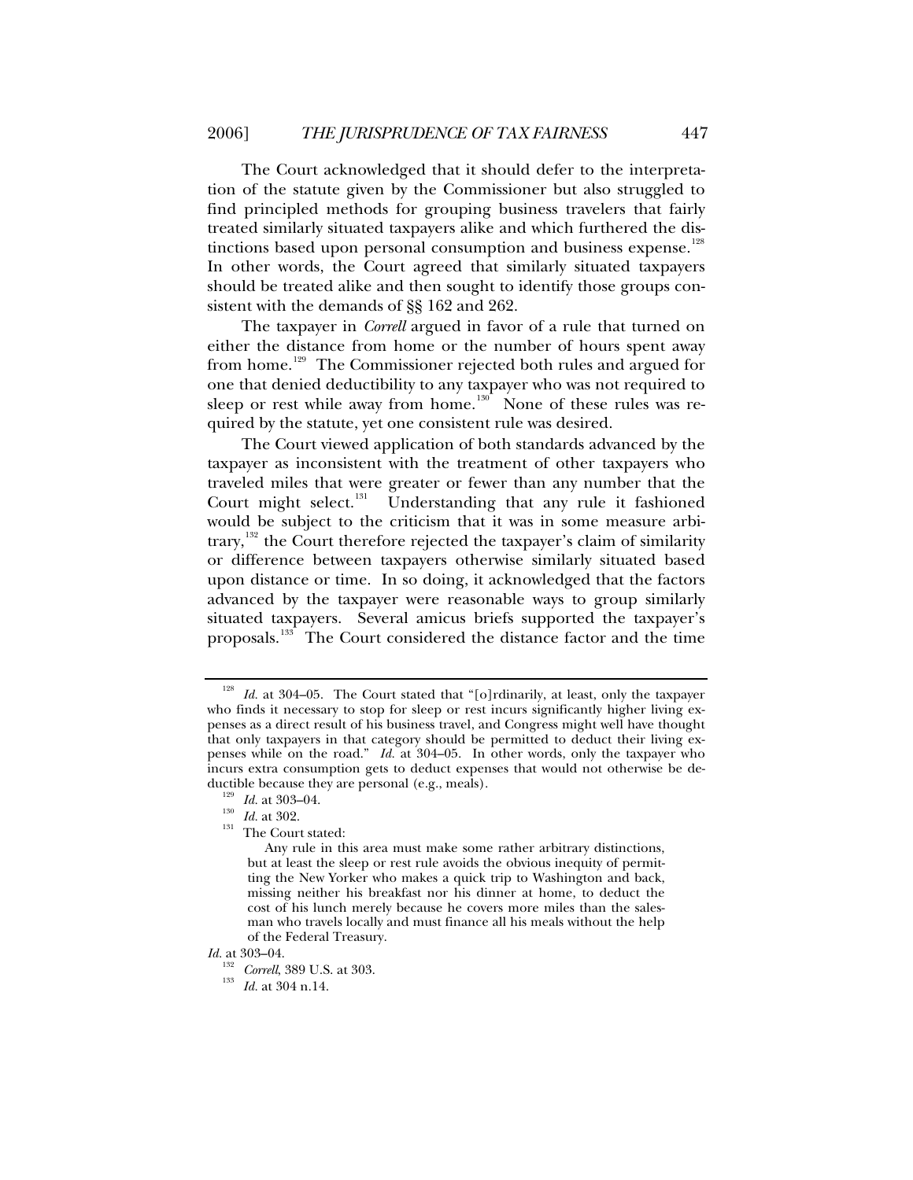The Court acknowledged that it should defer to the interpretation of the statute given by the Commissioner but also struggled to find principled methods for grouping business travelers that fairly treated similarly situated taxpayers alike and which furthered the distinctions based upon personal consumption and business expense.[128] In other words, the Court agreed that similarly situated taxpayers should be treated alike and then sought to identify those groups consistent with the demands of §§ 162 and 262.

The taxpayer in *Correll* argued in favor of a rule that turned on either the distance from home or the number of hours spent away from home.[129] The Commissioner rejected both rules and argued for one that denied deductibility to any taxpayer who was not required to sleep or rest while away from home.[130] None of these rules was required by the statute, yet one consistent rule was desired.

The Court viewed application of both standards advanced by the taxpayer as inconsistent with the treatment of other taxpayers who traveled miles that were greater or fewer than any number that the Court might select.[131] Understanding that any rule it fashioned would be subject to the criticism that it was in some measure arbitrary,[132] the Court therefore rejected the taxpayer's claim of similarity or difference between taxpayers otherwise similarly situated based upon distance or time. In so doing, it acknowledged that the factors advanced by the taxpayer were reasonable ways to group similarly situated taxpayers. Several amicus briefs supported the taxpayer's proposals.[133] The Court considered the distance factor and the time

---

[128] *Id.* at 304–05. The Court stated that "[o]rdinarily, at least, only the taxpayer who finds it necessary to stop for sleep or rest incurs significantly higher living expenses as a direct result of his business travel, and Congress might well have thought that only taxpayers in that category should be permitted to deduct their living expenses while on the road." *Id.* at 304–05. In other words, only the taxpayer who incurs extra consumption gets to deduct expenses that would not otherwise be deductible because they are personal (e.g., meals).

[129] *Id.* at 303–04.

[130] *Id.* at 302.

[131] The Court stated:

> Any rule in this area must make some rather arbitrary distinctions, but at least the sleep or rest rule avoids the obvious inequity of permitting the New Yorker who makes a quick trip to Washington and back, missing neither his breakfast nor his dinner at home, to deduct the cost of his lunch merely because he covers more miles than the salesman who travels locally and must finance all his meals without the help of the Federal Treasury.

*Id.* at 303–04.

[132] *Correll*, 389 U.S. at 303.

[133] *Id.* at 304 n.14.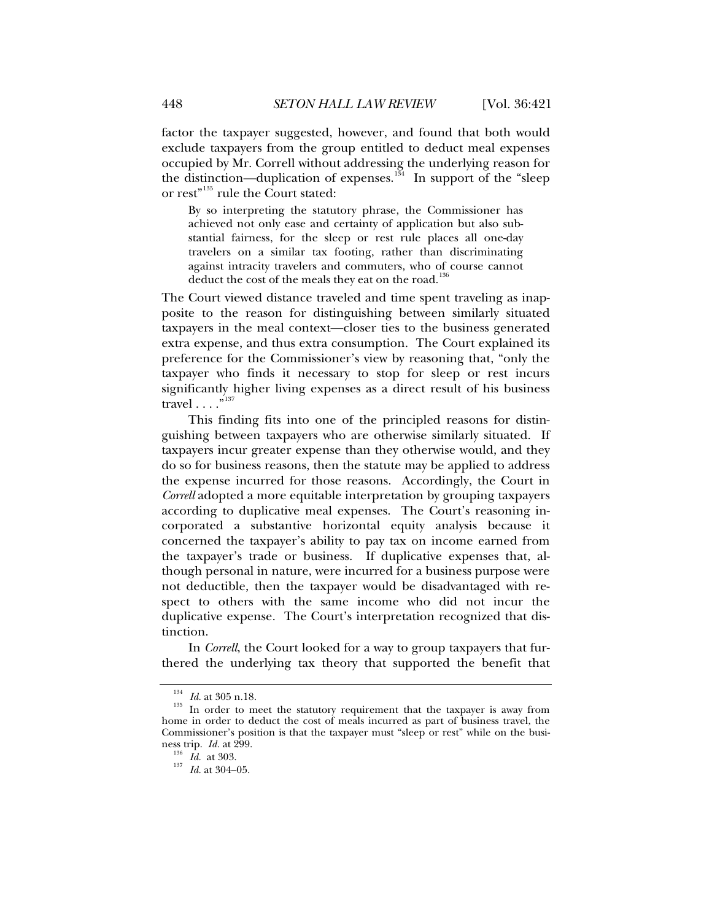factor the taxpayer suggested, however, and found that both would exclude taxpayers from the group entitled to deduct meal expenses occupied by Mr. Correll without addressing the underlying reason for the distinction—duplication of expenses.[134] In support of the "sleep or rest"[135] rule the Court stated:

> By so interpreting the statutory phrase, the Commissioner has achieved not only ease and certainty of application but also substantial fairness, for the sleep or rest rule places all one-day travelers on a similar tax footing, rather than discriminating against intracity travelers and commuters, who of course cannot deduct the cost of the meals they eat on the road.[136]

The Court viewed distance traveled and time spent traveling as inapposite to the reason for distinguishing between similarly situated taxpayers in the meal context—closer ties to the business generated extra expense, and thus extra consumption. The Court explained its preference for the Commissioner's view by reasoning that, "only the taxpayer who finds it necessary to stop for sleep or rest incurs significantly higher living expenses as a direct result of his business travel . . . ."[137]

This finding fits into one of the principled reasons for distinguishing between taxpayers who are otherwise similarly situated. If taxpayers incur greater expense than they otherwise would, and they do so for business reasons, then the statute may be applied to address the expense incurred for those reasons. Accordingly, the Court in *Correll* adopted a more equitable interpretation by grouping taxpayers according to duplicative meal expenses. The Court's reasoning incorporated a substantive horizontal equity analysis because it concerned the taxpayer's ability to pay tax on income earned from the taxpayer's trade or business. If duplicative expenses that, although personal in nature, were incurred for a business purpose were not deductible, then the taxpayer would be disadvantaged with respect to others with the same income who did not incur the duplicative expense. The Court's interpretation recognized that distinction.

In *Correll*, the Court looked for a way to group taxpayers that furthered the underlying tax theory that supported the benefit that

---

[134] *Id.* at 305 n.18.

[135] In order to meet the statutory requirement that the taxpayer is away from home in order to deduct the cost of meals incurred as part of business travel, the Commissioner's position is that the taxpayer must "sleep or rest" while on the business trip. *Id.* at 299.

[136] *Id.* at 303.

[137] *Id.* at 304–05.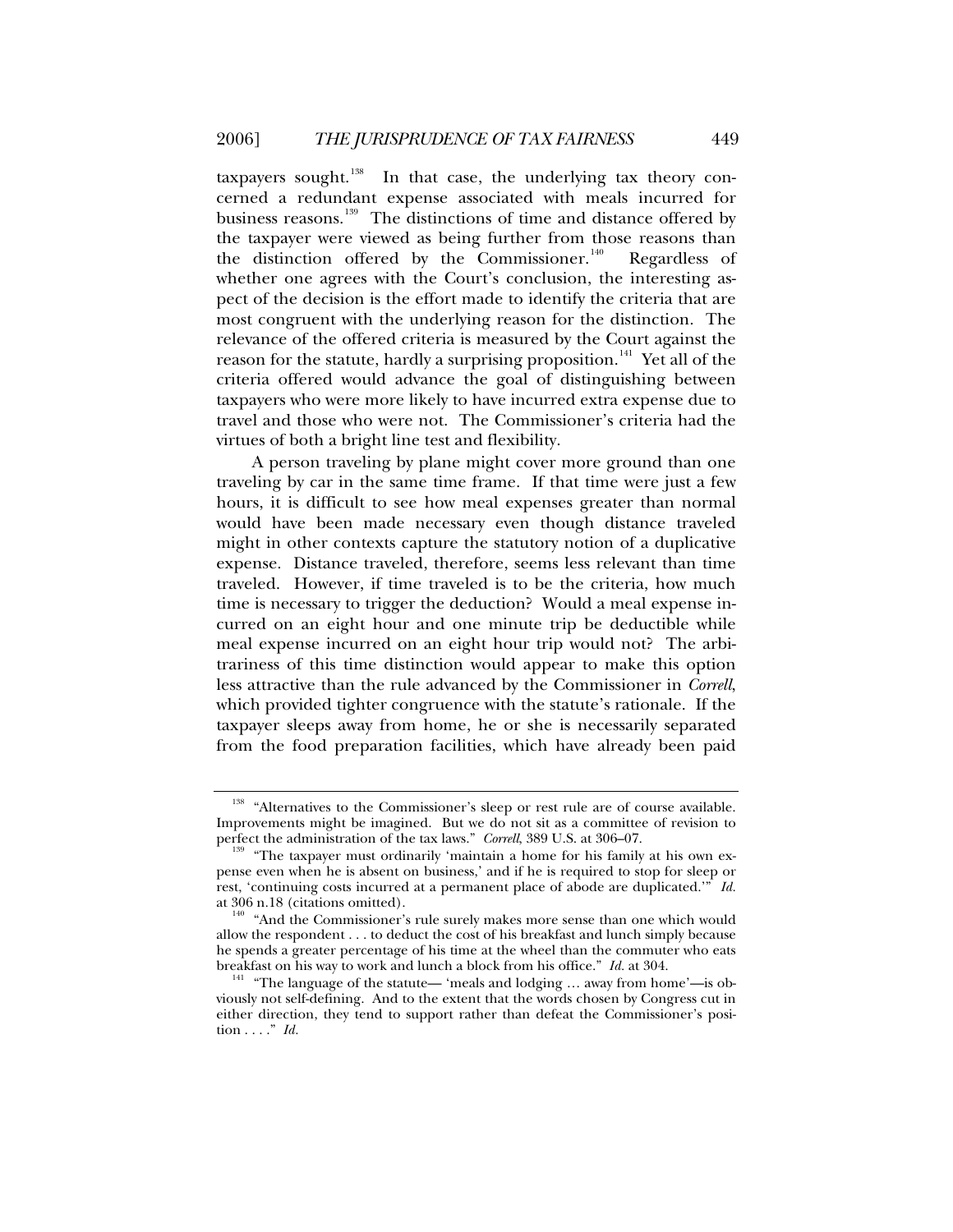taxpayers sought.[138] In that case, the underlying tax theory concerned a redundant expense associated with meals incurred for business reasons.[139] The distinctions of time and distance offered by the taxpayer were viewed as being further from those reasons than the distinction offered by the Commissioner.[140] Regardless of whether one agrees with the Court's conclusion, the interesting aspect of the decision is the effort made to identify the criteria that are most congruent with the underlying reason for the distinction. The relevance of the offered criteria is measured by the Court against the reason for the statute, hardly a surprising proposition.[141] Yet all of the criteria offered would advance the goal of distinguishing between taxpayers who were more likely to have incurred extra expense due to travel and those who were not. The Commissioner's criteria had the virtues of both a bright line test and flexibility.

A person traveling by plane might cover more ground than one traveling by car in the same time frame. If that time were just a few hours, it is difficult to see how meal expenses greater than normal would have been made necessary even though distance traveled might in other contexts capture the statutory notion of a duplicative expense. Distance traveled, therefore, seems less relevant than time traveled. However, if time traveled is to be the criteria, how much time is necessary to trigger the deduction? Would a meal expense incurred on an eight hour and one minute trip be deductible while meal expense incurred on an eight hour trip would not? The arbitrariness of this time distinction would appear to make this option less attractive than the rule advanced by the Commissioner in *Correll*, which provided tighter congruence with the statute's rationale. If the taxpayer sleeps away from home, he or she is necessarily separated from the food preparation facilities, which have already been paid

---

[138] "Alternatives to the Commissioner's sleep or rest rule are of course available. Improvements might be imagined. But we do not sit as a committee of revision to perfect the administration of the tax laws." *Correll*, 389 U.S. at 306–07.

[139] "The taxpayer must ordinarily 'maintain a home for his family at his own expense even when he is absent on business,' and if he is required to stop for sleep or rest, 'continuing costs incurred at a permanent place of abode are duplicated.'" *Id.* at 306 n.18 (citations omitted).

[140] "And the Commissioner's rule surely makes more sense than one which would allow the respondent . . . to deduct the cost of his breakfast and lunch simply because he spends a greater percentage of his time at the wheel than the commuter who eats breakfast on his way to work and lunch a block from his office." *Id.* at 304.

[141] "The language of the statute— 'meals and lodging … away from home'—is obviously not self-defining. And to the extent that the words chosen by Congress cut in either direction, they tend to support rather than defeat the Commissioner's position . . . ." *Id.*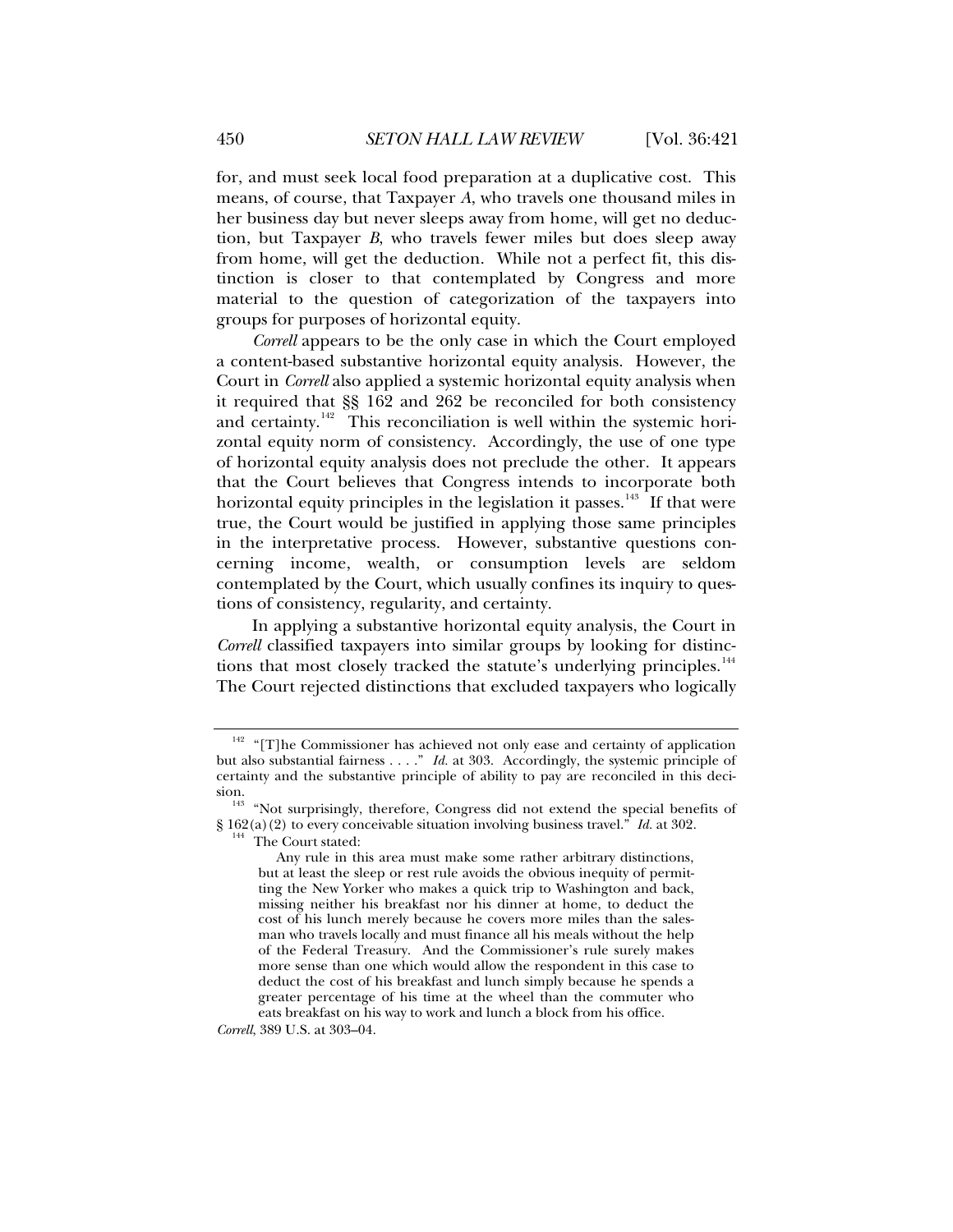for, and must seek local food preparation at a duplicative cost. This means, of course, that Taxpayer *A*, who travels one thousand miles in her business day but never sleeps away from home, will get no deduction, but Taxpayer *B*, who travels fewer miles but does sleep away from home, will get the deduction. While not a perfect fit, this distinction is closer to that contemplated by Congress and more material to the question of categorization of the taxpayers into groups for purposes of horizontal equity.

*Correll* appears to be the only case in which the Court employed a content-based substantive horizontal equity analysis. However, the Court in *Correll* also applied a systemic horizontal equity analysis when it required that §§ 162 and 262 be reconciled for both consistency and certainty.[142] This reconciliation is well within the systemic horizontal equity norm of consistency. Accordingly, the use of one type of horizontal equity analysis does not preclude the other. It appears that the Court believes that Congress intends to incorporate both horizontal equity principles in the legislation it passes.[143] If that were true, the Court would be justified in applying those same principles in the interpretative process. However, substantive questions concerning income, wealth, or consumption levels are seldom contemplated by the Court, which usually confines its inquiry to questions of consistency, regularity, and certainty.

In applying a substantive horizontal equity analysis, the Court in *Correll* classified taxpayers into similar groups by looking for distinctions that most closely tracked the statute's underlying principles.[144] The Court rejected distinctions that excluded taxpayers who logically

---

[142] "[T]he Commissioner has achieved not only ease and certainty of application but also substantial fairness . . . ." *Id.* at 303. Accordingly, the systemic principle of certainty and the substantive principle of ability to pay are reconciled in this decision.

[143] "Not surprisingly, therefore, Congress did not extend the special benefits of § 162(a)(2) to every conceivable situation involving business travel." *Id.* at 302.

[144] The Court stated:

> Any rule in this area must make some rather arbitrary distinctions, but at least the sleep or rest rule avoids the obvious inequity of permitting the New Yorker who makes a quick trip to Washington and back, missing neither his breakfast nor his dinner at home, to deduct the cost of his lunch merely because he covers more miles than the salesman who travels locally and must finance all his meals without the help of the Federal Treasury. And the Commissioner's rule surely makes more sense than one which would allow the respondent in this case to deduct the cost of his breakfast and lunch simply because he spends a greater percentage of his time at the wheel than the commuter who eats breakfast on his way to work and lunch a block from his office.

*Correll*, 389 U.S. at 303–04.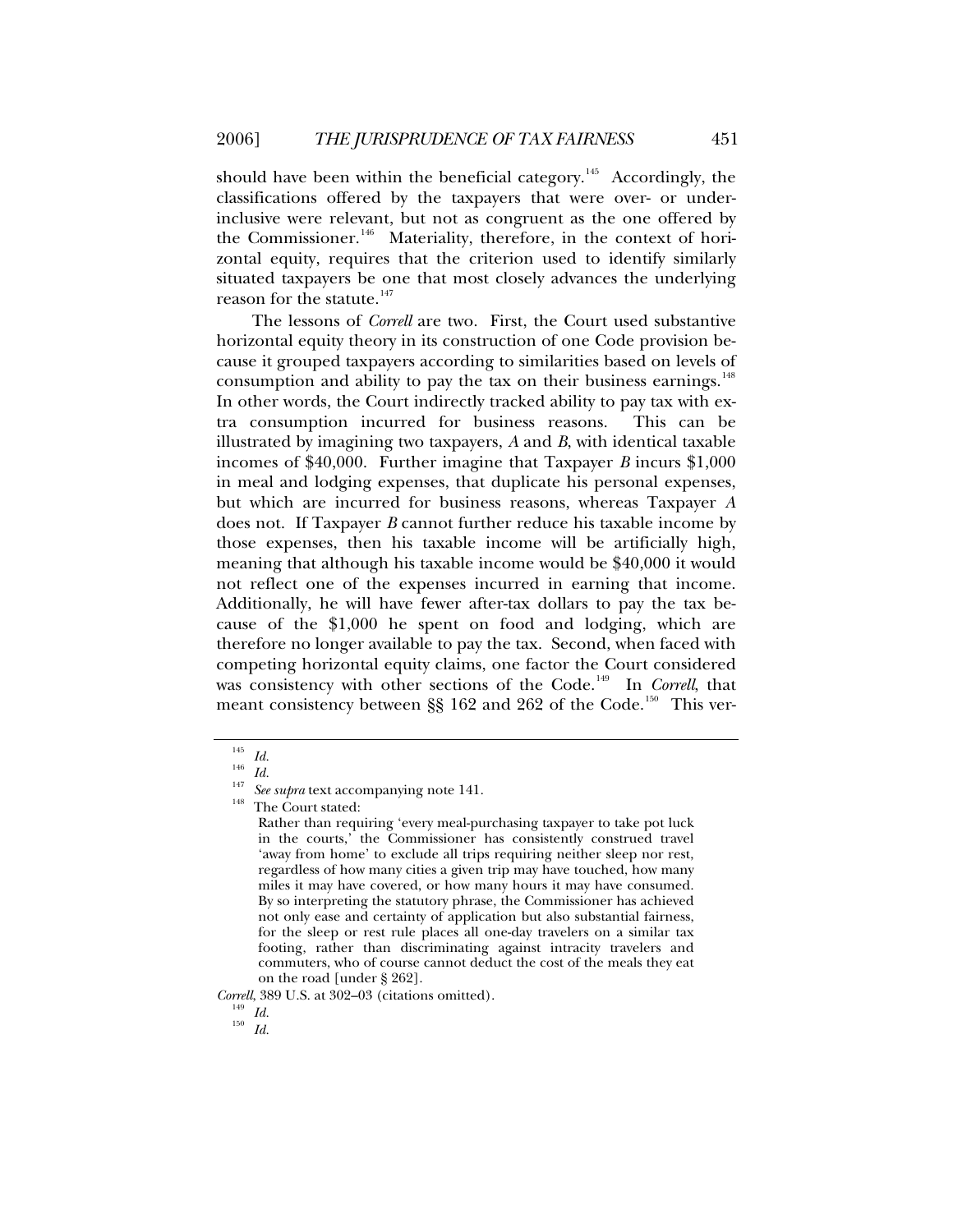should have been within the beneficial category.[145] Accordingly, the classifications offered by the taxpayers that were over- or under-inclusive were relevant, but not as congruent as the one offered by the Commissioner.[146] Materiality, therefore, in the context of horizontal equity, requires that the criterion used to identify similarly situated taxpayers be one that most closely advances the underlying reason for the statute.[147]

The lessons of *Correll* are two. First, the Court used substantive horizontal equity theory in its construction of one Code provision because it grouped taxpayers according to similarities based on levels of consumption and ability to pay the tax on their business earnings.[148] In other words, the Court indirectly tracked ability to pay tax with extra consumption incurred for business reasons. This can be illustrated by imagining two taxpayers, *A* and *B*, with identical taxable incomes of $40,000. Further imagine that Taxpayer *B* incurs $1,000 in meal and lodging expenses, that duplicate his personal expenses, but which are incurred for business reasons, whereas Taxpayer *A* does not. If Taxpayer *B* cannot further reduce his taxable income by those expenses, then his taxable income will be artificially high, meaning that although his taxable income would be $40,000 it would not reflect one of the expenses incurred in earning that income. Additionally, he will have fewer after-tax dollars to pay the tax because of the $1,000 he spent on food and lodging, which are therefore no longer available to pay the tax. Second, when faced with competing horizontal equity claims, one factor the Court considered was consistency with other sections of the Code.[149] In *Correll*, that meant consistency between §§ 162 and 262 of the Code.[150] This ver-

---

[145] *Id.*

[146] *Id.*

[147] *See supra* text accompanying note 141.

[148] The Court stated:

> Rather than requiring 'every meal-purchasing taxpayer to take pot luck in the courts,' the Commissioner has consistently construed travel 'away from home' to exclude all trips requiring neither sleep nor rest, regardless of how many cities a given trip may have touched, how many miles it may have covered, or how many hours it may have consumed. By so interpreting the statutory phrase, the Commissioner has achieved not only ease and certainty of application but also substantial fairness, for the sleep or rest rule places all one-day travelers on a similar tax footing, rather than discriminating against intracity travelers and commuters, who of course cannot deduct the cost of the meals they eat on the road [under § 262].

*Correll*, 389 U.S. at 302–03 (citations omitted).

[149] *Id.*

[150] *Id.*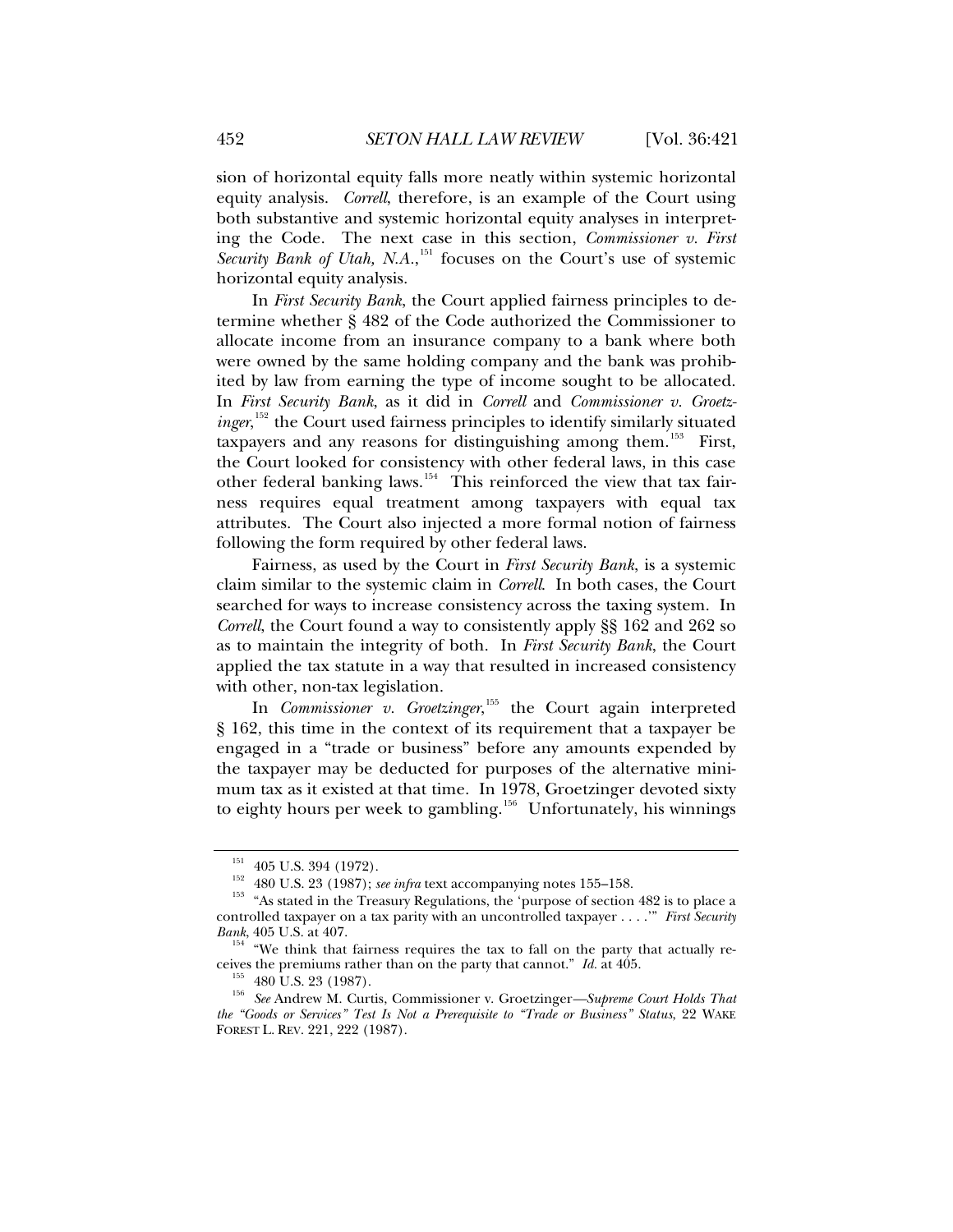sion of horizontal equity falls more neatly within systemic horizontal equity analysis. *Correll*, therefore, is an example of the Court using both substantive and systemic horizontal equity analyses in interpreting the Code. The next case in this section, *Commissioner v. First Security Bank of Utah, N.A.*,[151] focuses on the Court's use of systemic horizontal equity analysis.

In *First Security Bank*, the Court applied fairness principles to determine whether § 482 of the Code authorized the Commissioner to allocate income from an insurance company to a bank where both were owned by the same holding company and the bank was prohibited by law from earning the type of income sought to be allocated. In *First Security Bank*, as it did in *Correll* and *Commissioner v. Groetzinger*,[152] the Court used fairness principles to identify similarly situated taxpayers and any reasons for distinguishing among them.[153] First, the Court looked for consistency with other federal laws, in this case other federal banking laws.[154] This reinforced the view that tax fairness requires equal treatment among taxpayers with equal tax attributes. The Court also injected a more formal notion of fairness following the form required by other federal laws.

Fairness, as used by the Court in *First Security Bank*, is a systemic claim similar to the systemic claim in *Correll*. In both cases, the Court searched for ways to increase consistency across the taxing system. In *Correll*, the Court found a way to consistently apply §§ 162 and 262 so as to maintain the integrity of both. In *First Security Bank*, the Court applied the tax statute in a way that resulted in increased consistency with other, non-tax legislation.

In *Commissioner v. Groetzinger*,[155] the Court again interpreted § 162, this time in the context of its requirement that a taxpayer be engaged in a "trade or business" before any amounts expended by the taxpayer may be deducted for purposes of the alternative minimum tax as it existed at that time. In 1978, Groetzinger devoted sixty to eighty hours per week to gambling.[156] Unfortunately, his winnings

---

[151] 405 U.S. 394 (1972).

[152] 480 U.S. 23 (1987); *see infra* text accompanying notes 155–158.

[153] "As stated in the Treasury Regulations, the 'purpose of section 482 is to place a controlled taxpayer on a tax parity with an uncontrolled taxpayer . . . .'" *First Security Bank*, 405 U.S. at 407.

[154] "We think that fairness requires the tax to fall on the party that actually receives the premiums rather than on the party that cannot." *Id.* at 405.

[155] 480 U.S. 23 (1987).

[156] *See* Andrew M. Curtis, Commissioner v. Groetzinger—*Supreme Court Holds That the "Goods or Services" Test Is Not a Prerequisite to "Trade or Business" Status*, 22 WAKE FOREST L. REV. 221, 222 (1987).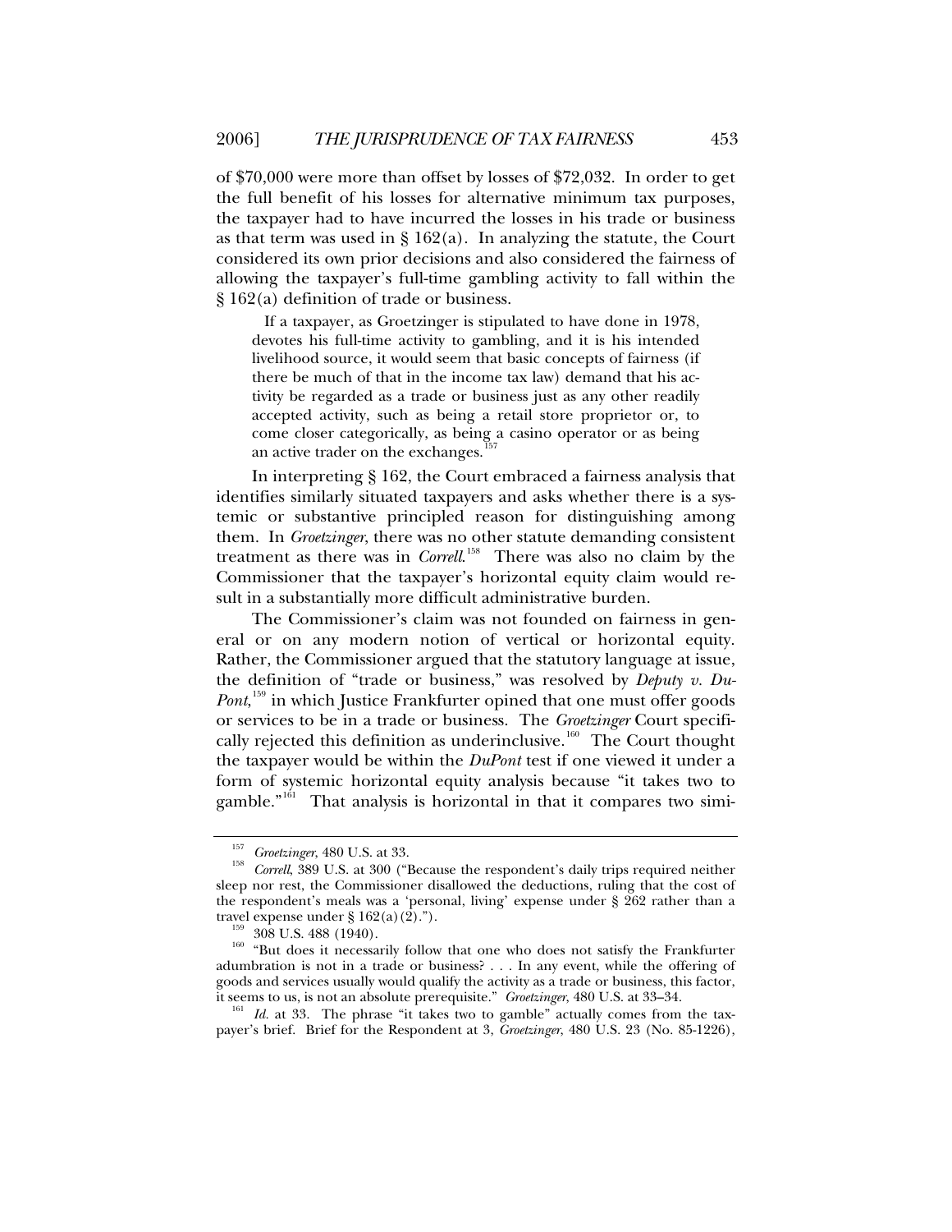of $70,000 were more than offset by losses of $72,032. In order to get the full benefit of his losses for alternative minimum tax purposes, the taxpayer had to have incurred the losses in his trade or business as that term was used in § 162(a). In analyzing the statute, the Court considered its own prior decisions and also considered the fairness of allowing the taxpayer's full-time gambling activity to fall within the § 162(a) definition of trade or business.

> If a taxpayer, as Groetzinger is stipulated to have done in 1978, devotes his full-time activity to gambling, and it is his intended livelihood source, it would seem that basic concepts of fairness (if there be much of that in the income tax law) demand that his activity be regarded as a trade or business just as any other readily accepted activity, such as being a retail store proprietor or, to come closer categorically, as being a casino operator or as being an active trader on the exchanges.[157]

In interpreting § 162, the Court embraced a fairness analysis that identifies similarly situated taxpayers and asks whether there is a systemic or substantive principled reason for distinguishing among them. In *Groetzinger*, there was no other statute demanding consistent treatment as there was in *Correll*.[158] There was also no claim by the Commissioner that the taxpayer's horizontal equity claim would result in a substantially more difficult administrative burden.

The Commissioner's claim was not founded on fairness in general or on any modern notion of vertical or horizontal equity. Rather, the Commissioner argued that the statutory language at issue, the definition of "trade or business," was resolved by *Deputy v. DuPont*,[159] in which Justice Frankfurter opined that one must offer goods or services to be in a trade or business. The *Groetzinger* Court specifically rejected this definition as underinclusive.[160] The Court thought the taxpayer would be within the *DuPont* test if one viewed it under a form of systemic horizontal equity analysis because "it takes two to gamble."[161] That analysis is horizontal in that it compares two simi-

---

[157] *Groetzinger*, 480 U.S. at 33.

[158] *Correll*, 389 U.S. at 300 ("Because the respondent's daily trips required neither sleep nor rest, the Commissioner disallowed the deductions, ruling that the cost of the respondent's meals was a 'personal, living' expense under § 262 rather than a travel expense under § 162(a)(2).").

[159] 308 U.S. 488 (1940).

[160] "But does it necessarily follow that one who does not satisfy the Frankfurter adumbration is not in a trade or business? . . . In any event, while the offering of goods and services usually would qualify the activity as a trade or business, this factor, it seems to us, is not an absolute prerequisite." *Groetzinger*, 480 U.S. at 33–34.

[161] *Id.* at 33. The phrase "it takes two to gamble" actually comes from the taxpayer's brief. Brief for the Respondent at 3, *Groetzinger*, 480 U.S. 23 (No. 85-1226),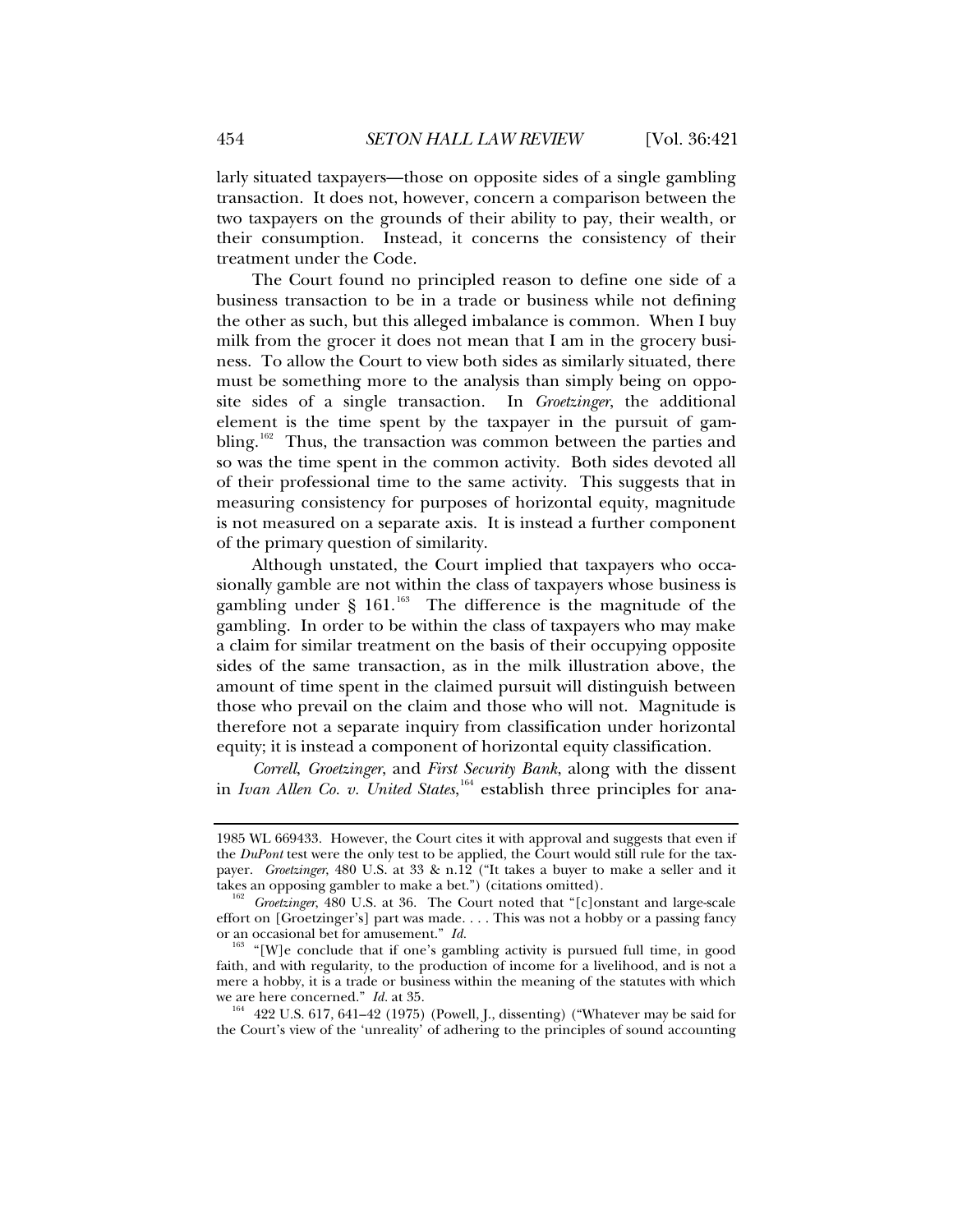larly situated taxpayers—those on opposite sides of a single gambling transaction. It does not, however, concern a comparison between the two taxpayers on the grounds of their ability to pay, their wealth, or their consumption. Instead, it concerns the consistency of their treatment under the Code.

The Court found no principled reason to define one side of a business transaction to be in a trade or business while not defining the other as such, but this alleged imbalance is common. When I buy milk from the grocer it does not mean that I am in the grocery business. To allow the Court to view both sides as similarly situated, there must be something more to the analysis than simply being on opposite sides of a single transaction. In *Groetzinger*, the additional element is the time spent by the taxpayer in the pursuit of gambling.[162] Thus, the transaction was common between the parties and so was the time spent in the common activity. Both sides devoted all of their professional time to the same activity. This suggests that in measuring consistency for purposes of horizontal equity, magnitude is not measured on a separate axis. It is instead a further component of the primary question of similarity.

Although unstated, the Court implied that taxpayers who occasionally gamble are not within the class of taxpayers whose business is gambling under § 161.[163] The difference is the magnitude of the gambling. In order to be within the class of taxpayers who may make a claim for similar treatment on the basis of their occupying opposite sides of the same transaction, as in the milk illustration above, the amount of time spent in the claimed pursuit will distinguish between those who prevail on the claim and those who will not. Magnitude is therefore not a separate inquiry from classification under horizontal equity; it is instead a component of horizontal equity classification.

*Correll*, *Groetzinger*, and *First Security Bank*, along with the dissent in *Ivan Allen Co. v. United States*,[164] establish three principles for ana-

---

1985 WL 669433. However, the Court cites it with approval and suggests that even if the *DuPont* test were the only test to be applied, the Court would still rule for the taxpayer. *Groetzinger*, 480 U.S. at 33 & n.12 ("It takes a buyer to make a seller and it takes an opposing gambler to make a bet.") (citations omitted).

[162] *Groetzinger*, 480 U.S. at 36. The Court noted that "[c]onstant and large-scale effort on [Groetzinger's] part was made. . . . This was not a hobby or a passing fancy or an occasional bet for amusement." *Id.*

[163] "[W]e conclude that if one's gambling activity is pursued full time, in good faith, and with regularity, to the production of income for a livelihood, and is not a mere a hobby, it is a trade or business within the meaning of the statutes with which we are here concerned." *Id.* at 35.

[164] 422 U.S. 617, 641–42 (1975) (Powell, J., dissenting) ("Whatever may be said for the Court's view of the 'unreality' of adhering to the principles of sound accounting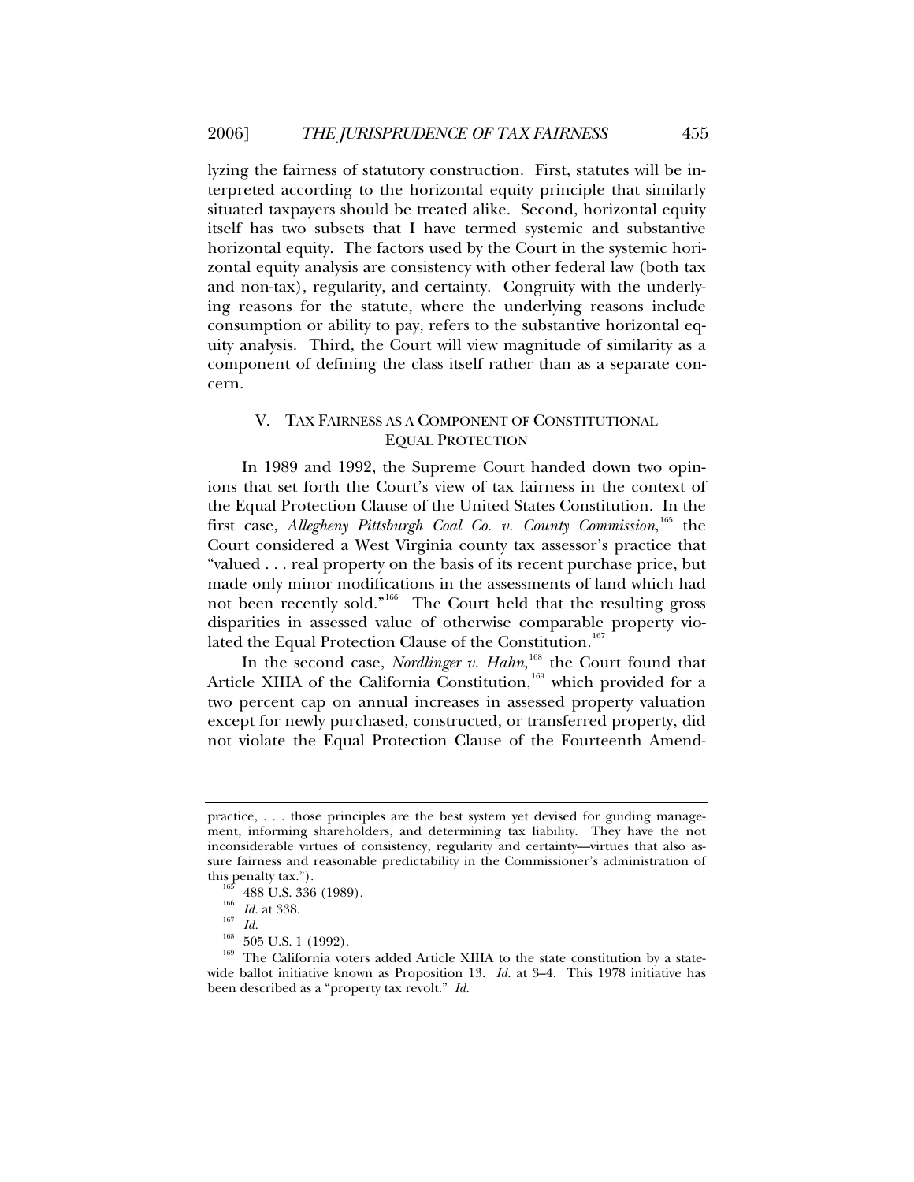lyzing the fairness of statutory construction. First, statutes will be interpreted according to the horizontal equity principle that similarly situated taxpayers should be treated alike. Second, horizontal equity itself has two subsets that I have termed systemic and substantive horizontal equity. The factors used by the Court in the systemic horizontal equity analysis are consistency with other federal law (both tax and non-tax), regularity, and certainty. Congruity with the underlying reasons for the statute, where the underlying reasons include consumption or ability to pay, refers to the substantive horizontal equity analysis. Third, the Court will view magnitude of similarity as a component of defining the class itself rather than as a separate concern.

## V. TAX FAIRNESS AS A COMPONENT OF CONSTITUTIONAL EQUAL PROTECTION

In 1989 and 1992, the Supreme Court handed down two opinions that set forth the Court's view of tax fairness in the context of the Equal Protection Clause of the United States Constitution. In the first case, *Allegheny Pittsburgh Coal Co. v. County Commission*,[165] the Court considered a West Virginia county tax assessor's practice that "valued . . . real property on the basis of its recent purchase price, but made only minor modifications in the assessments of land which had not been recently sold."[166] The Court held that the resulting gross disparities in assessed value of otherwise comparable property violated the Equal Protection Clause of the Constitution.[167]

In the second case, *Nordlinger v. Hahn*,[168] the Court found that Article XIIIA of the California Constitution,[169] which provided for a two percent cap on annual increases in assessed property valuation except for newly purchased, constructed, or transferred property, did not violate the Equal Protection Clause of the Fourteenth Amend-

---

practice, . . . those principles are the best system yet devised for guiding management, informing shareholders, and determining tax liability. They have the not inconsiderable virtues of consistency, regularity and certainty—virtues that also assure fairness and reasonable predictability in the Commissioner's administration of this penalty tax.").

[165] 488 U.S. 336 (1989).

[166] *Id.* at 338.

[167] *Id.*

[168] 505 U.S. 1 (1992).

[169] The California voters added Article XIIIA to the state constitution by a statewide ballot initiative known as Proposition 13. *Id.* at 3–4. This 1978 initiative has been described as a "property tax revolt." *Id.*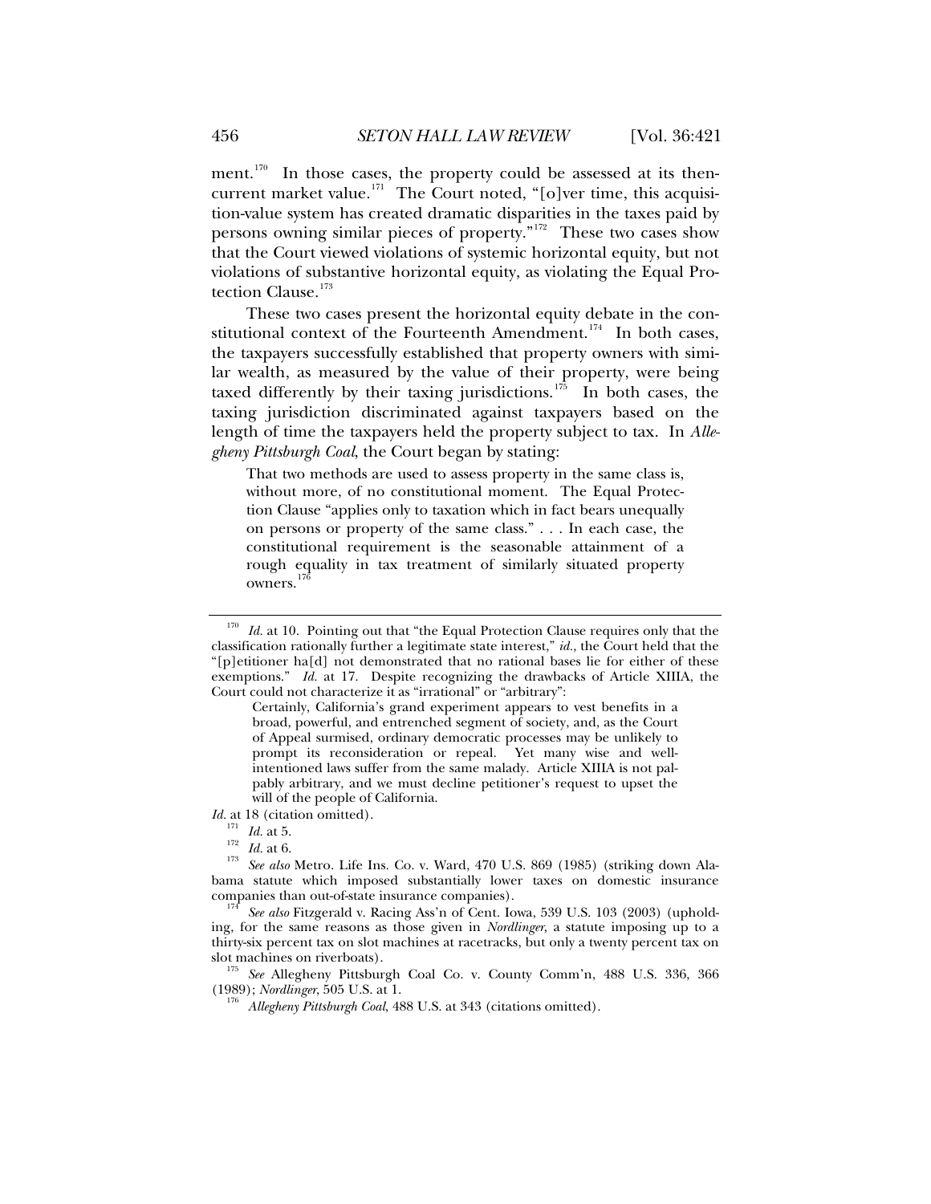ment.[170] In those cases, the property could be assessed at its then-current market value.[171] The Court noted, "[o]ver time, this acquisition-value system has created dramatic disparities in the taxes paid by persons owning similar pieces of property."[172] These two cases show that the Court viewed violations of systemic horizontal equity, but not violations of substantive horizontal equity, as violating the Equal Protection Clause.[173]

These two cases present the horizontal equity debate in the constitutional context of the Fourteenth Amendment.[174] In both cases, the taxpayers successfully established that property owners with similar wealth, as measured by the value of their property, were being taxed differently by their taxing jurisdictions.[175] In both cases, the taxing jurisdiction discriminated against taxpayers based on the length of time the taxpayers held the property subject to tax. In *Allegheny Pittsburgh Coal*, the Court began by stating:

> That two methods are used to assess property in the same class is, without more, of no constitutional moment. The Equal Protection Clause "applies only to taxation which in fact bears unequally on persons or property of the same class." . . . In each case, the constitutional requirement is the seasonable attainment of a rough equality in tax treatment of similarly situated property owners.[176]

---

[170] *Id.* at 10. Pointing out that "the Equal Protection Clause requires only that the classification rationally further a legitimate state interest," *id.*, the Court held that the "[p]etitioner ha[d] not demonstrated that no rational bases lie for either of these exemptions." *Id.* at 17. Despite recognizing the drawbacks of Article XIIIA, the Court could not characterize it as "irrational" or "arbitrary":

> Certainly, California's grand experiment appears to vest benefits in a broad, powerful, and entrenched segment of society, and, as the Court of Appeal surmised, ordinary democratic processes may be unlikely to prompt its reconsideration or repeal. Yet many wise and well-intentioned laws suffer from the same malady. Article XIIIA is not palpably arbitrary, and we must decline petitioner's request to upset the will of the people of California.

*Id.* at 18 (citation omitted).

[171] *Id.* at 5.

[172] *Id.* at 6.

[173] *See also* Metro. Life Ins. Co. v. Ward, 470 U.S. 869 (1985) (striking down Alabama statute which imposed substantially lower taxes on domestic insurance companies than out-of-state insurance companies).

[174] *See also* Fitzgerald v. Racing Ass'n of Cent. Iowa, 539 U.S. 103 (2003) (upholding, for the same reasons as those given in *Nordlinger*, a statute imposing up to a thirty-six percent tax on slot machines at racetracks, but only a twenty percent tax on slot machines on riverboats).

[175] *See* Allegheny Pittsburgh Coal Co. v. County Comm'n, 488 U.S. 336, 366 (1989); *Nordlinger*, 505 U.S. at 1.

[176] *Allegheny Pittsburgh Coal*, 488 U.S. at 343 (citations omitted).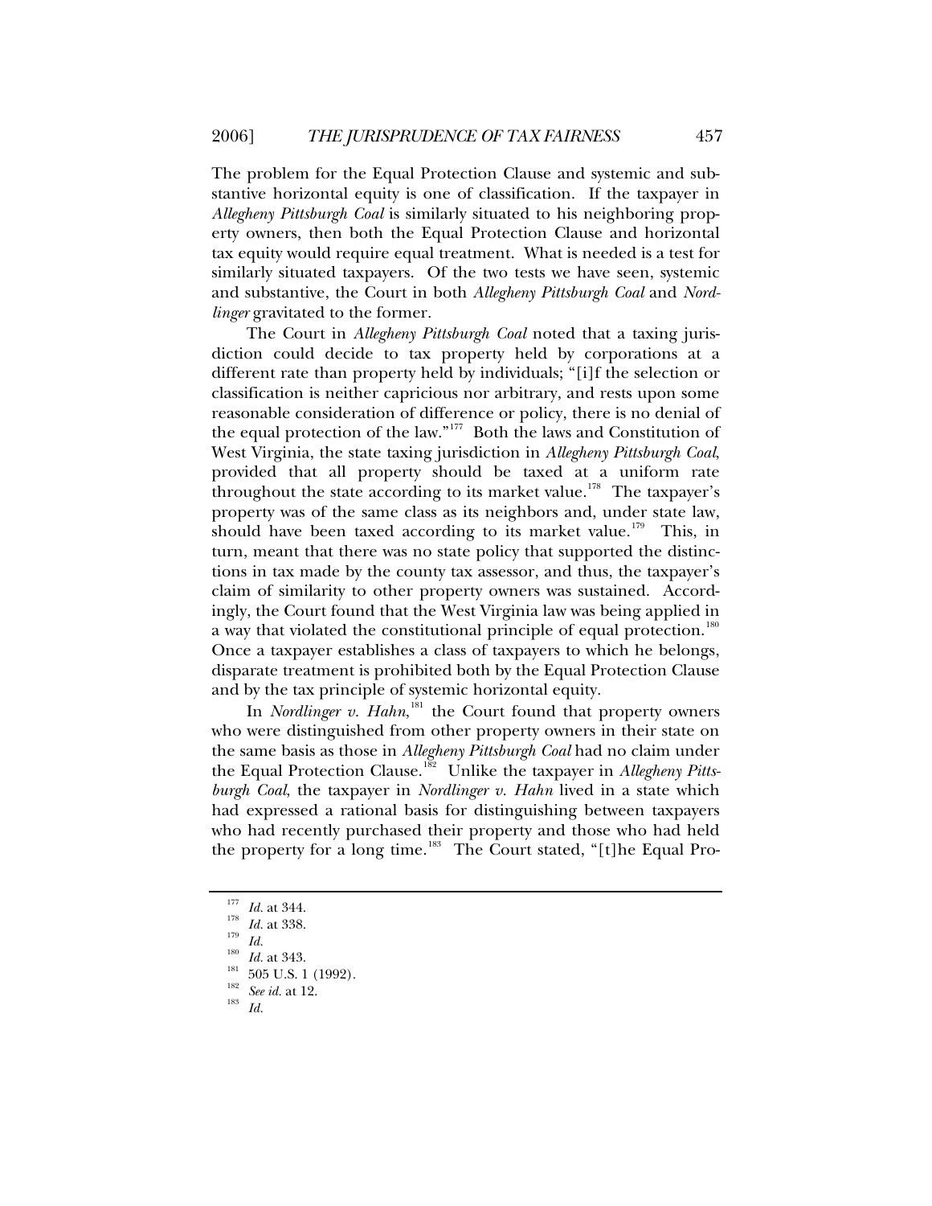The problem for the Equal Protection Clause and systemic and substantive horizontal equity is one of classification. If the taxpayer in *Allegheny Pittsburgh Coal* is similarly situated to his neighboring property owners, then both the Equal Protection Clause and horizontal tax equity would require equal treatment. What is needed is a test for similarly situated taxpayers. Of the two tests we have seen, systemic and substantive, the Court in both *Allegheny Pittsburgh Coal* and *Nordlinger* gravitated to the former.

The Court in *Allegheny Pittsburgh Coal* noted that a taxing jurisdiction could decide to tax property held by corporations at a different rate than property held by individuals; "[i]f the selection or classification is neither capricious nor arbitrary, and rests upon some reasonable consideration of difference or policy, there is no denial of the equal protection of the law."[177] Both the laws and Constitution of West Virginia, the state taxing jurisdiction in *Allegheny Pittsburgh Coal*, provided that all property should be taxed at a uniform rate throughout the state according to its market value.[178] The taxpayer's property was of the same class as its neighbors and, under state law, should have been taxed according to its market value.[179] This, in turn, meant that there was no state policy that supported the distinctions in tax made by the county tax assessor, and thus, the taxpayer's claim of similarity to other property owners was sustained. Accordingly, the Court found that the West Virginia law was being applied in a way that violated the constitutional principle of equal protection.[180] Once a taxpayer establishes a class of taxpayers to which he belongs, disparate treatment is prohibited both by the Equal Protection Clause and by the tax principle of systemic horizontal equity.

In *Nordlinger v. Hahn*,[181] the Court found that property owners who were distinguished from other property owners in their state on the same basis as those in *Allegheny Pittsburgh Coal* had no claim under the Equal Protection Clause.[182] Unlike the taxpayer in *Allegheny Pittsburgh Coal*, the taxpayer in *Nordlinger v. Hahn* lived in a state which had expressed a rational basis for distinguishing between taxpayers who had recently purchased their property and those who had held the property for a long time.[183] The Court stated, "[t]he Equal Pro-

---

[177] *Id.* at 344.

[178] *Id.* at 338.

[179] *Id.*

[180] *Id.* at 343.

[181] 505 U.S. 1 (1992).

[182] *See id.* at 12.

[183] *Id.*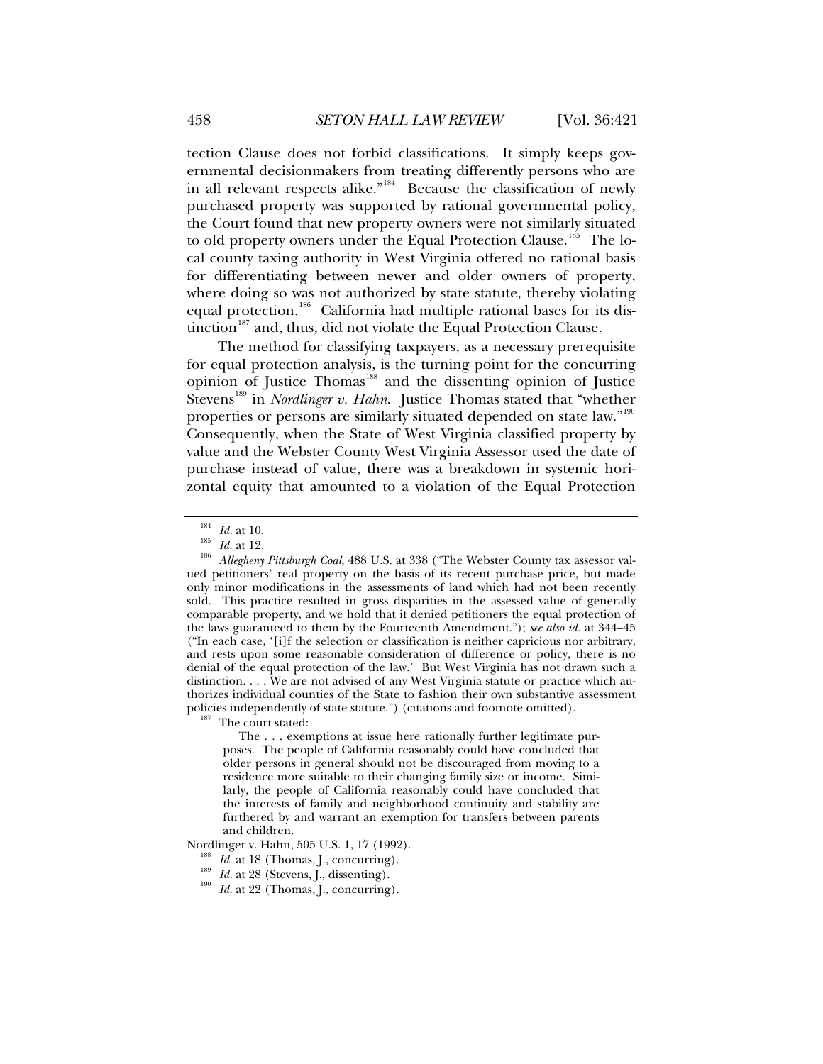tection Clause does not forbid classifications. It simply keeps governmental decisionmakers from treating differently persons who are in all relevant respects alike."[184] Because the classification of newly purchased property was supported by rational governmental policy, the Court found that new property owners were not similarly situated to old property owners under the Equal Protection Clause.[185] The local county taxing authority in West Virginia offered no rational basis for differentiating between newer and older owners of property, where doing so was not authorized by state statute, thereby violating equal protection.[186] California had multiple rational bases for its distinction[187] and, thus, did not violate the Equal Protection Clause.

The method for classifying taxpayers, as a necessary prerequisite for equal protection analysis, is the turning point for the concurring opinion of Justice Thomas[188] and the dissenting opinion of Justice Stevens[189] in *Nordlinger v. Hahn*. Justice Thomas stated that "whether properties or persons are similarly situated depended on state law."[190] Consequently, when the State of West Virginia classified property by value and the Webster County West Virginia Assessor used the date of purchase instead of value, there was a breakdown in systemic horizontal equity that amounted to a violation of the Equal Protection

---

[184] *Id.* at 10.

[185] *Id.* at 12.

[186] *Allegheny Pittsburgh Coal*, 488 U.S. at 338 ("The Webster County tax assessor valued petitioners' real property on the basis of its recent purchase price, but made only minor modifications in the assessments of land which had not been recently sold. This practice resulted in gross disparities in the assessed value of generally comparable property, and we hold that it denied petitioners the equal protection of the laws guaranteed to them by the Fourteenth Amendment."); *see also id.* at 344–45 ("In each case, '[i]f the selection or classification is neither capricious nor arbitrary, and rests upon some reasonable consideration of difference or policy, there is no denial of the equal protection of the law.' But West Virginia has not drawn such a distinction. . . . We are not advised of any West Virginia statute or practice which authorizes individual counties of the State to fashion their own substantive assessment policies independently of state statute.") (citations and footnote omitted).

[187] The court stated:

> The . . . exemptions at issue here rationally further legitimate purposes. The people of California reasonably could have concluded that older persons in general should not be discouraged from moving to a residence more suitable to their changing family size or income. Similarly, the people of California reasonably could have concluded that the interests of family and neighborhood continuity and stability are furthered by and warrant an exemption for transfers between parents and children.

Nordlinger v. Hahn, 505 U.S. 1, 17 (1992).

[188] *Id.* at 18 (Thomas, J., concurring).

[189] *Id.* at 28 (Stevens, J., dissenting).

[190] *Id.* at 22 (Thomas, J., concurring).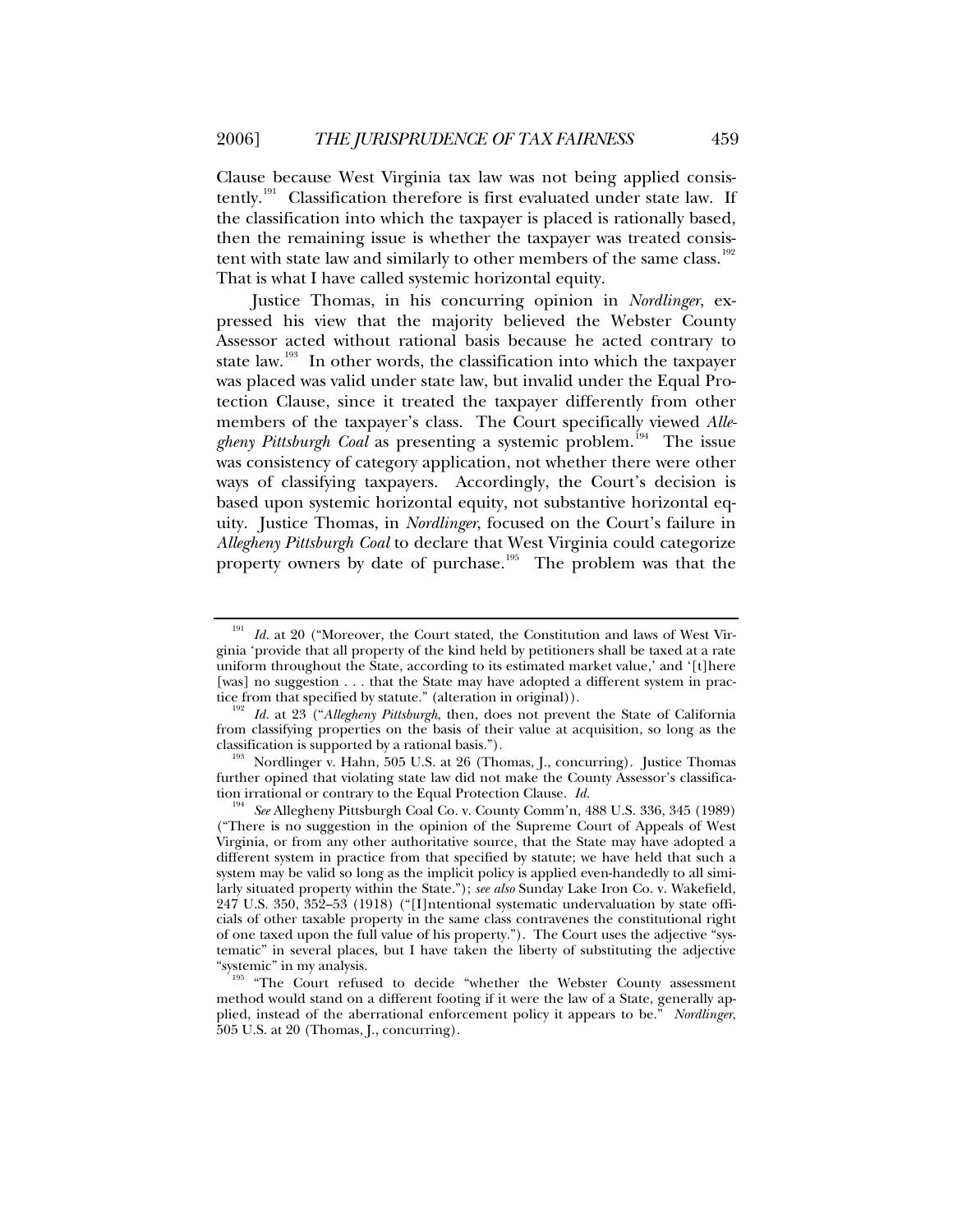Clause because West Virginia tax law was not being applied consistently.[191] Classification therefore is first evaluated under state law. If the classification into which the taxpayer is placed is rationally based, then the remaining issue is whether the taxpayer was treated consistent with state law and similarly to other members of the same class.[192] That is what I have called systemic horizontal equity.

Justice Thomas, in his concurring opinion in *Nordlinger*, expressed his view that the majority believed the Webster County Assessor acted without rational basis because he acted contrary to state law.[193] In other words, the classification into which the taxpayer was placed was valid under state law, but invalid under the Equal Protection Clause, since it treated the taxpayer differently from other members of the taxpayer's class. The Court specifically viewed *Allegheny Pittsburgh Coal* as presenting a systemic problem.[194] The issue was consistency of category application, not whether there were other ways of classifying taxpayers. Accordingly, the Court's decision is based upon systemic horizontal equity, not substantive horizontal equity. Justice Thomas, in *Nordlinger*, focused on the Court's failure in *Allegheny Pittsburgh Coal* to declare that West Virginia could categorize property owners by date of purchase.[195] The problem was that the

---

[191] *Id.* at 20 ("Moreover, the Court stated, the Constitution and laws of West Virginia 'provide that all property of the kind held by petitioners shall be taxed at a rate uniform throughout the State, according to its estimated market value,' and '[t]here [was] no suggestion . . . that the State may have adopted a different system in practice from that specified by statute." (alteration in original)).

[192] *Id.* at 23 ("*Allegheny Pittsburgh*, then, does not prevent the State of California from classifying properties on the basis of their value at acquisition, so long as the classification is supported by a rational basis.").

[193] Nordlinger v. Hahn, 505 U.S. at 26 (Thomas, J., concurring). Justice Thomas further opined that violating state law did not make the County Assessor's classification irrational or contrary to the Equal Protection Clause. *Id.*

[194] *See* Allegheny Pittsburgh Coal Co. v. County Comm'n, 488 U.S. 336, 345 (1989) ("There is no suggestion in the opinion of the Supreme Court of Appeals of West Virginia, or from any other authoritative source, that the State may have adopted a different system in practice from that specified by statute; we have held that such a system may be valid so long as the implicit policy is applied even-handedly to all similarly situated property within the State."); *see also* Sunday Lake Iron Co. v. Wakefield, 247 U.S. 350, 352–53 (1918) ("[I]ntentional systematic undervaluation by state officials of other taxable property in the same class contravenes the constitutional right of one taxed upon the full value of his property."). The Court uses the adjective "systematic" in several places, but I have taken the liberty of substituting the adjective "systemic" in my analysis.

[195] "The Court refused to decide "whether the Webster County assessment method would stand on a different footing if it were the law of a State, generally applied, instead of the aberrational enforcement policy it appears to be." *Nordlinger*, 505 U.S. at 20 (Thomas, J., concurring).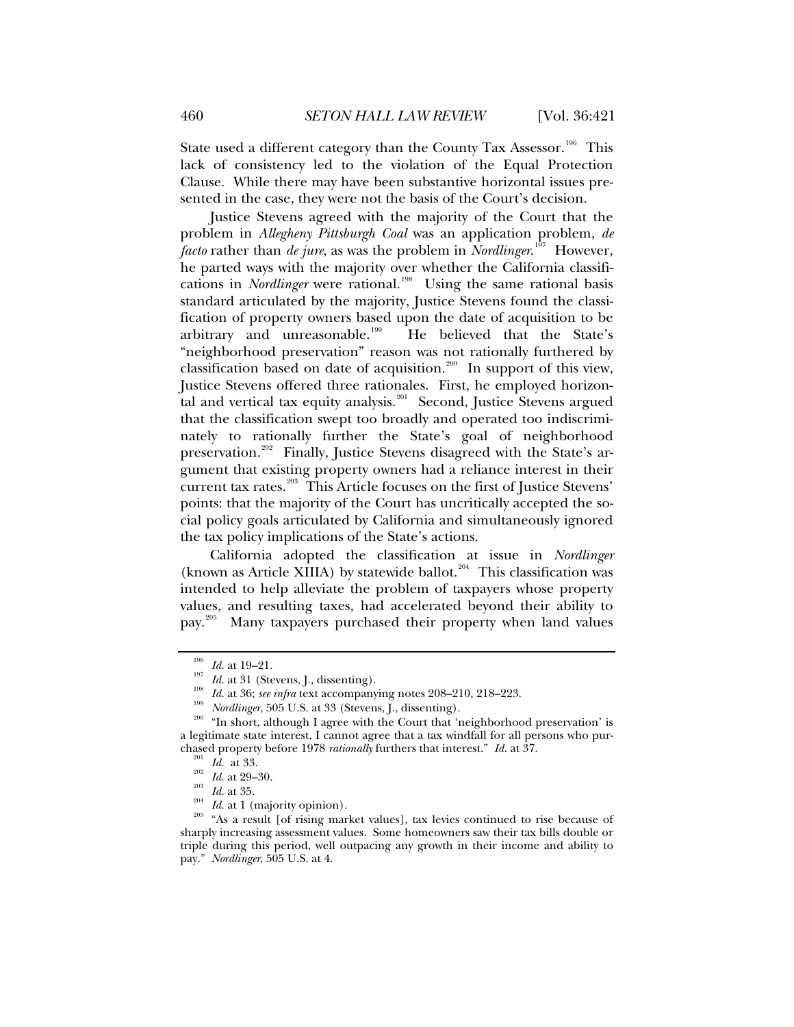State used a different category than the County Tax Assessor.[196] This lack of consistency led to the violation of the Equal Protection Clause. While there may have been substantive horizontal issues presented in the case, they were not the basis of the Court's decision.

Justice Stevens agreed with the majority of the Court that the problem in *Allegheny Pittsburgh Coal* was an application problem, *de facto* rather than *de jure*, as was the problem in *Nordlinger*.[197] However, he parted ways with the majority over whether the California classifications in *Nordlinger* were rational.[198] Using the same rational basis standard articulated by the majority, Justice Stevens found the classification of property owners based upon the date of acquisition to be arbitrary and unreasonable.[199] He believed that the State's "neighborhood preservation" reason was not rationally furthered by classification based on date of acquisition.[200] In support of this view, Justice Stevens offered three rationales. First, he employed horizontal and vertical tax equity analysis.[201] Second, Justice Stevens argued that the classification swept too broadly and operated too indiscriminately to rationally further the State's goal of neighborhood preservation.[202] Finally, Justice Stevens disagreed with the State's argument that existing property owners had a reliance interest in their current tax rates.[203] This Article focuses on the first of Justice Stevens' points: that the majority of the Court has uncritically accepted the social policy goals articulated by California and simultaneously ignored the tax policy implications of the State's actions.

California adopted the classification at issue in *Nordlinger* (known as Article XIIIA) by statewide ballot.[204] This classification was intended to help alleviate the problem of taxpayers whose property values, and resulting taxes, had accelerated beyond their ability to pay.[205] Many taxpayers purchased their property when land values

---

[196] *Id.* at 19–21.

[197] *Id.* at 31 (Stevens, J., dissenting).

[198] *Id.* at 36; *see infra* text accompanying notes 208–210, 218–223.

[199] *Nordlinger*, 505 U.S. at 33 (Stevens, J., dissenting).

[200] "In short, although I agree with the Court that 'neighborhood preservation' is a legitimate state interest, I cannot agree that a tax windfall for all persons who purchased property before 1978 *rationally* furthers that interest." *Id.* at 37.

[201] *Id.* at 33.

[202] *Id.* at 29–30.

[203] *Id.* at 35.

[204] *Id.* at 1 (majority opinion).

[205] "As a result [of rising market values], tax levies continued to rise because of sharply increasing assessment values. Some homeowners saw their tax bills double or triple during this period, well outpacing any growth in their income and ability to pay." *Nordlinger*, 505 U.S. at 4.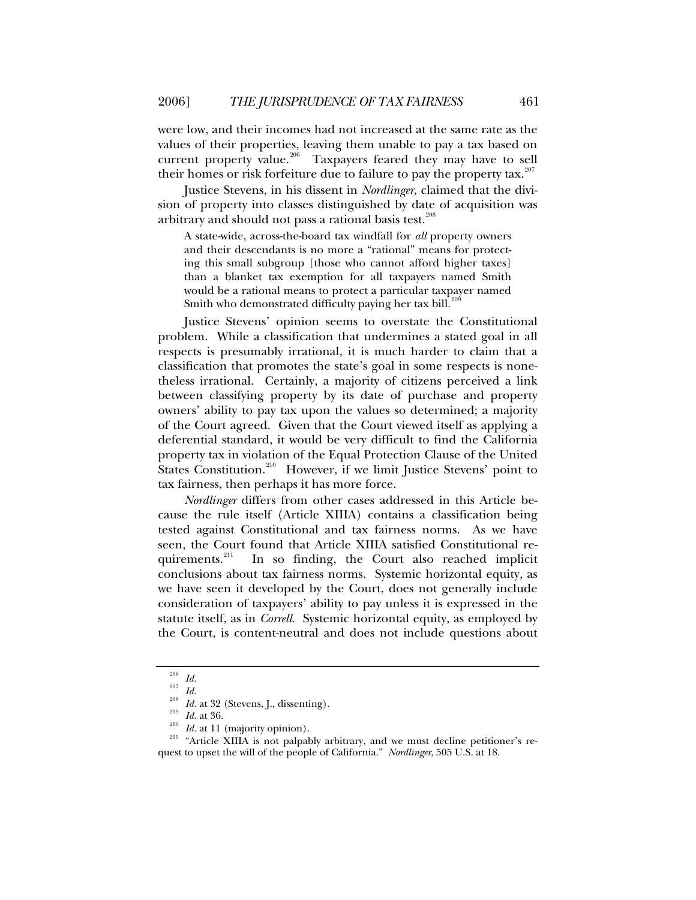were low, and their incomes had not increased at the same rate as the values of their properties, leaving them unable to pay a tax based on current property value.[206] Taxpayers feared they may have to sell their homes or risk forfeiture due to failure to pay the property tax.[207]

Justice Stevens, in his dissent in *Nordlinger*, claimed that the division of property into classes distinguished by date of acquisition was arbitrary and should not pass a rational basis test.[208]

> A state-wide, across-the-board tax windfall for *all* property owners and their descendants is no more a "rational" means for protecting this small subgroup [those who cannot afford higher taxes] than a blanket tax exemption for all taxpayers named Smith would be a rational means to protect a particular taxpayer named Smith who demonstrated difficulty paying her tax bill.[209]

Justice Stevens' opinion seems to overstate the Constitutional problem. While a classification that undermines a stated goal in all respects is presumably irrational, it is much harder to claim that a classification that promotes the state's goal in some respects is nonetheless irrational. Certainly, a majority of citizens perceived a link between classifying property by its date of purchase and property owners' ability to pay tax upon the values so determined; a majority of the Court agreed. Given that the Court viewed itself as applying a deferential standard, it would be very difficult to find the California property tax in violation of the Equal Protection Clause of the United States Constitution.[210] However, if we limit Justice Stevens' point to tax fairness, then perhaps it has more force.

*Nordlinger* differs from other cases addressed in this Article because the rule itself (Article XIIIA) contains a classification being tested against Constitutional and tax fairness norms. As we have seen, the Court found that Article XIIIA satisfied Constitutional requirements.[211] In so finding, the Court also reached implicit conclusions about tax fairness norms. Systemic horizontal equity, as we have seen it developed by the Court, does not generally include consideration of taxpayers' ability to pay unless it is expressed in the statute itself, as in *Correll*. Systemic horizontal equity, as employed by the Court, is content-neutral and does not include questions about

---

[206] *Id.*

[207] *Id.*

[208] *Id.* at 32 (Stevens, J., dissenting).

[209] *Id.* at 36.

[210] *Id.* at 11 (majority opinion).

[211] "Article XIIIA is not palpably arbitrary, and we must decline petitioner's request to upset the will of the people of California." *Nordlinger*, 505 U.S. at 18.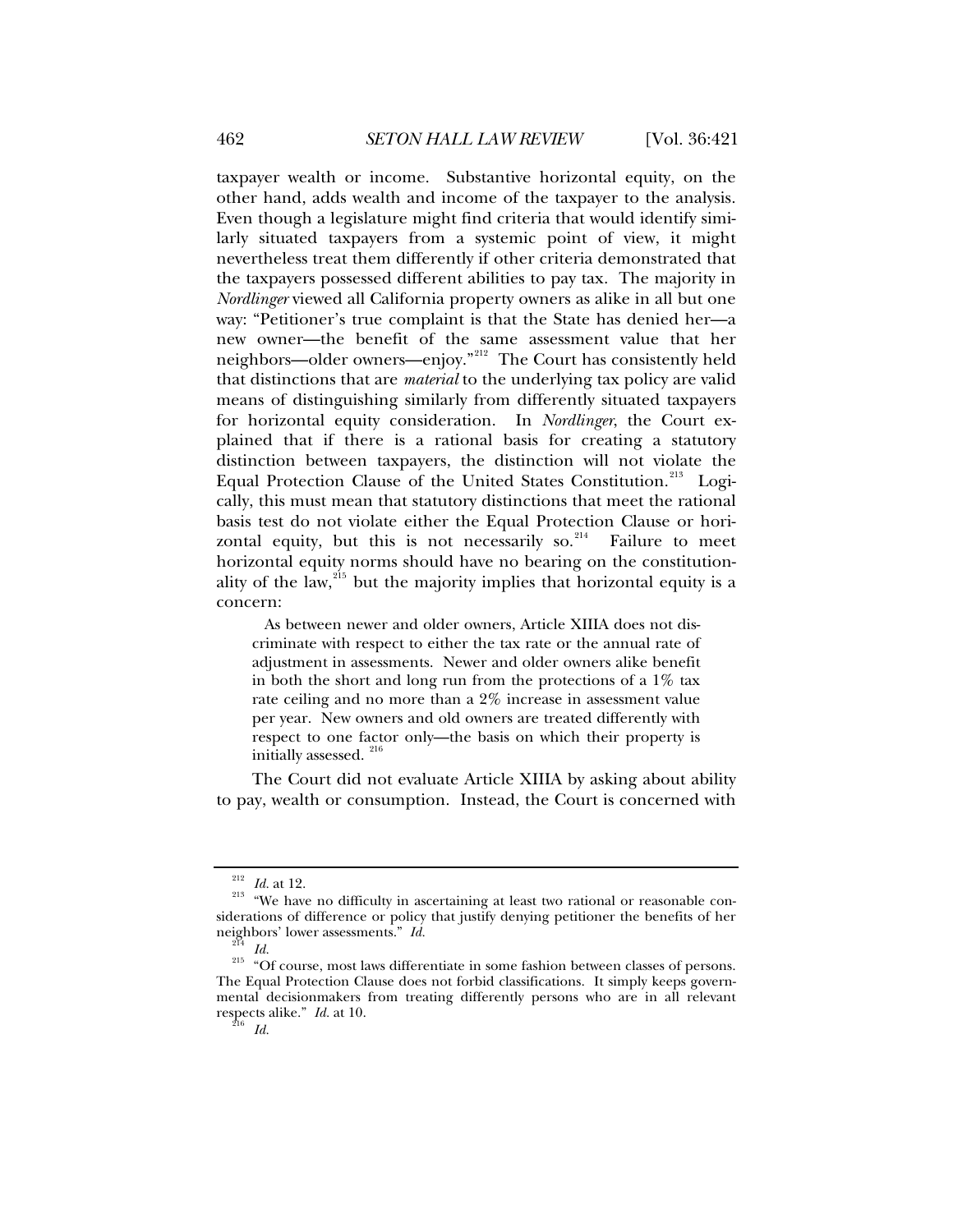taxpayer wealth or income. Substantive horizontal equity, on the other hand, adds wealth and income of the taxpayer to the analysis. Even though a legislature might find criteria that would identify similarly situated taxpayers from a systemic point of view, it might nevertheless treat them differently if other criteria demonstrated that the taxpayers possessed different abilities to pay tax. The majority in *Nordlinger* viewed all California property owners as alike in all but one way: "Petitioner's true complaint is that the State has denied her—a new owner—the benefit of the same assessment value that her neighbors—older owners—enjoy."[212] The Court has consistently held that distinctions that are *material* to the underlying tax policy are valid means of distinguishing similarly from differently situated taxpayers for horizontal equity consideration. In *Nordlinger*, the Court explained that if there is a rational basis for creating a statutory distinction between taxpayers, the distinction will not violate the Equal Protection Clause of the United States Constitution.[213] Logically, this must mean that statutory distinctions that meet the rational basis test do not violate either the Equal Protection Clause or horizontal equity, but this is not necessarily so.[214] Failure to meet horizontal equity norms should have no bearing on the constitutionality of the law,[215] but the majority implies that horizontal equity is a concern:

> As between newer and older owners, Article XIIIA does not discriminate with respect to either the tax rate or the annual rate of adjustment in assessments. Newer and older owners alike benefit in both the short and long run from the protections of a 1% tax rate ceiling and no more than a 2% increase in assessment value per year. New owners and old owners are treated differently with respect to one factor only—the basis on which their property is initially assessed.[216]

The Court did not evaluate Article XIIIA by asking about ability to pay, wealth or consumption. Instead, the Court is concerned with

---

[212] *Id.* at 12.

[213] "We have no difficulty in ascertaining at least two rational or reasonable considerations of difference or policy that justify denying petitioner the benefits of her neighbors' lower assessments." *Id.*

[214] *Id.*

[215] "Of course, most laws differentiate in some fashion between classes of persons. The Equal Protection Clause does not forbid classifications. It simply keeps governmental decisionmakers from treating differently persons who are in all relevant respects alike." *Id.* at 10.

[216] *Id.*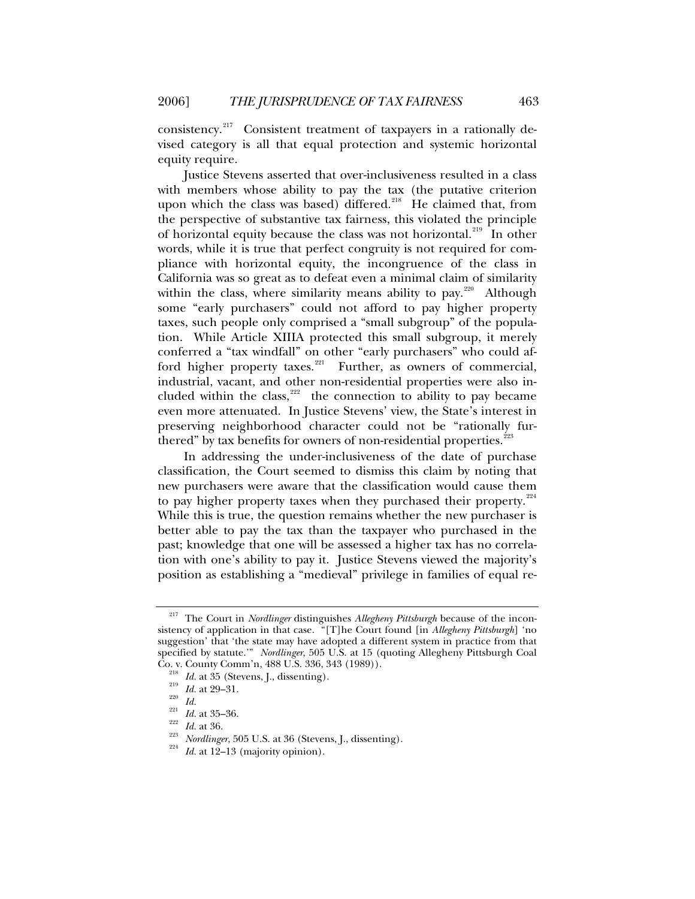consistency.[217] Consistent treatment of taxpayers in a rationally devised category is all that equal protection and systemic horizontal equity require.

Justice Stevens asserted that over-inclusiveness resulted in a class with members whose ability to pay the tax (the putative criterion upon which the class was based) differed.[218] He claimed that, from the perspective of substantive tax fairness, this violated the principle of horizontal equity because the class was not horizontal.[219] In other words, while it is true that perfect congruity is not required for compliance with horizontal equity, the incongruence of the class in California was so great as to defeat even a minimal claim of similarity within the class, where similarity means ability to pay.[220] Although some "early purchasers" could not afford to pay higher property taxes, such people only comprised a "small subgroup" of the population. While Article XIIIA protected this small subgroup, it merely conferred a "tax windfall" on other "early purchasers" who could afford higher property taxes.[221] Further, as owners of commercial, industrial, vacant, and other non-residential properties were also included within the class,[222] the connection to ability to pay became even more attenuated. In Justice Stevens' view, the State's interest in preserving neighborhood character could not be "rationally furthered" by tax benefits for owners of non-residential properties.[223]

In addressing the under-inclusiveness of the date of purchase classification, the Court seemed to dismiss this claim by noting that new purchasers were aware that the classification would cause them to pay higher property taxes when they purchased their property.[224] While this is true, the question remains whether the new purchaser is better able to pay the tax than the taxpayer who purchased in the past; knowledge that one will be assessed a higher tax has no correlation with one's ability to pay it. Justice Stevens viewed the majority's position as establishing a "medieval" privilege in families of equal re-

---

[217] The Court in *Nordlinger* distinguishes *Allegheny Pittsburgh* because of the inconsistency of application in that case. "[T]he Court found [in *Allegheny Pittsburgh*] 'no suggestion' that 'the state may have adopted a different system in practice from that specified by statute.'" *Nordlinger*, 505 U.S. at 15 (quoting Allegheny Pittsburgh Coal Co. v. County Comm'n, 488 U.S. 336, 343 (1989)).

[218] *Id.* at 35 (Stevens, J., dissenting).

[219] *Id.* at 29–31.

[220] *Id.*

[221] *Id.* at 35–36.

[222] *Id.* at 36.

[223] *Nordlinger*, 505 U.S. at 36 (Stevens, J., dissenting).

[224] *Id.* at 12–13 (majority opinion).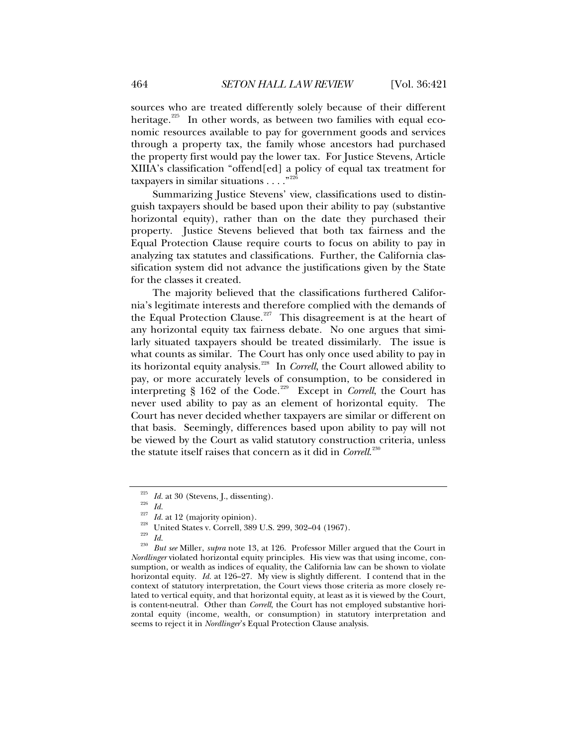sources who are treated differently solely because of their different heritage.[225] In other words, as between two families with equal economic resources available to pay for government goods and services through a property tax, the family whose ancestors had purchased the property first would pay the lower tax. For Justice Stevens, Article XIIIA's classification "offend[ed] a policy of equal tax treatment for taxpayers in similar situations . . . ."[226]

Summarizing Justice Stevens' view, classifications used to distinguish taxpayers should be based upon their ability to pay (substantive horizontal equity), rather than on the date they purchased their property. Justice Stevens believed that both tax fairness and the Equal Protection Clause require courts to focus on ability to pay in analyzing tax statutes and classifications. Further, the California classification system did not advance the justifications given by the State for the classes it created.

The majority believed that the classifications furthered California's legitimate interests and therefore complied with the demands of the Equal Protection Clause.[227] This disagreement is at the heart of any horizontal equity tax fairness debate. No one argues that similarly situated taxpayers should be treated dissimilarly. The issue is what counts as similar. The Court has only once used ability to pay in its horizontal equity analysis.[228] In *Correll*, the Court allowed ability to pay, or more accurately levels of consumption, to be considered in interpreting § 162 of the Code.[229] Except in *Correll*, the Court has never used ability to pay as an element of horizontal equity. The Court has never decided whether taxpayers are similar or different on that basis. Seemingly, differences based upon ability to pay will not be viewed by the Court as valid statutory construction criteria, unless the statute itself raises that concern as it did in *Correll*.[230]

---

[225] *Id.* at 30 (Stevens, J., dissenting).

[226] *Id.*

[227] *Id.* at 12 (majority opinion).

[228] United States v. Correll, 389 U.S. 299, 302–04 (1967).

[229] *Id.*

[230] *But see* Miller, *supra* note 13, at 126. Professor Miller argued that the Court in *Nordlinger* violated horizontal equity principles. His view was that using income, consumption, or wealth as indices of equality, the California law can be shown to violate horizontal equity. *Id.* at 126–27. My view is slightly different. I contend that in the context of statutory interpretation, the Court views those criteria as more closely related to vertical equity, and that horizontal equity, at least as it is viewed by the Court, is content-neutral. Other than *Correll*, the Court has not employed substantive horizontal equity (income, wealth, or consumption) in statutory interpretation and seems to reject it in *Nordlinger*'s Equal Protection Clause analysis.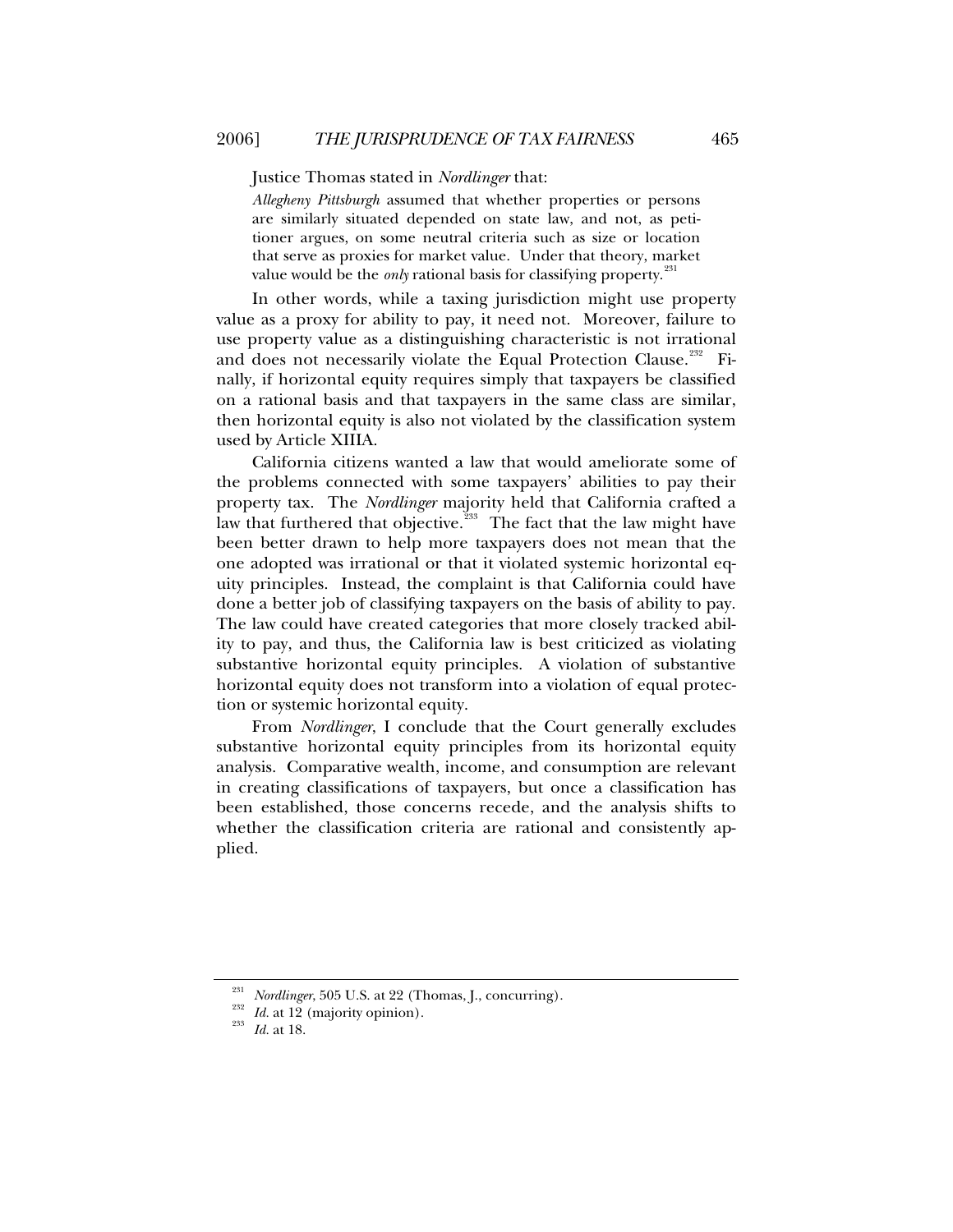Justice Thomas stated in *Nordlinger* that:

> *Allegheny Pittsburgh* assumed that whether properties or persons are similarly situated depended on state law, and not, as petitioner argues, on some neutral criteria such as size or location that serve as proxies for market value. Under that theory, market value would be the *only* rational basis for classifying property.[231]

In other words, while a taxing jurisdiction might use property value as a proxy for ability to pay, it need not. Moreover, failure to use property value as a distinguishing characteristic is not irrational and does not necessarily violate the Equal Protection Clause.[232] Finally, if horizontal equity requires simply that taxpayers be classified on a rational basis and that taxpayers in the same class are similar, then horizontal equity is also not violated by the classification system used by Article XIIIA.

California citizens wanted a law that would ameliorate some of the problems connected with some taxpayers' abilities to pay their property tax. The *Nordlinger* majority held that California crafted a law that furthered that objective.[233] The fact that the law might have been better drawn to help more taxpayers does not mean that the one adopted was irrational or that it violated systemic horizontal equity principles. Instead, the complaint is that California could have done a better job of classifying taxpayers on the basis of ability to pay. The law could have created categories that more closely tracked ability to pay, and thus, the California law is best criticized as violating substantive horizontal equity principles. A violation of substantive horizontal equity does not transform into a violation of equal protection or systemic horizontal equity.

From *Nordlinger*, I conclude that the Court generally excludes substantive horizontal equity principles from its horizontal equity analysis. Comparative wealth, income, and consumption are relevant in creating classifications of taxpayers, but once a classification has been established, those concerns recede, and the analysis shifts to whether the classification criteria are rational and consistently applied.

---

[231] *Nordlinger*, 505 U.S. at 22 (Thomas, J., concurring).

[232] *Id.* at 12 (majority opinion).

[233] *Id.* at 18.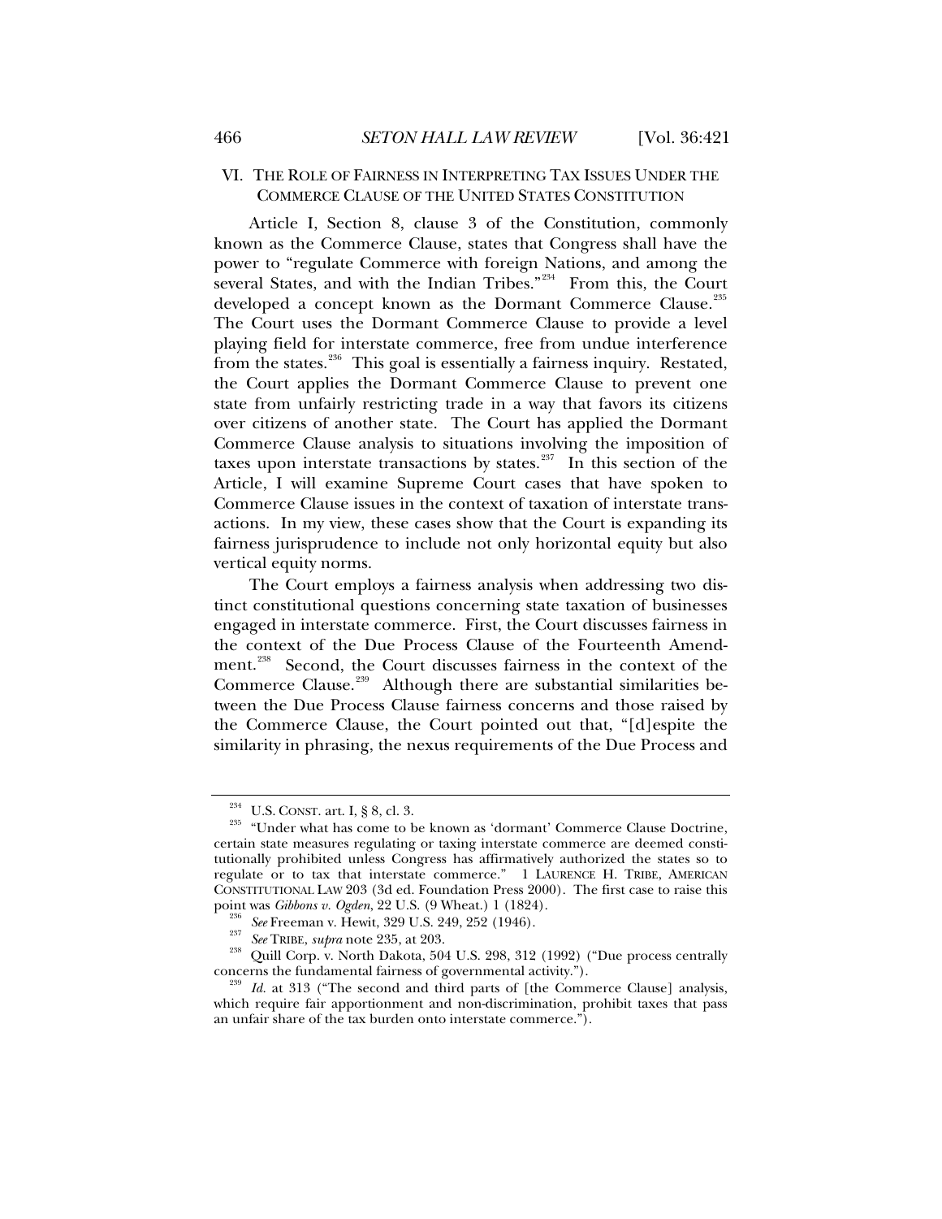## VI. THE ROLE OF FAIRNESS IN INTERPRETING TAX ISSUES UNDER THE COMMERCE CLAUSE OF THE UNITED STATES CONSTITUTION

Article I, Section 8, clause 3 of the Constitution, commonly known as the Commerce Clause, states that Congress shall have the power to "regulate Commerce with foreign Nations, and among the several States, and with the Indian Tribes."[234] From this, the Court developed a concept known as the Dormant Commerce Clause.[235] The Court uses the Dormant Commerce Clause to provide a level playing field for interstate commerce, free from undue interference from the states.[236] This goal is essentially a fairness inquiry. Restated, the Court applies the Dormant Commerce Clause to prevent one state from unfairly restricting trade in a way that favors its citizens over citizens of another state. The Court has applied the Dormant Commerce Clause analysis to situations involving the imposition of taxes upon interstate transactions by states.[237] In this section of the Article, I will examine Supreme Court cases that have spoken to Commerce Clause issues in the context of taxation of interstate transactions. In my view, these cases show that the Court is expanding its fairness jurisprudence to include not only horizontal equity but also vertical equity norms.

The Court employs a fairness analysis when addressing two distinct constitutional questions concerning state taxation of businesses engaged in interstate commerce. First, the Court discusses fairness in the context of the Due Process Clause of the Fourteenth Amendment.[238] Second, the Court discusses fairness in the context of the Commerce Clause.[239] Although there are substantial similarities between the Due Process Clause fairness concerns and those raised by the Commerce Clause, the Court pointed out that, "[d]espite the similarity in phrasing, the nexus requirements of the Due Process and

---

[234] U.S. CONST. art. I, § 8, cl. 3.

[235] "Under what has come to be known as 'dormant' Commerce Clause Doctrine, certain state measures regulating or taxing interstate commerce are deemed constitutionally prohibited unless Congress has affirmatively authorized the states so to regulate or to tax that interstate commerce." 1 LAURENCE H. TRIBE, AMERICAN CONSTITUTIONAL LAW 203 (3d ed. Foundation Press 2000). The first case to raise this point was *Gibbons v. Ogden*, 22 U.S. (9 Wheat.) 1 (1824).

[236] *See* Freeman v. Hewit, 329 U.S. 249, 252 (1946).

[237] *See* TRIBE, *supra* note 235, at 203.

[238] Quill Corp. v. North Dakota, 504 U.S. 298, 312 (1992) ("Due process centrally concerns the fundamental fairness of governmental activity.").

[239] *Id.* at 313 ("The second and third parts of [the Commerce Clause] analysis, which require fair apportionment and non-discrimination, prohibit taxes that pass an unfair share of the tax burden onto interstate commerce.").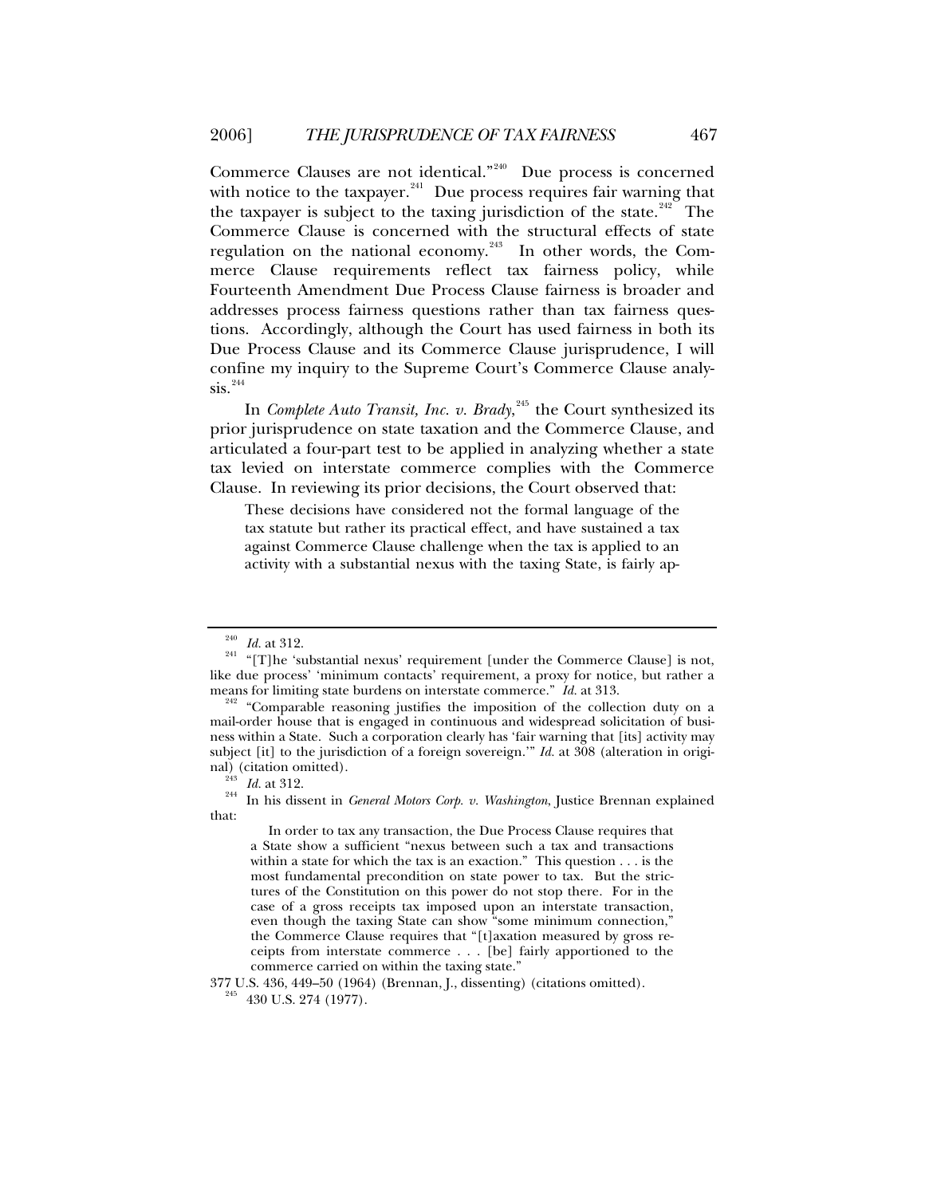Commerce Clauses are not identical."[240] Due process is concerned with notice to the taxpayer.[241] Due process requires fair warning that the taxpayer is subject to the taxing jurisdiction of the state.[242] The Commerce Clause is concerned with the structural effects of state regulation on the national economy.[243] In other words, the Commerce Clause requirements reflect tax fairness policy, while Fourteenth Amendment Due Process Clause fairness is broader and addresses process fairness questions rather than tax fairness questions. Accordingly, although the Court has used fairness in both its Due Process Clause and its Commerce Clause jurisprudence, I will confine my inquiry to the Supreme Court's Commerce Clause analysis.[244]

In *Complete Auto Transit, Inc. v. Brady*,[245] the Court synthesized its prior jurisprudence on state taxation and the Commerce Clause, and articulated a four-part test to be applied in analyzing whether a state tax levied on interstate commerce complies with the Commerce Clause. In reviewing its prior decisions, the Court observed that:

> These decisions have considered not the formal language of the tax statute but rather its practical effect, and have sustained a tax against Commerce Clause challenge when the tax is applied to an activity with a substantial nexus with the taxing State, is fairly ap-

---

[240] *Id.* at 312.

[241] "[T]he 'substantial nexus' requirement [under the Commerce Clause] is not, like due process' 'minimum contacts' requirement, a proxy for notice, but rather a means for limiting state burdens on interstate commerce." *Id.* at 313.

[242] "Comparable reasoning justifies the imposition of the collection duty on a mail-order house that is engaged in continuous and widespread solicitation of business within a State. Such a corporation clearly has 'fair warning that [its] activity may subject [it] to the jurisdiction of a foreign sovereign.'" *Id.* at 308 (alteration in original) (citation omitted).

[243] *Id.* at 312.

[244] In his dissent in *General Motors Corp. v. Washington*, Justice Brennan explained that:

> In order to tax any transaction, the Due Process Clause requires that a State show a sufficient "nexus between such a tax and transactions within a state for which the tax is an exaction." This question . . . is the most fundamental precondition on state power to tax. But the strictures of the Constitution on this power do not stop there. For in the case of a gross receipts tax imposed upon an interstate transaction, even though the taxing State can show "some minimum connection," the Commerce Clause requires that "[t]axation measured by gross receipts from interstate commerce . . . [be] fairly apportioned to the commerce carried on within the taxing state."

377 U.S. 436, 449–50 (1964) (Brennan, J., dissenting) (citations omitted).

[245] 430 U.S. 274 (1977).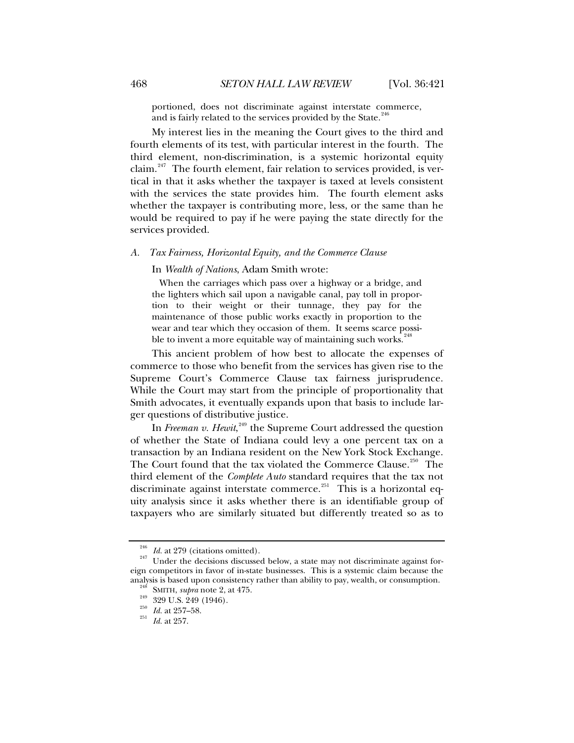portioned, does not discriminate against interstate commerce, and is fairly related to the services provided by the State.[246]

My interest lies in the meaning the Court gives to the third and fourth elements of its test, with particular interest in the fourth. The third element, non-discrimination, is a systemic horizontal equity claim.[247] The fourth element, fair relation to services provided, is vertical in that it asks whether the taxpayer is taxed at levels consistent with the services the state provides him. The fourth element asks whether the taxpayer is contributing more, less, or the same than he would be required to pay if he were paying the state directly for the services provided.

### A. *Tax Fairness, Horizontal Equity, and the Commerce Clause*

In *Wealth of Nations*, Adam Smith wrote:

> When the carriages which pass over a highway or a bridge, and the lighters which sail upon a navigable canal, pay toll in proportion to their weight or their tunnage, they pay for the maintenance of those public works exactly in proportion to the wear and tear which they occasion of them. It seems scarce possible to invent a more equitable way of maintaining such works.[248]

This ancient problem of how best to allocate the expenses of commerce to those who benefit from the services has given rise to the Supreme Court's Commerce Clause tax fairness jurisprudence. While the Court may start from the principle of proportionality that Smith advocates, it eventually expands upon that basis to include larger questions of distributive justice.

In *Freeman v. Hewit*,[249] the Supreme Court addressed the question of whether the State of Indiana could levy a one percent tax on a transaction by an Indiana resident on the New York Stock Exchange. The Court found that the tax violated the Commerce Clause.[250] The third element of the *Complete Auto* standard requires that the tax not discriminate against interstate commerce.[251] This is a horizontal equity analysis since it asks whether there is an identifiable group of taxpayers who are similarly situated but differently treated so as to

---

[246] *Id.* at 279 (citations omitted).

[247] Under the decisions discussed below, a state may not discriminate against foreign competitors in favor of in-state businesses. This is a systemic claim because the analysis is based upon consistency rather than ability to pay, wealth, or consumption.

[248] SMITH, *supra* note 2, at 475.

[249] 329 U.S. 249 (1946).

[250] *Id.* at 257–58.

[251] *Id.* at 257.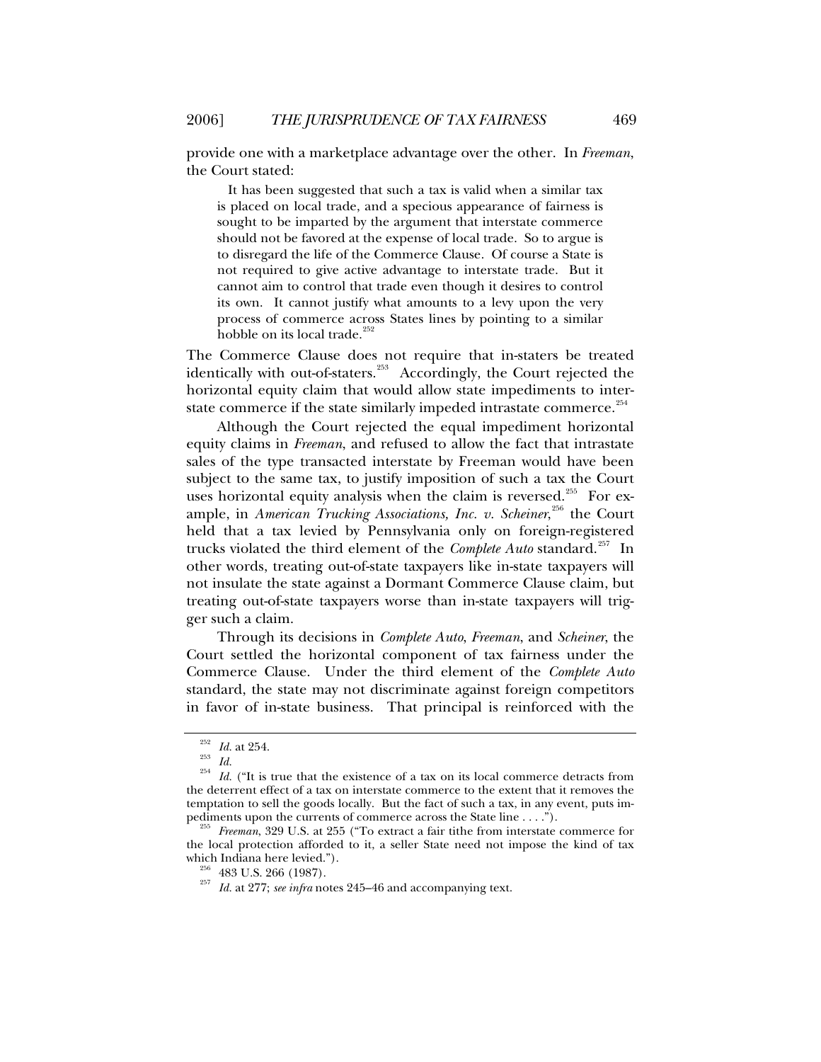provide one with a marketplace advantage over the other. In *Freeman*, the Court stated:

> It has been suggested that such a tax is valid when a similar tax is placed on local trade, and a specious appearance of fairness is sought to be imparted by the argument that interstate commerce should not be favored at the expense of local trade. So to argue is to disregard the life of the Commerce Clause. Of course a State is not required to give active advantage to interstate trade. But it cannot aim to control that trade even though it desires to control its own. It cannot justify what amounts to a levy upon the very process of commerce across States lines by pointing to a similar hobble on its local trade.[252]

The Commerce Clause does not require that in-staters be treated identically with out-of-staters.[253] Accordingly, the Court rejected the horizontal equity claim that would allow state impediments to interstate commerce if the state similarly impeded intrastate commerce.[254]

Although the Court rejected the equal impediment horizontal equity claims in *Freeman*, and refused to allow the fact that intrastate sales of the type transacted interstate by Freeman would have been subject to the same tax, to justify imposition of such a tax the Court uses horizontal equity analysis when the claim is reversed.[255] For example, in *American Trucking Associations, Inc. v. Scheiner*,[256] the Court held that a tax levied by Pennsylvania only on foreign-registered trucks violated the third element of the *Complete Auto* standard.[257] In other words, treating out-of-state taxpayers like in-state taxpayers will not insulate the state against a Dormant Commerce Clause claim, but treating out-of-state taxpayers worse than in-state taxpayers will trigger such a claim.

Through its decisions in *Complete Auto*, *Freeman*, and *Scheiner*, the Court settled the horizontal component of tax fairness under the Commerce Clause. Under the third element of the *Complete Auto* standard, the state may not discriminate against foreign competitors in favor of in-state business. That principal is reinforced with the

---

[252] *Id.* at 254.

[253] *Id.*

[254] *Id.* ("It is true that the existence of a tax on its local commerce detracts from the deterrent effect of a tax on interstate commerce to the extent that it removes the temptation to sell the goods locally. But the fact of such a tax, in any event, puts impediments upon the currents of commerce across the State line . . . .").

[255] *Freeman*, 329 U.S. at 255 ("To extract a fair tithe from interstate commerce for the local protection afforded to it, a seller State need not impose the kind of tax which Indiana here levied.").

[256] 483 U.S. 266 (1987).

[257] *Id.* at 277; *see infra* notes 245–46 and accompanying text.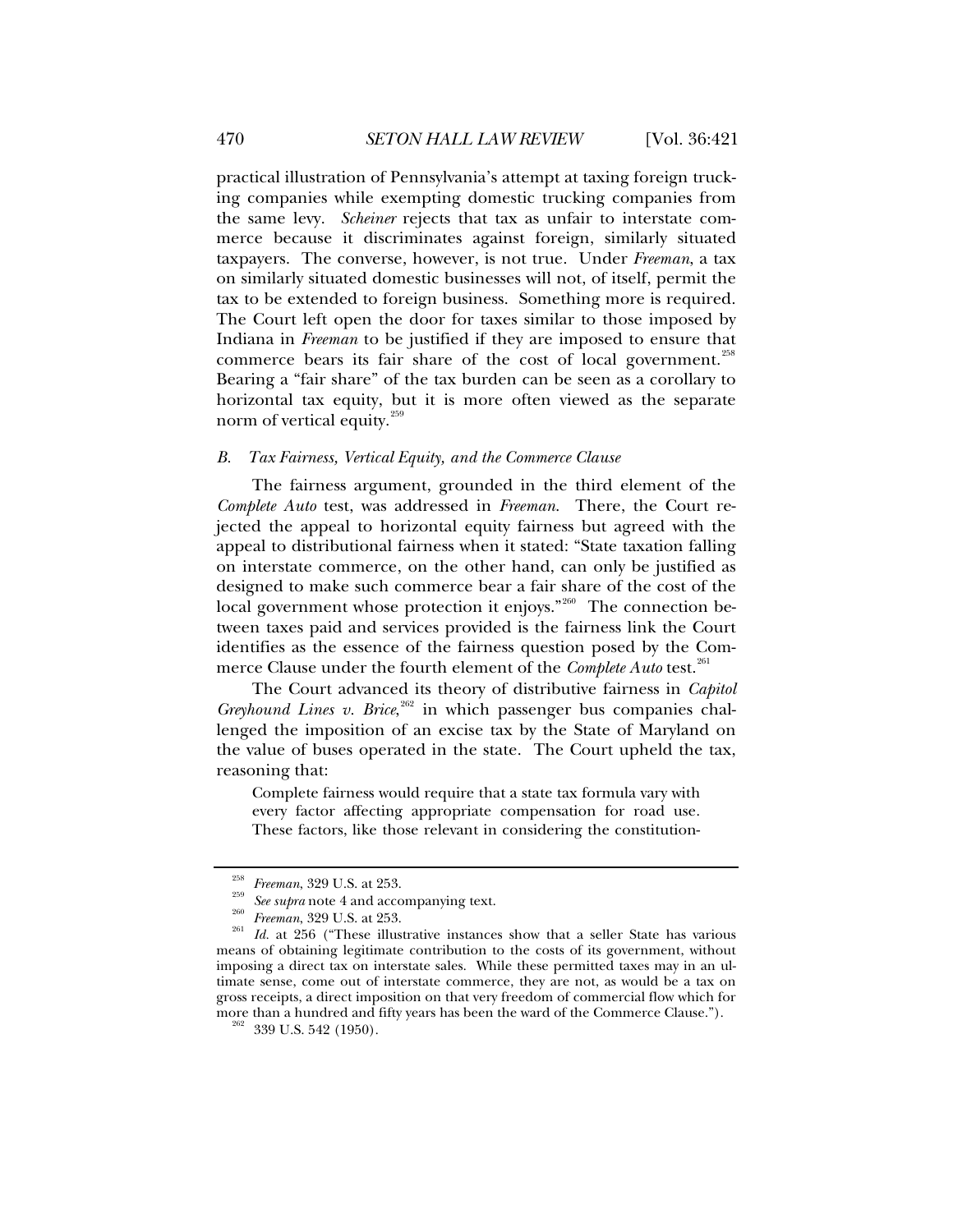practical illustration of Pennsylvania's attempt at taxing foreign trucking companies while exempting domestic trucking companies from the same levy. *Scheiner* rejects that tax as unfair to interstate commerce because it discriminates against foreign, similarly situated taxpayers. The converse, however, is not true. Under *Freeman*, a tax on similarly situated domestic businesses will not, of itself, permit the tax to be extended to foreign business. Something more is required. The Court left open the door for taxes similar to those imposed by Indiana in *Freeman* to be justified if they are imposed to ensure that commerce bears its fair share of the cost of local government.[258] Bearing a "fair share" of the tax burden can be seen as a corollary to horizontal tax equity, but it is more often viewed as the separate norm of vertical equity.[259]

### *B. Tax Fairness, Vertical Equity, and the Commerce Clause*

The fairness argument, grounded in the third element of the *Complete Auto* test, was addressed in *Freeman*. There, the Court rejected the appeal to horizontal equity fairness but agreed with the appeal to distributional fairness when it stated: "State taxation falling on interstate commerce, on the other hand, can only be justified as designed to make such commerce bear a fair share of the cost of the local government whose protection it enjoys."[260] The connection between taxes paid and services provided is the fairness link the Court identifies as the essence of the fairness question posed by the Commerce Clause under the fourth element of the *Complete Auto* test.[261]

The Court advanced its theory of distributive fairness in *Capitol Greyhound Lines v. Brice*,[262] in which passenger bus companies challenged the imposition of an excise tax by the State of Maryland on the value of buses operated in the state. The Court upheld the tax, reasoning that:

> Complete fairness would require that a state tax formula vary with every factor affecting appropriate compensation for road use. These factors, like those relevant in considering the constitution-

[258] *Freeman*, 329 U.S. at 253.

[259] *See supra* note 4 and accompanying text.

[260] *Freeman*, 329 U.S. at 253.

[261] *Id.* at 256 ("These illustrative instances show that a seller State has various means of obtaining legitimate contribution to the costs of its government, without imposing a direct tax on interstate sales. While these permitted taxes may in an ultimate sense, come out of interstate commerce, they are not, as would be a tax on gross receipts, a direct imposition on that very freedom of commercial flow which for more than a hundred and fifty years has been the ward of the Commerce Clause.").

[262] 339 U.S. 542 (1950).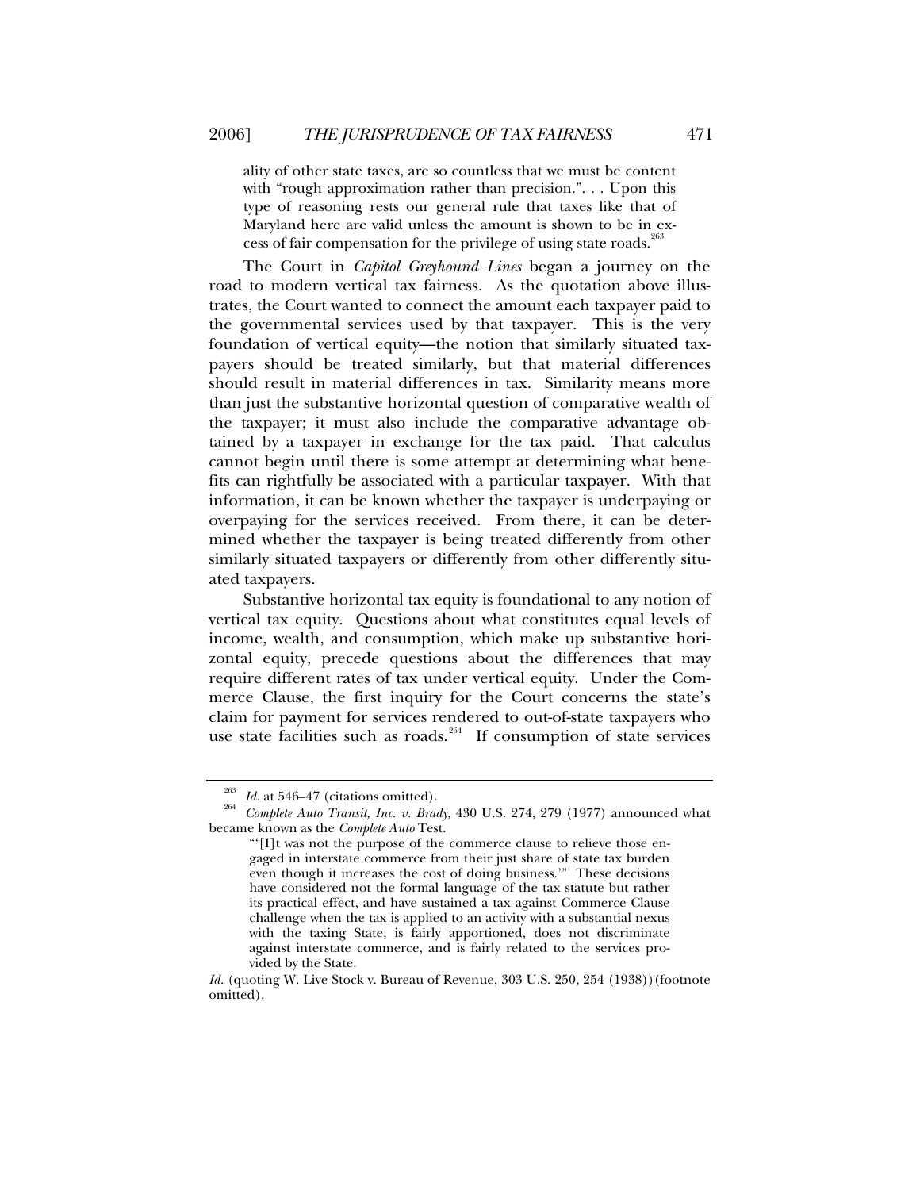> ality of other state taxes, are so countless that we must be content with "rough approximation rather than precision.". . . Upon this type of reasoning rests our general rule that taxes like that of Maryland here are valid unless the amount is shown to be in excess of fair compensation for the privilege of using state roads.[263]

The Court in *Capitol Greyhound Lines* began a journey on the road to modern vertical tax fairness. As the quotation above illustrates, the Court wanted to connect the amount each taxpayer paid to the governmental services used by that taxpayer. This is the very foundation of vertical equity—the notion that similarly situated taxpayers should be treated similarly, but that material differences should result in material differences in tax. Similarity means more than just the substantive horizontal question of comparative wealth of the taxpayer; it must also include the comparative advantage obtained by a taxpayer in exchange for the tax paid. That calculus cannot begin until there is some attempt at determining what benefits can rightfully be associated with a particular taxpayer. With that information, it can be known whether the taxpayer is underpaying or overpaying for the services received. From there, it can be determined whether the taxpayer is being treated differently from other similarly situated taxpayers or differently from other differently situated taxpayers.

Substantive horizontal tax equity is foundational to any notion of vertical tax equity. Questions about what constitutes equal levels of income, wealth, and consumption, which make up substantive horizontal equity, precede questions about the differences that may require different rates of tax under vertical equity. Under the Commerce Clause, the first inquiry for the Court concerns the state's claim for payment for services rendered to out-of-state taxpayers who use state facilities such as roads.[264] If consumption of state services

---

[263] *Id.* at 546–47 (citations omitted).

[264] *Complete Auto Transit, Inc. v. Brady*, 430 U.S. 274, 279 (1977) announced what became known as the *Complete Auto* Test.

> "'[I]t was not the purpose of the commerce clause to relieve those engaged in interstate commerce from their just share of state tax burden even though it increases the cost of doing business.'" These decisions have considered not the formal language of the tax statute but rather its practical effect, and have sustained a tax against Commerce Clause challenge when the tax is applied to an activity with a substantial nexus with the taxing State, is fairly apportioned, does not discriminate against interstate commerce, and is fairly related to the services provided by the State.

*Id.* (quoting W. Live Stock v. Bureau of Revenue, 303 U.S. 250, 254 (1938)) (footnote omitted).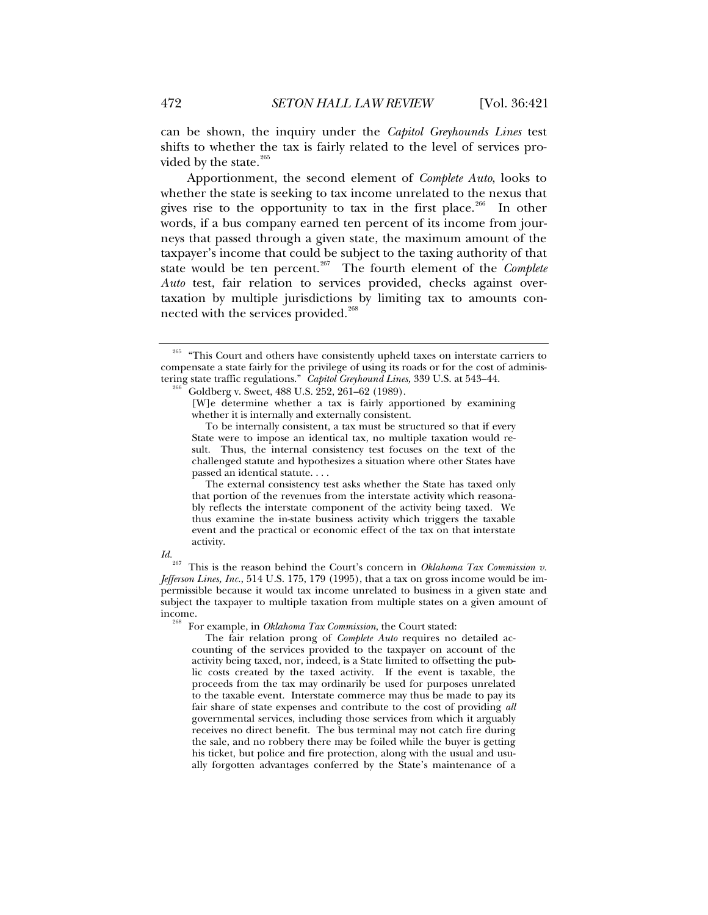can be shown, the inquiry under the *Capitol Greyhounds Lines* test shifts to whether the tax is fairly related to the level of services provided by the state.[265]

Apportionment, the second element of *Complete Auto*, looks to whether the state is seeking to tax income unrelated to the nexus that gives rise to the opportunity to tax in the first place.[266] In other words, if a bus company earned ten percent of its income from journeys that passed through a given state, the maximum amount of the taxpayer's income that could be subject to the taxing authority of that state would be ten percent.[267] The fourth element of the *Complete Auto* test, fair relation to services provided, checks against overtaxation by multiple jurisdictions by limiting tax to amounts connected with the services provided.[268]

---

[265] "This Court and others have consistently upheld taxes on interstate carriers to compensate a state fairly for the privilege of using its roads or for the cost of administering state traffic regulations." *Capitol Greyhound Lines*, 339 U.S. at 543–44.

[266] Goldberg v. Sweet, 488 U.S. 252, 261–62 (1989).

> [W]e determine whether a tax is fairly apportioned by examining whether it is internally and externally consistent.
>
> To be internally consistent, a tax must be structured so that if every State were to impose an identical tax, no multiple taxation would result. Thus, the internal consistency test focuses on the text of the challenged statute and hypothesizes a situation where other States have passed an identical statute. . . .
>
> The external consistency test asks whether the State has taxed only that portion of the revenues from the interstate activity which reasonably reflects the interstate component of the activity being taxed. We thus examine the in-state business activity which triggers the taxable event and the practical or economic effect of the tax on that interstate activity.

*Id.*

[267] This is the reason behind the Court's concern in *Oklahoma Tax Commission v. Jefferson Lines, Inc.*, 514 U.S. 175, 179 (1995), that a tax on gross income would be impermissible because it would tax income unrelated to business in a given state and subject the taxpayer to multiple taxation from multiple states on a given amount of income.

[268] For example, in *Oklahoma Tax Commission*, the Court stated:

> The fair relation prong of *Complete Auto* requires no detailed accounting of the services provided to the taxpayer on account of the activity being taxed, nor, indeed, is a State limited to offsetting the public costs created by the taxed activity. If the event is taxable, the proceeds from the tax may ordinarily be used for purposes unrelated to the taxable event. Interstate commerce may thus be made to pay its fair share of state expenses and contribute to the cost of providing *all* governmental services, including those services from which it arguably receives no direct benefit. The bus terminal may not catch fire during the sale, and no robbery there may be foiled while the buyer is getting his ticket, but police and fire protection, along with the usual and usually forgotten advantages conferred by the State's maintenance of a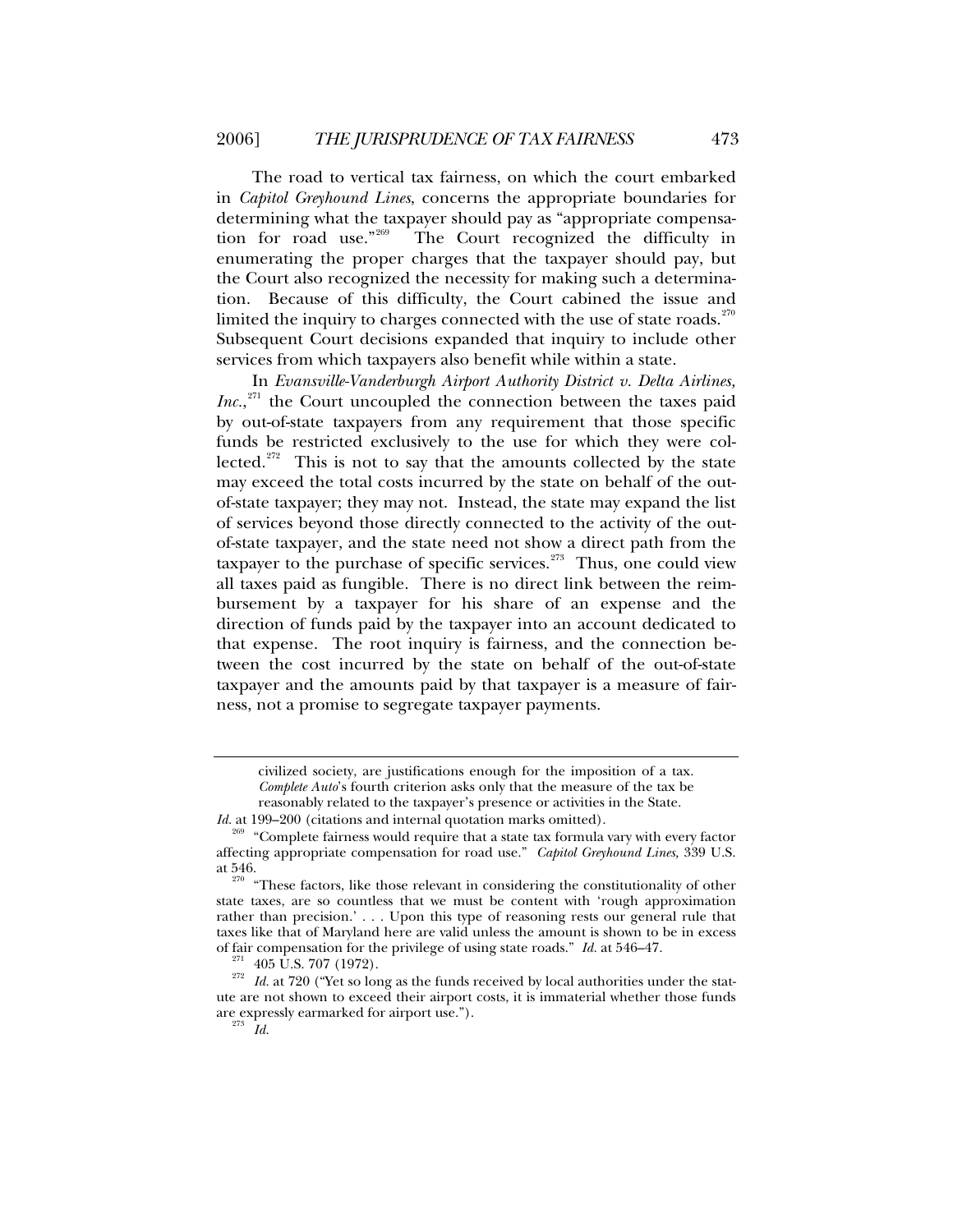The road to vertical tax fairness, on which the court embarked in *Capitol Greyhound Lines*, concerns the appropriate boundaries for determining what the taxpayer should pay as "appropriate compensation for road use."[269] The Court recognized the difficulty in enumerating the proper charges that the taxpayer should pay, but the Court also recognized the necessity for making such a determination. Because of this difficulty, the Court cabined the issue and limited the inquiry to charges connected with the use of state roads.[270] Subsequent Court decisions expanded that inquiry to include other services from which taxpayers also benefit while within a state.

In *Evansville-Vanderburgh Airport Authority District v. Delta Airlines, Inc.*,[271] the Court uncoupled the connection between the taxes paid by out-of-state taxpayers from any requirement that those specific funds be restricted exclusively to the use for which they were collected.[272] This is not to say that the amounts collected by the state may exceed the total costs incurred by the state on behalf of the out-of-state taxpayer; they may not. Instead, the state may expand the list of services beyond those directly connected to the activity of the out-of-state taxpayer, and the state need not show a direct path from the taxpayer to the purchase of specific services.[273] Thus, one could view all taxes paid as fungible. There is no direct link between the reimbursement by a taxpayer for his share of an expense and the direction of funds paid by the taxpayer into an account dedicated to that expense. The root inquiry is fairness, and the connection between the cost incurred by the state on behalf of the out-of-state taxpayer and the amounts paid by that taxpayer is a measure of fairness, not a promise to segregate taxpayer payments.

---

> civilized society, are justifications enough for the imposition of a tax. *Complete Auto*'s fourth criterion asks only that the measure of the tax be reasonably related to the taxpayer's presence or activities in the State.

*Id.* at 199–200 (citations and internal quotation marks omitted).

[269] "Complete fairness would require that a state tax formula vary with every factor affecting appropriate compensation for road use." *Capitol Greyhound Lines,* 339 U.S. at 546.

[270] "These factors, like those relevant in considering the constitutionality of other state taxes, are so countless that we must be content with 'rough approximation rather than precision.' . . . Upon this type of reasoning rests our general rule that taxes like that of Maryland here are valid unless the amount is shown to be in excess of fair compensation for the privilege of using state roads." *Id.* at 546–47.

[271] 405 U.S. 707 (1972).

[272] *Id.* at 720 ("Yet so long as the funds received by local authorities under the statute are not shown to exceed their airport costs, it is immaterial whether those funds are expressly earmarked for airport use.").

[273] *Id.*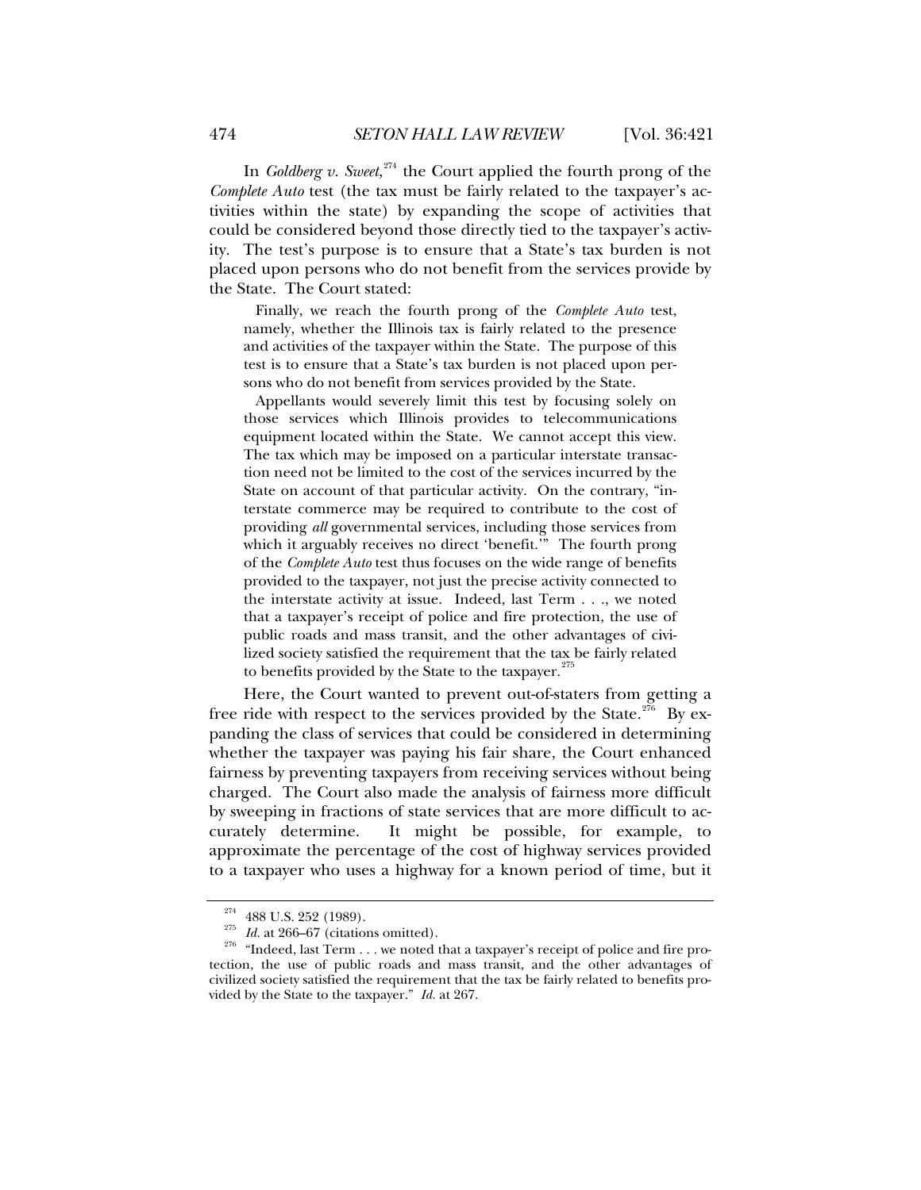In *Goldberg v. Sweet*,[274] the Court applied the fourth prong of the *Complete Auto* test (the tax must be fairly related to the taxpayer's activities within the state) by expanding the scope of activities that could be considered beyond those directly tied to the taxpayer's activity. The test's purpose is to ensure that a State's tax burden is not placed upon persons who do not benefit from the services provide by the State. The Court stated:

> Finally, we reach the fourth prong of the *Complete Auto* test, namely, whether the Illinois tax is fairly related to the presence and activities of the taxpayer within the State. The purpose of this test is to ensure that a State's tax burden is not placed upon persons who do not benefit from services provided by the State.
>
> Appellants would severely limit this test by focusing solely on those services which Illinois provides to telecommunications equipment located within the State. We cannot accept this view. The tax which may be imposed on a particular interstate transaction need not be limited to the cost of the services incurred by the State on account of that particular activity. On the contrary, "interstate commerce may be required to contribute to the cost of providing *all* governmental services, including those services from which it arguably receives no direct 'benefit.'" The fourth prong of the *Complete Auto* test thus focuses on the wide range of benefits provided to the taxpayer, not just the precise activity connected to the interstate activity at issue. Indeed, last Term . . ., we noted that a taxpayer's receipt of police and fire protection, the use of public roads and mass transit, and the other advantages of civilized society satisfied the requirement that the tax be fairly related to benefits provided by the State to the taxpayer.[275]

Here, the Court wanted to prevent out-of-staters from getting a free ride with respect to the services provided by the State.[276] By expanding the class of services that could be considered in determining whether the taxpayer was paying his fair share, the Court enhanced fairness by preventing taxpayers from receiving services without being charged. The Court also made the analysis of fairness more difficult by sweeping in fractions of state services that are more difficult to accurately determine. It might be possible, for example, to approximate the percentage of the cost of highway services provided to a taxpayer who uses a highway for a known period of time, but it

---

[274] 488 U.S. 252 (1989).

[275] *Id.* at 266–67 (citations omitted).

[276] "Indeed, last Term . . . we noted that a taxpayer's receipt of police and fire protection, the use of public roads and mass transit, and the other advantages of civilized society satisfied the requirement that the tax be fairly related to benefits provided by the State to the taxpayer." *Id.* at 267.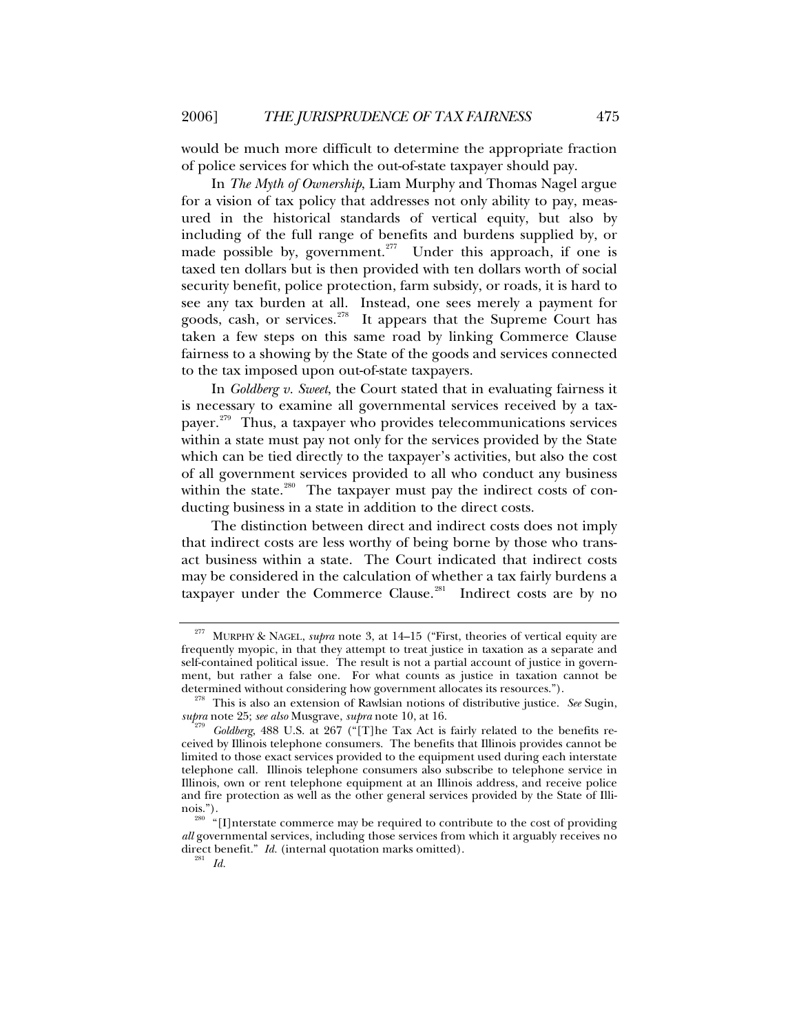would be much more difficult to determine the appropriate fraction of police services for which the out-of-state taxpayer should pay.

In *The Myth of Ownership*, Liam Murphy and Thomas Nagel argue for a vision of tax policy that addresses not only ability to pay, measured in the historical standards of vertical equity, but also by including of the full range of benefits and burdens supplied by, or made possible by, government.[277] Under this approach, if one is taxed ten dollars but is then provided with ten dollars worth of social security benefit, police protection, farm subsidy, or roads, it is hard to see any tax burden at all. Instead, one sees merely a payment for goods, cash, or services.[278] It appears that the Supreme Court has taken a few steps on this same road by linking Commerce Clause fairness to a showing by the State of the goods and services connected to the tax imposed upon out-of-state taxpayers.

In *Goldberg v. Sweet*, the Court stated that in evaluating fairness it is necessary to examine all governmental services received by a taxpayer.[279] Thus, a taxpayer who provides telecommunications services within a state must pay not only for the services provided by the State which can be tied directly to the taxpayer's activities, but also the cost of all government services provided to all who conduct any business within the state.[280] The taxpayer must pay the indirect costs of conducting business in a state in addition to the direct costs.

The distinction between direct and indirect costs does not imply that indirect costs are less worthy of being borne by those who transact business within a state. The Court indicated that indirect costs may be considered in the calculation of whether a tax fairly burdens a taxpayer under the Commerce Clause.[281] Indirect costs are by no

---

[277] MURPHY & NAGEL, *supra* note 3, at 14–15 ("First, theories of vertical equity are frequently myopic, in that they attempt to treat justice in taxation as a separate and self-contained political issue. The result is not a partial account of justice in government, but rather a false one. For what counts as justice in taxation cannot be determined without considering how government allocates its resources.").

[278] This is also an extension of Rawlsian notions of distributive justice. *See* Sugin, *supra* note 25; *see also* Musgrave, *supra* note 10, at 16.

[279] *Goldberg*, 488 U.S. at 267 ("[T]he Tax Act is fairly related to the benefits received by Illinois telephone consumers. The benefits that Illinois provides cannot be limited to those exact services provided to the equipment used during each interstate telephone call. Illinois telephone consumers also subscribe to telephone service in Illinois, own or rent telephone equipment at an Illinois address, and receive police and fire protection as well as the other general services provided by the State of Illinois.").

[280] "[I]nterstate commerce may be required to contribute to the cost of providing *all* governmental services, including those services from which it arguably receives no direct benefit." *Id.* (internal quotation marks omitted).

[281] *Id.*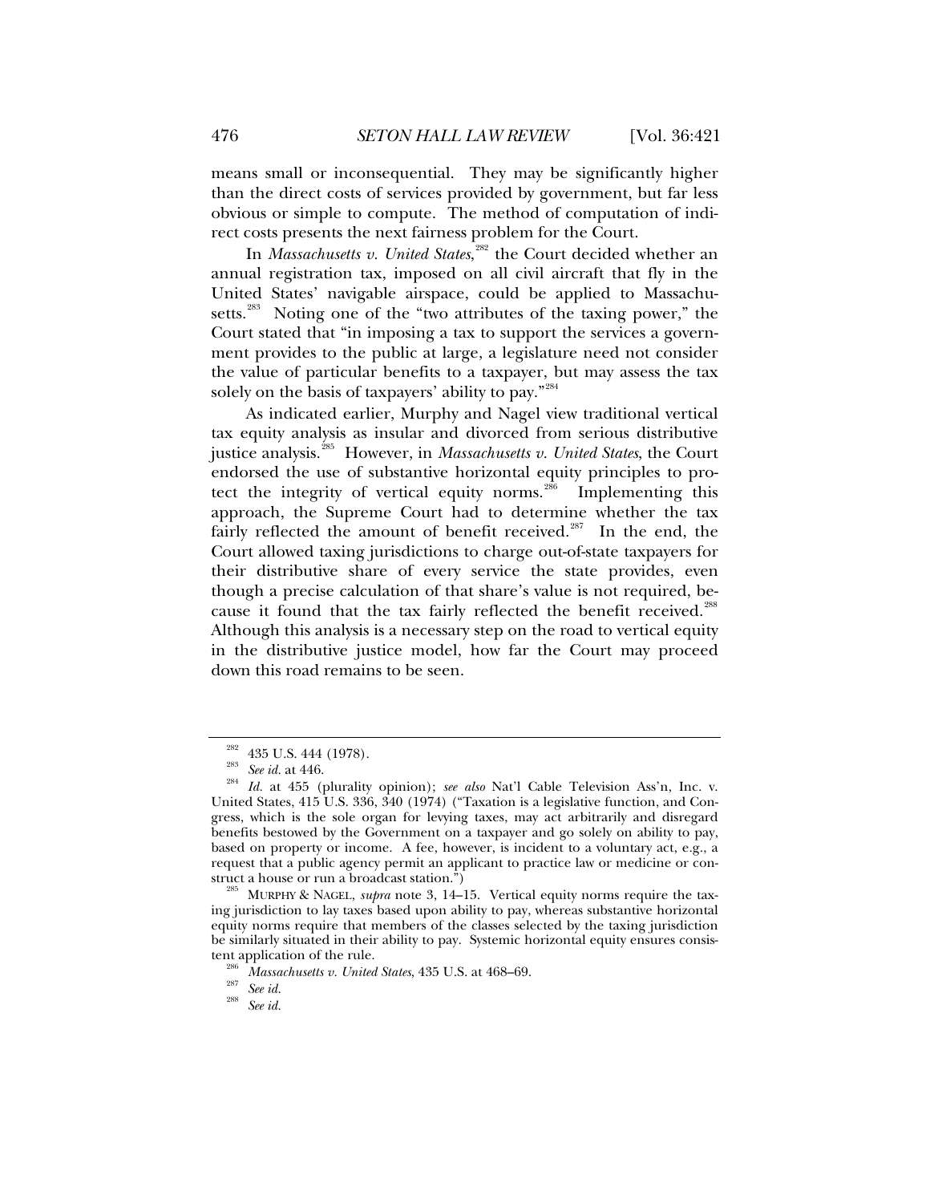means small or inconsequential. They may be significantly higher than the direct costs of services provided by government, but far less obvious or simple to compute. The method of computation of indirect costs presents the next fairness problem for the Court.

In *Massachusetts v. United States*,[282] the Court decided whether an annual registration tax, imposed on all civil aircraft that fly in the United States' navigable airspace, could be applied to Massachusetts.[283] Noting one of the "two attributes of the taxing power," the Court stated that "in imposing a tax to support the services a government provides to the public at large, a legislature need not consider the value of particular benefits to a taxpayer, but may assess the tax solely on the basis of taxpayers' ability to pay."[284]

As indicated earlier, Murphy and Nagel view traditional vertical tax equity analysis as insular and divorced from serious distributive justice analysis.[285] However, in *Massachusetts v. United States*, the Court endorsed the use of substantive horizontal equity principles to protect the integrity of vertical equity norms.[286] Implementing this approach, the Supreme Court had to determine whether the tax fairly reflected the amount of benefit received.[287] In the end, the Court allowed taxing jurisdictions to charge out-of-state taxpayers for their distributive share of every service the state provides, even though a precise calculation of that share's value is not required, because it found that the tax fairly reflected the benefit received.[288] Although this analysis is a necessary step on the road to vertical equity in the distributive justice model, how far the Court may proceed down this road remains to be seen.

---

[282] 435 U.S. 444 (1978).

[283] *See id.* at 446.

[284] *Id.* at 455 (plurality opinion); *see also* Nat'l Cable Television Ass'n, Inc. v. United States, 415 U.S. 336, 340 (1974) ("Taxation is a legislative function, and Congress, which is the sole organ for levying taxes, may act arbitrarily and disregard benefits bestowed by the Government on a taxpayer and go solely on ability to pay, based on property or income. A fee, however, is incident to a voluntary act, e.g., a request that a public agency permit an applicant to practice law or medicine or construct a house or run a broadcast station.")

[285] MURPHY & NAGEL, *supra* note 3, 14–15. Vertical equity norms require the taxing jurisdiction to lay taxes based upon ability to pay, whereas substantive horizontal equity norms require that members of the classes selected by the taxing jurisdiction be similarly situated in their ability to pay. Systemic horizontal equity ensures consistent application of the rule.

[286] *Massachusetts v. United States*, 435 U.S. at 468–69.

[287] *See id.*

[288] *See id.*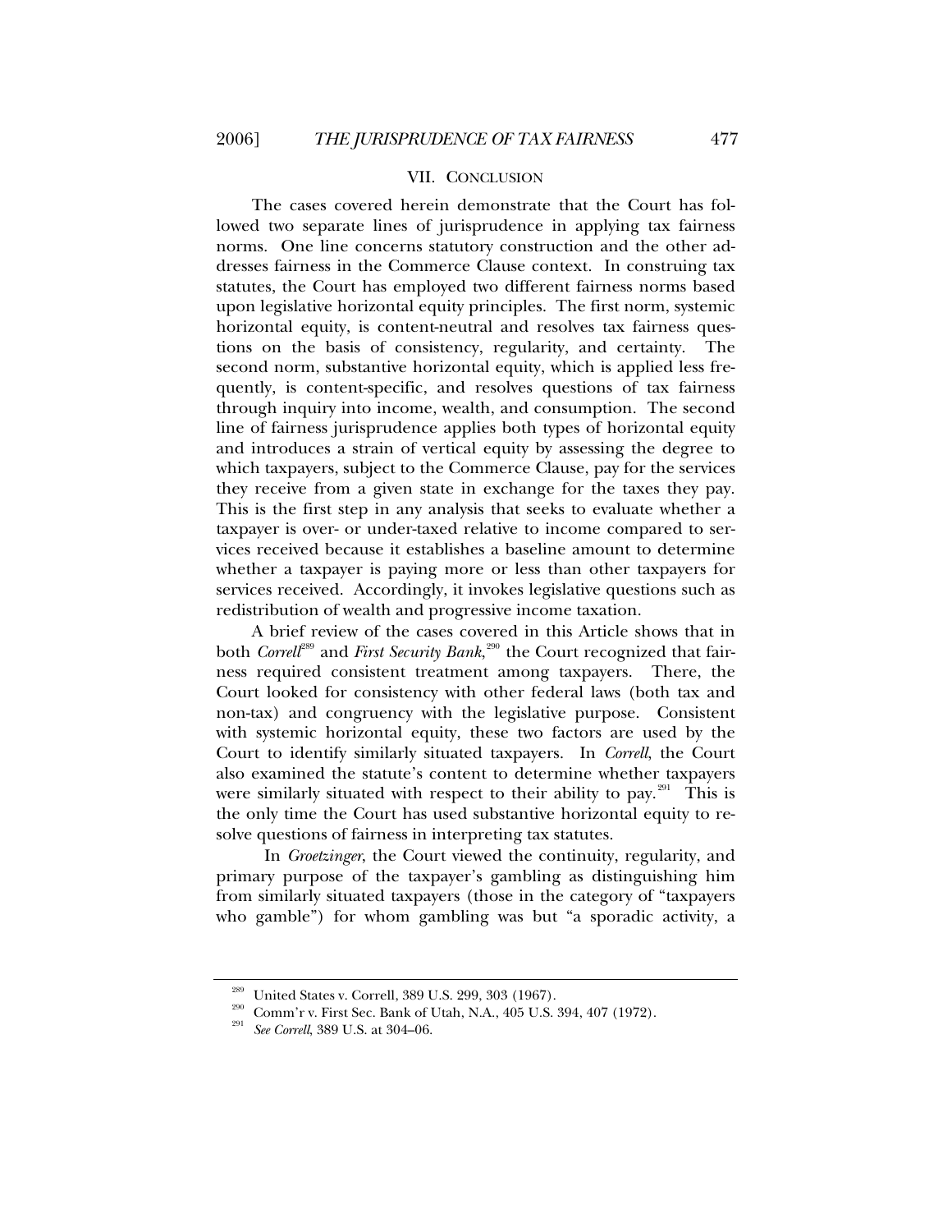## VII. CONCLUSION

The cases covered herein demonstrate that the Court has followed two separate lines of jurisprudence in applying tax fairness norms. One line concerns statutory construction and the other addresses fairness in the Commerce Clause context. In construing tax statutes, the Court has employed two different fairness norms based upon legislative horizontal equity principles. The first norm, systemic horizontal equity, is content-neutral and resolves tax fairness questions on the basis of consistency, regularity, and certainty. The second norm, substantive horizontal equity, which is applied less frequently, is content-specific, and resolves questions of tax fairness through inquiry into income, wealth, and consumption. The second line of fairness jurisprudence applies both types of horizontal equity and introduces a strain of vertical equity by assessing the degree to which taxpayers, subject to the Commerce Clause, pay for the services they receive from a given state in exchange for the taxes they pay. This is the first step in any analysis that seeks to evaluate whether a taxpayer is over- or under-taxed relative to income compared to services received because it establishes a baseline amount to determine whether a taxpayer is paying more or less than other taxpayers for services received. Accordingly, it invokes legislative questions such as redistribution of wealth and progressive income taxation.

A brief review of the cases covered in this Article shows that in both *Correll*[289] and *First Security Bank*,[290] the Court recognized that fairness required consistent treatment among taxpayers. There, the Court looked for consistency with other federal laws (both tax and non-tax) and congruency with the legislative purpose. Consistent with systemic horizontal equity, these two factors are used by the Court to identify similarly situated taxpayers. In *Correll*, the Court also examined the statute's content to determine whether taxpayers were similarly situated with respect to their ability to pay.[291] This is the only time the Court has used substantive horizontal equity to resolve questions of fairness in interpreting tax statutes.

In *Groetzinger*, the Court viewed the continuity, regularity, and primary purpose of the taxpayer's gambling as distinguishing him from similarly situated taxpayers (those in the category of "taxpayers who gamble") for whom gambling was but "a sporadic activity, a

---

[289] United States v. Correll, 389 U.S. 299, 303 (1967).

[290] Comm'r v. First Sec. Bank of Utah, N.A., 405 U.S. 394, 407 (1972).

[291] *See Correll*, 389 U.S. at 304–06.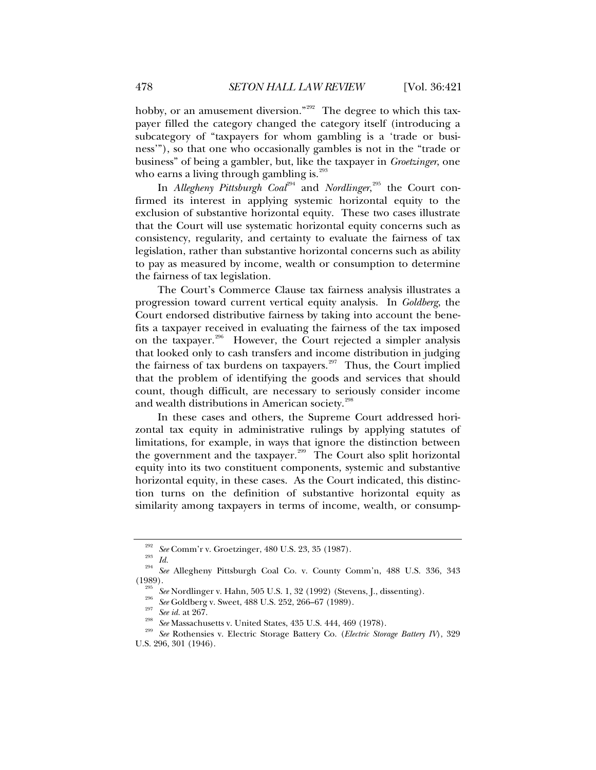hobby, or an amusement diversion."[292] The degree to which this taxpayer filled the category changed the category itself (introducing a subcategory of "taxpayers for whom gambling is a 'trade or business'"), so that one who occasionally gambles is not in the "trade or business" of being a gambler, but, like the taxpayer in *Groetzinger*, one who earns a living through gambling is.[293]

In *Allegheny Pittsburgh Coal*[294] and *Nordlinger*,[295] the Court confirmed its interest in applying systemic horizontal equity to the exclusion of substantive horizontal equity. These two cases illustrate that the Court will use systematic horizontal equity concerns such as consistency, regularity, and certainty to evaluate the fairness of tax legislation, rather than substantive horizontal concerns such as ability to pay as measured by income, wealth or consumption to determine the fairness of tax legislation.

The Court's Commerce Clause tax fairness analysis illustrates a progression toward current vertical equity analysis. In *Goldberg*, the Court endorsed distributive fairness by taking into account the benefits a taxpayer received in evaluating the fairness of the tax imposed on the taxpayer.[296] However, the Court rejected a simpler analysis that looked only to cash transfers and income distribution in judging the fairness of tax burdens on taxpayers.[297] Thus, the Court implied that the problem of identifying the goods and services that should count, though difficult, are necessary to seriously consider income and wealth distributions in American society.[298]

In these cases and others, the Supreme Court addressed horizontal tax equity in administrative rulings by applying statutes of limitations, for example, in ways that ignore the distinction between the government and the taxpayer.[299] The Court also split horizontal equity into its two constituent components, systemic and substantive horizontal equity, in these cases. As the Court indicated, this distinction turns on the definition of substantive horizontal equity as similarity among taxpayers in terms of income, wealth, or consump-

---

[292] *See* Comm'r v. Groetzinger, 480 U.S. 23, 35 (1987).

[293] *Id.*

[294] *See* Allegheny Pittsburgh Coal Co. v. County Comm'n, 488 U.S. 336, 343 (1989).

[295] *See* Nordlinger v. Hahn, 505 U.S. 1, 32 (1992) (Stevens, J., dissenting).

[296] *See* Goldberg v. Sweet, 488 U.S. 252, 266–67 (1989).

[297] *See id.* at 267.

[298] *See* Massachusetts v. United States, 435 U.S. 444, 469 (1978).

[299] *See* Rothensies v. Electric Storage Battery Co. (*Electric Storage Battery IV*), 329 U.S. 296, 301 (1946).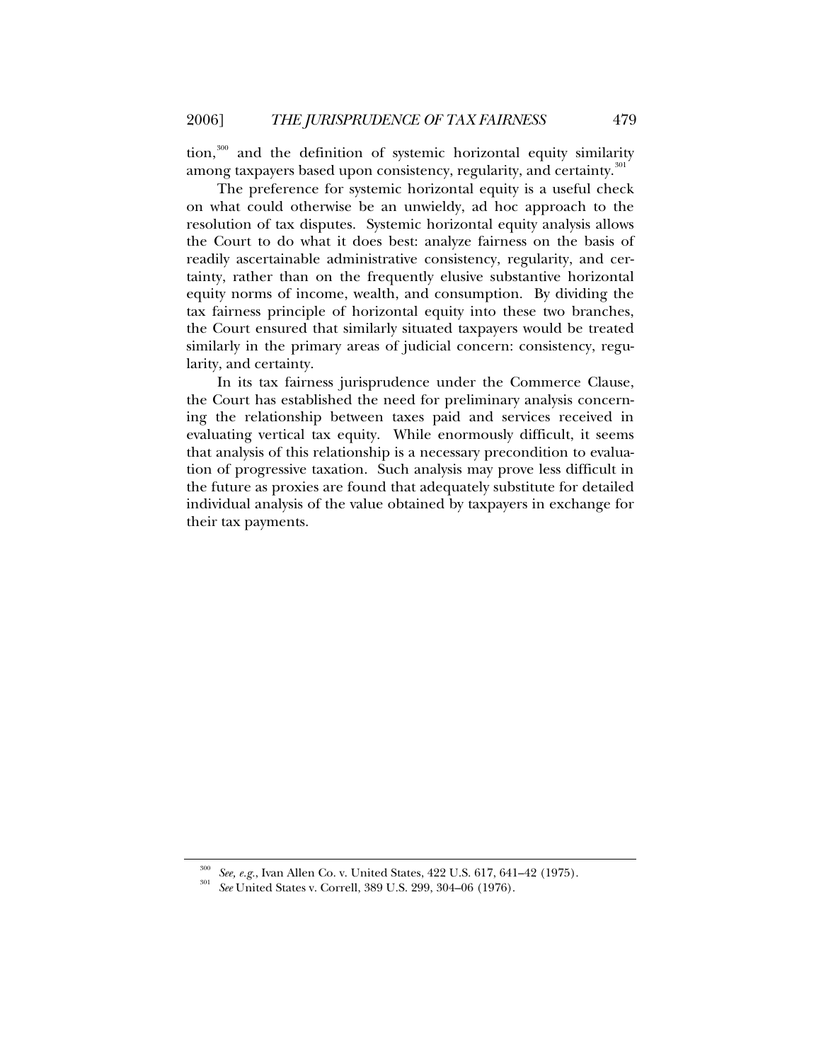tion,[300] and the definition of systemic horizontal equity similarity among taxpayers based upon consistency, regularity, and certainty.[301]

The preference for systemic horizontal equity is a useful check on what could otherwise be an unwieldy, ad hoc approach to the resolution of tax disputes. Systemic horizontal equity analysis allows the Court to do what it does best: analyze fairness on the basis of readily ascertainable administrative consistency, regularity, and certainty, rather than on the frequently elusive substantive horizontal equity norms of income, wealth, and consumption. By dividing the tax fairness principle of horizontal equity into these two branches, the Court ensured that similarly situated taxpayers would be treated similarly in the primary areas of judicial concern: consistency, regularity, and certainty.

In its tax fairness jurisprudence under the Commerce Clause, the Court has established the need for preliminary analysis concerning the relationship between taxes paid and services received in evaluating vertical tax equity. While enormously difficult, it seems that analysis of this relationship is a necessary precondition to evaluation of progressive taxation. Such analysis may prove less difficult in the future as proxies are found that adequately substitute for detailed individual analysis of the value obtained by taxpayers in exchange for their tax payments.

---

[300] *See, e.g.*, Ivan Allen Co. v. United States, 422 U.S. 617, 641–42 (1975).

[301] *See* United States v. Correll, 389 U.S. 299, 304–06 (1976).